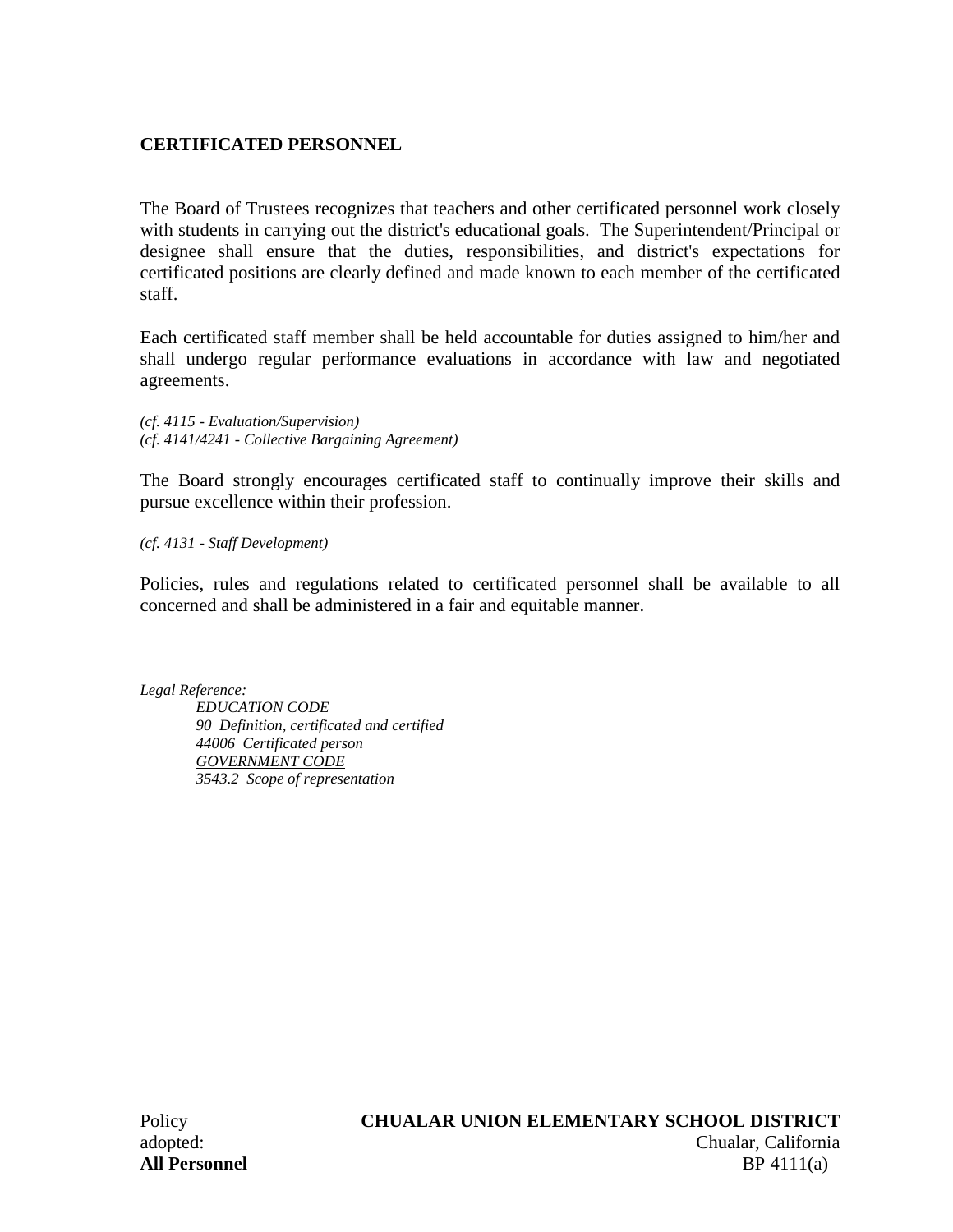**CERTIFICATED PERSONNEL**

The Board of Trustees recognizes that teachers and other certificated personnel work closely with students in carrying out the district's educational goals. The Superintendent/Principal or designee shall ensure that the duties, responsibilities, and district's expectations for certificated positions are clearly defined and made known to each member of the certificated staff.

Each certificated staff member shall be held accountable for duties assigned to him/her and shall undergo regular performance evaluations in accordance with law and negotiated agreements.

*(cf. 4115 - Evaluation/Supervision)*
*(cf. 4141/4241 - Collective Bargaining Agreement)*

The Board strongly encourages certificated staff to continually improve their skills and pursue excellence within their profession.

*(cf. 4131 - Staff Development)*

Policies, rules and regulations related to certificated personnel shall be available to all concerned and shall be administered in a fair and equitable manner.

*Legal Reference:*

*EDUCATION CODE*
*90 Definition, certificated and certified*
*44006 Certificated person*
*GOVERNMENT CODE*
*3543.2 Scope of representation*

Policy adopted:
**All Personnel**

**CHUALAR UNION ELEMENTARY SCHOOL DISTRICT**
Chualar, California
BP 4111(a)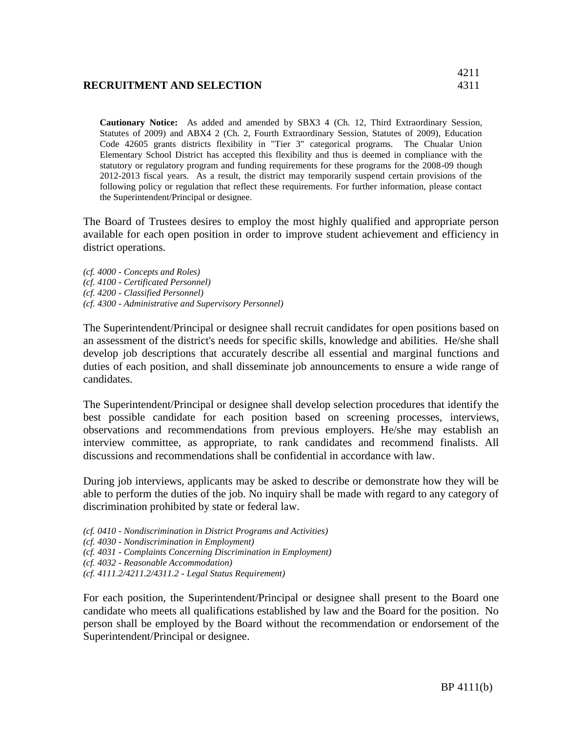## RECRUITMENT AND SELECTION

4211
4311

**Cautionary Notice:** As added and amended by SBX3 4 (Ch. 12, Third Extraordinary Session, Statutes of 2009) and ABX4 2 (Ch. 2, Fourth Extraordinary Session, Statutes of 2009), Education Code 42605 grants districts flexibility in "Tier 3" categorical programs. The Chualar Union Elementary School District has accepted this flexibility and thus is deemed in compliance with the statutory or regulatory program and funding requirements for these programs for the 2008-09 though 2012-2013 fiscal years. As a result, the district may temporarily suspend certain provisions of the following policy or regulation that reflect these requirements. For further information, please contact the Superintendent/Principal or designee.

The Board of Trustees desires to employ the most highly qualified and appropriate person available for each open position in order to improve student achievement and efficiency in district operations.

*(cf. 4000 - Concepts and Roles)*
*(cf. 4100 - Certificated Personnel)*
*(cf. 4200 - Classified Personnel)*
*(cf. 4300 - Administrative and Supervisory Personnel)*

The Superintendent/Principal or designee shall recruit candidates for open positions based on an assessment of the district's needs for specific skills, knowledge and abilities. He/she shall develop job descriptions that accurately describe all essential and marginal functions and duties of each position, and shall disseminate job announcements to ensure a wide range of candidates.

The Superintendent/Principal or designee shall develop selection procedures that identify the best possible candidate for each position based on screening processes, interviews, observations and recommendations from previous employers. He/she may establish an interview committee, as appropriate, to rank candidates and recommend finalists. All discussions and recommendations shall be confidential in accordance with law.

During job interviews, applicants may be asked to describe or demonstrate how they will be able to perform the duties of the job. No inquiry shall be made with regard to any category of discrimination prohibited by state or federal law.

*(cf. 0410 - Nondiscrimination in District Programs and Activities)*
*(cf. 4030 - Nondiscrimination in Employment)*
*(cf. 4031 - Complaints Concerning Discrimination in Employment)*
*(cf. 4032 - Reasonable Accommodation)*
*(cf. 4111.2/4211.2/4311.2 - Legal Status Requirement)*

For each position, the Superintendent/Principal or designee shall present to the Board one candidate who meets all qualifications established by law and the Board for the position. No person shall be employed by the Board without the recommendation or endorsement of the Superintendent/Principal or designee.

BP 4111(b)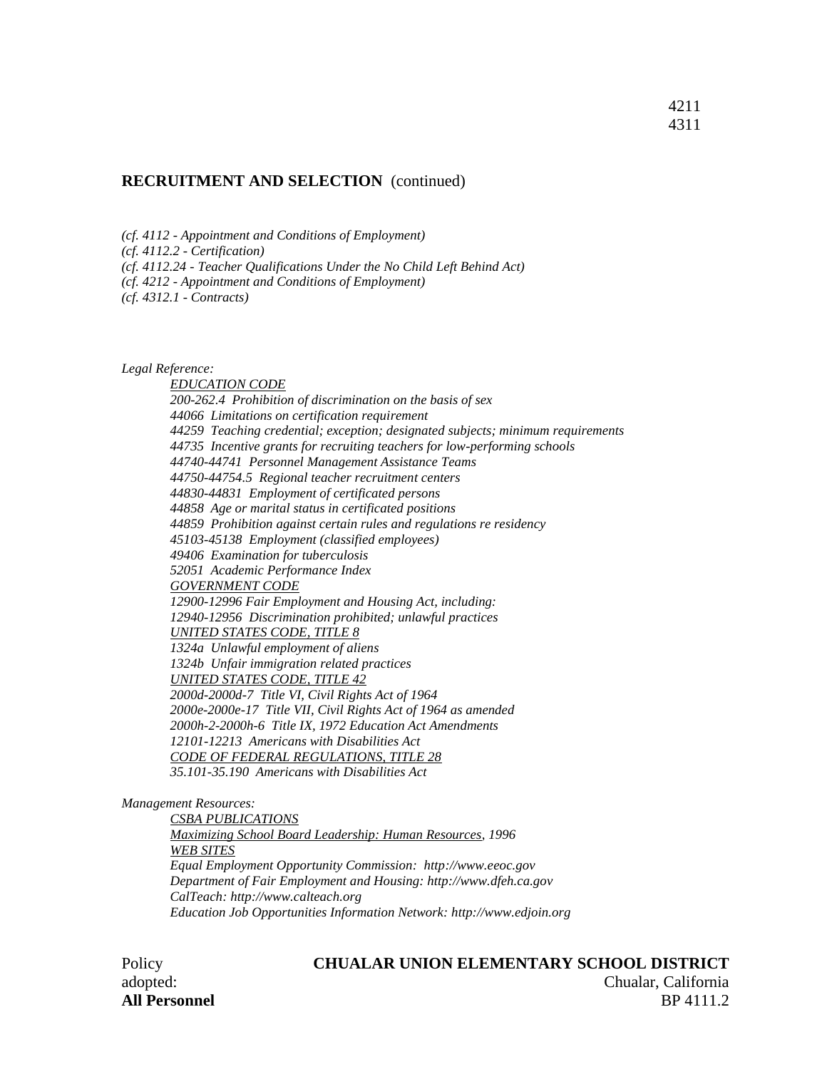4211
4311

**RECRUITMENT AND SELECTION** (continued)

*(cf. 4112 - Appointment and Conditions of Employment)*
*(cf. 4112.2 - Certification)*
*(cf. 4112.24 - Teacher Qualifications Under the No Child Left Behind Act)*
*(cf. 4212 - Appointment and Conditions of Employment)*
*(cf. 4312.1 - Contracts)*

*Legal Reference:*

*EDUCATION CODE*
*200-262.4 Prohibition of discrimination on the basis of sex*
*44066 Limitations on certification requirement*
*44259 Teaching credential; exception; designated subjects; minimum requirements*
*44735 Incentive grants for recruiting teachers for low-performing schools*
*44740-44741 Personnel Management Assistance Teams*
*44750-44754.5 Regional teacher recruitment centers*
*44830-44831 Employment of certificated persons*
*44858 Age or marital status in certificated positions*
*44859 Prohibition against certain rules and regulations re residency*
*45103-45138 Employment (classified employees)*
*49406 Examination for tuberculosis*
*52051 Academic Performance Index*
*GOVERNMENT CODE*
*12900-12996 Fair Employment and Housing Act, including:*
*12940-12956 Discrimination prohibited; unlawful practices*
*UNITED STATES CODE, TITLE 8*
*1324a Unlawful employment of aliens*
*1324b Unfair immigration related practices*
*UNITED STATES CODE, TITLE 42*
*2000d-2000d-7 Title VI, Civil Rights Act of 1964*
*2000e-2000e-17 Title VII, Civil Rights Act of 1964 as amended*
*2000h-2-2000h-6 Title IX, 1972 Education Act Amendments*
*12101-12213 Americans with Disabilities Act*
*CODE OF FEDERAL REGULATIONS, TITLE 28*
*35.101-35.190 Americans with Disabilities Act*

*Management Resources:*

*CSBA PUBLICATIONS*
*Maximizing School Board Leadership: Human Resources, 1996*
*WEB SITES*
*Equal Employment Opportunity Commission: http://www.eeoc.gov*
*Department of Fair Employment and Housing: http://www.dfeh.ca.gov*
*CalTeach: http://www.calteach.org*
*Education Job Opportunities Information Network: http://www.edjoin.org*

Policy adopted:

**CHUALAR UNION ELEMENTARY SCHOOL DISTRICT**
Chualar, California

**All Personnel**
BP 4111.2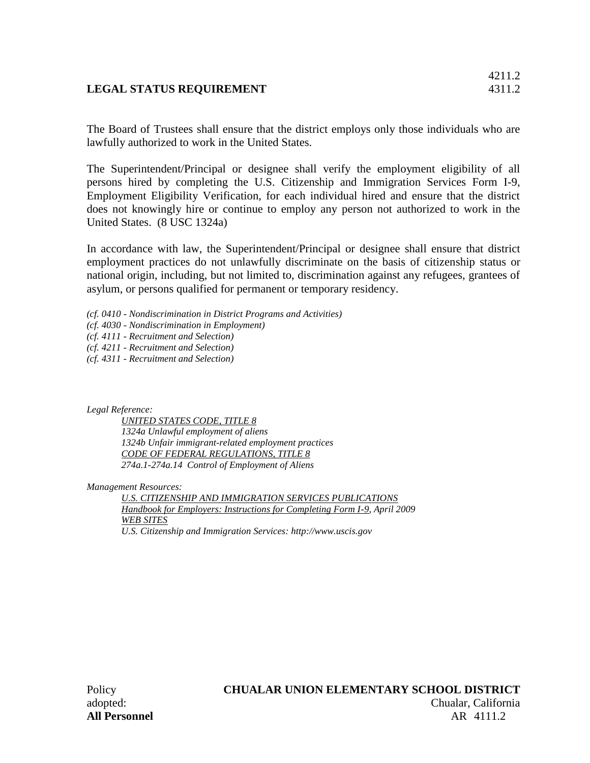4211.2
4311.2

# LEGAL STATUS REQUIREMENT

The Board of Trustees shall ensure that the district employs only those individuals who are lawfully authorized to work in the United States.

The Superintendent/Principal or designee shall verify the employment eligibility of all persons hired by completing the U.S. Citizenship and Immigration Services Form I-9, Employment Eligibility Verification, for each individual hired and ensure that the district does not knowingly hire or continue to employ any person not authorized to work in the United States. (8 USC 1324a)

In accordance with law, the Superintendent/Principal or designee shall ensure that district employment practices do not unlawfully discriminate on the basis of citizenship status or national origin, including, but not limited to, discrimination against any refugees, grantees of asylum, or persons qualified for permanent or temporary residency.

*(cf. 0410 - Nondiscrimination in District Programs and Activities)*
*(cf. 4030 - Nondiscrimination in Employment)*
*(cf. 4111 - Recruitment and Selection)*
*(cf. 4211 - Recruitment and Selection)*
*(cf. 4311 - Recruitment and Selection)*

*Legal Reference:*

*UNITED STATES CODE, TITLE 8*
*1324a Unlawful employment of aliens*
*1324b Unfair immigrant-related employment practices*
*CODE OF FEDERAL REGULATIONS, TITLE 8*
*274a.1-274a.14 Control of Employment of Aliens*

*Management Resources:*

*U.S. CITIZENSHIP AND IMMIGRATION SERVICES PUBLICATIONS*
*Handbook for Employers: Instructions for Completing Form I-9, April 2009*
*WEB SITES*
*U.S. Citizenship and Immigration Services: http://www.uscis.gov*

Policy adopted:
**All Personnel**

**CHUALAR UNION ELEMENTARY SCHOOL DISTRICT**
Chualar, California
AR 4111.2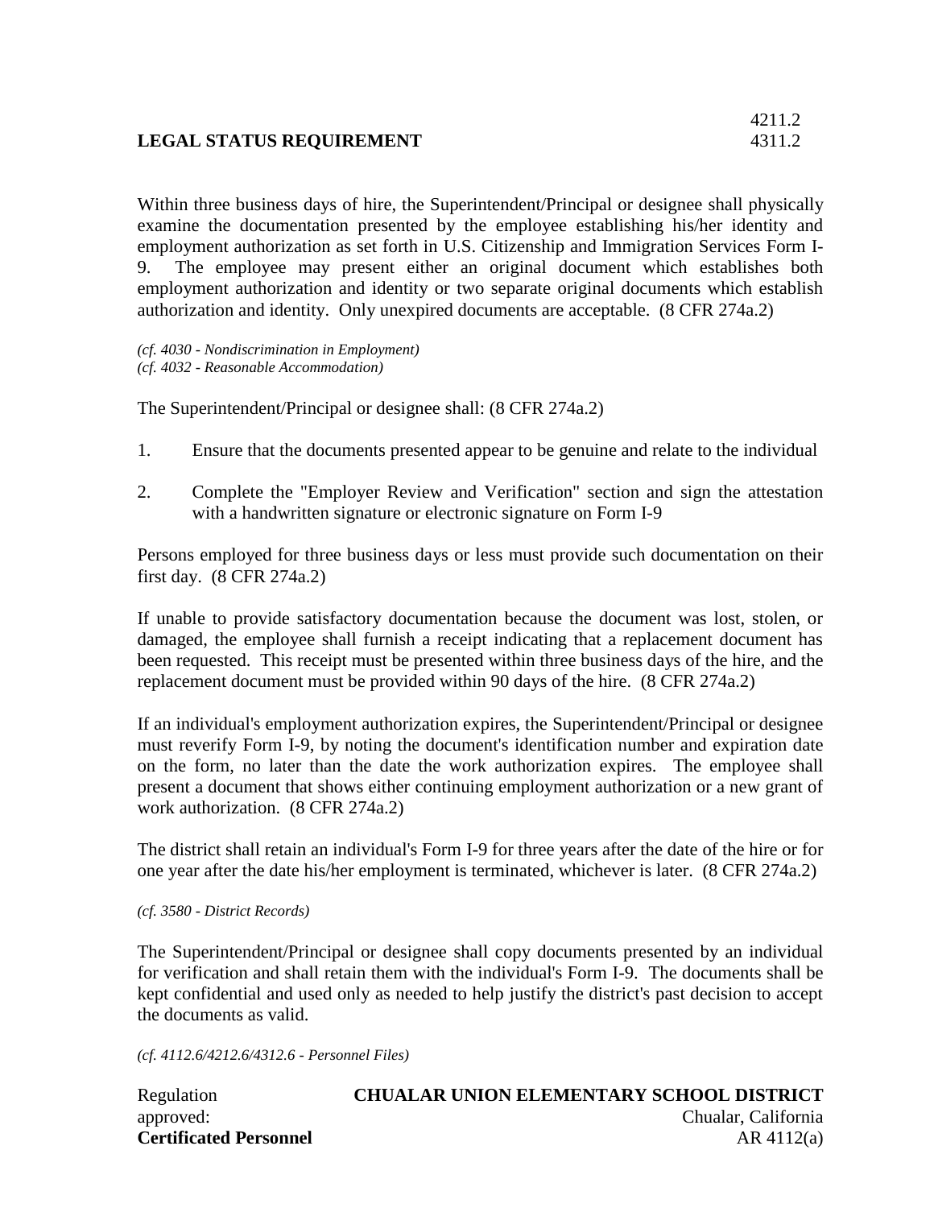**LEGAL STATUS REQUIREMENT**

Within three business days of hire, the Superintendent/Principal or designee shall physically examine the documentation presented by the employee establishing his/her identity and employment authorization as set forth in U.S. Citizenship and Immigration Services Form I-9. The employee may present either an original document which establishes both employment authorization and identity or two separate original documents which establish authorization and identity. Only unexpired documents are acceptable. (8 CFR 274a.2)

*(cf. 4030 - Nondiscrimination in Employment)*
*(cf. 4032 - Reasonable Accommodation)*

The Superintendent/Principal or designee shall: (8 CFR 274a.2)

1. Ensure that the documents presented appear to be genuine and relate to the individual

2. Complete the "Employer Review and Verification" section and sign the attestation with a handwritten signature or electronic signature on Form I-9

Persons employed for three business days or less must provide such documentation on their first day. (8 CFR 274a.2)

If unable to provide satisfactory documentation because the document was lost, stolen, or damaged, the employee shall furnish a receipt indicating that a replacement document has been requested. This receipt must be presented within three business days of the hire, and the replacement document must be provided within 90 days of the hire. (8 CFR 274a.2)

If an individual's employment authorization expires, the Superintendent/Principal or designee must reverify Form I-9, by noting the document's identification number and expiration date on the form, no later than the date the work authorization expires. The employee shall present a document that shows either continuing employment authorization or a new grant of work authorization. (8 CFR 274a.2)

The district shall retain an individual's Form I-9 for three years after the date of the hire or for one year after the date his/her employment is terminated, whichever is later. (8 CFR 274a.2)

*(cf. 3580 - District Records)*

The Superintendent/Principal or designee shall copy documents presented by an individual for verification and shall retain them with the individual's Form I-9. The documents shall be kept confidential and used only as needed to help justify the district's past decision to accept the documents as valid.

*(cf. 4112.6/4212.6/4312.6 - Personnel Files)*

Regulation approved:

**CHUALAR UNION ELEMENTARY SCHOOL DISTRICT**
Chualar, California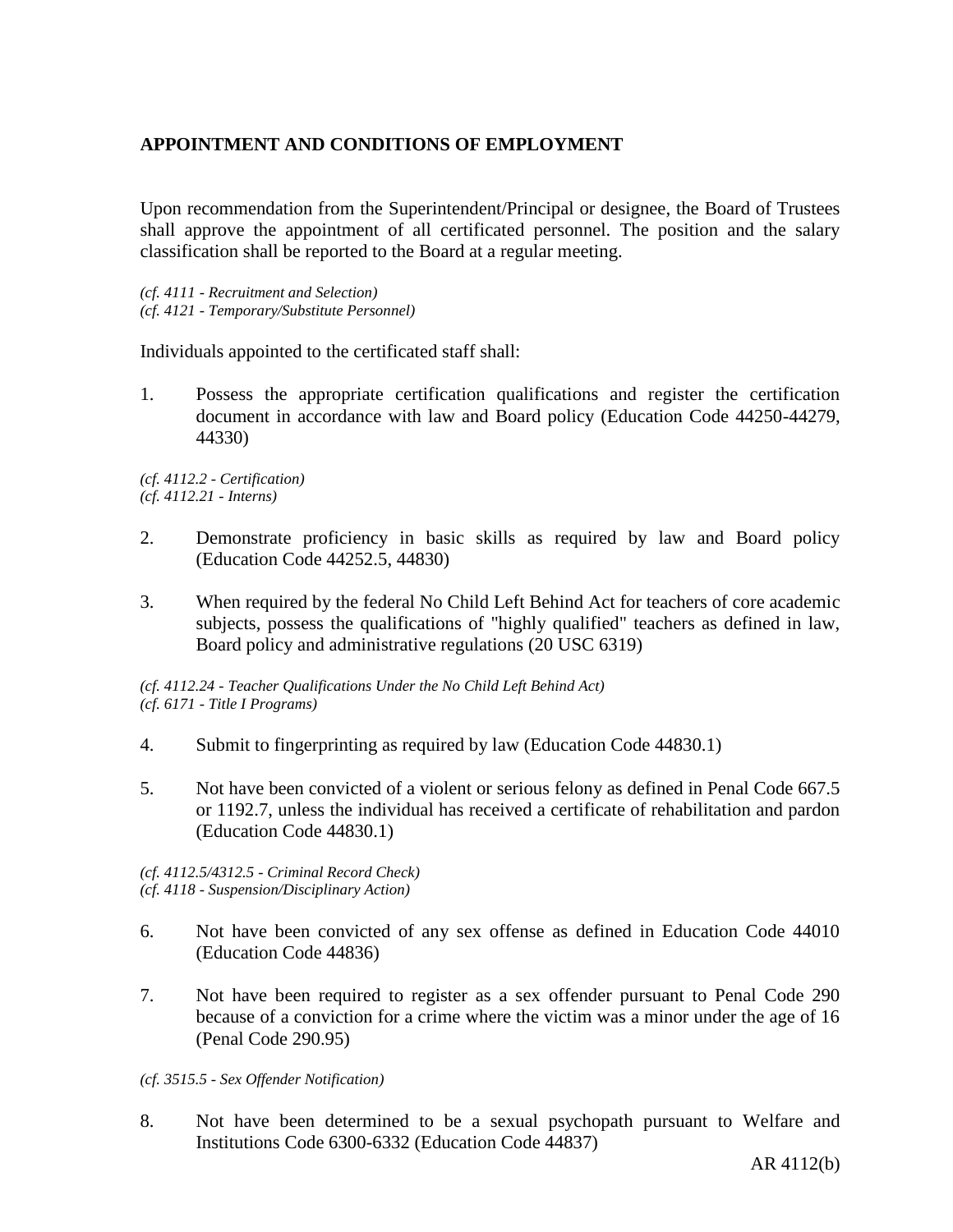**APPOINTMENT AND CONDITIONS OF EMPLOYMENT**

Upon recommendation from the Superintendent/Principal or designee, the Board of Trustees shall approve the appointment of all certificated personnel. The position and the salary classification shall be reported to the Board at a regular meeting.

*(cf. 4111 - Recruitment and Selection)*
*(cf. 4121 - Temporary/Substitute Personnel)*

Individuals appointed to the certificated staff shall:

1. Possess the appropriate certification qualifications and register the certification document in accordance with law and Board policy (Education Code 44250-44279, 44330)

*(cf. 4112.2 - Certification)*
*(cf. 4112.21 - Interns)*

2. Demonstrate proficiency in basic skills as required by law and Board policy (Education Code 44252.5, 44830)

3. When required by the federal No Child Left Behind Act for teachers of core academic subjects, possess the qualifications of "highly qualified" teachers as defined in law, Board policy and administrative regulations (20 USC 6319)

*(cf. 4112.24 - Teacher Qualifications Under the No Child Left Behind Act)*
*(cf. 6171 - Title I Programs)*

4. Submit to fingerprinting as required by law (Education Code 44830.1)

5. Not have been convicted of a violent or serious felony as defined in Penal Code 667.5 or 1192.7, unless the individual has received a certificate of rehabilitation and pardon (Education Code 44830.1)

*(cf. 4112.5/4312.5 - Criminal Record Check)*
*(cf. 4118 - Suspension/Disciplinary Action)*

6. Not have been convicted of any sex offense as defined in Education Code 44010 (Education Code 44836)

7. Not have been required to register as a sex offender pursuant to Penal Code 290 because of a conviction for a crime where the victim was a minor under the age of 16 (Penal Code 290.95)

*(cf. 3515.5 - Sex Offender Notification)*

8. Not have been determined to be a sexual psychopath pursuant to Welfare and Institutions Code 6300-6332 (Education Code 44837)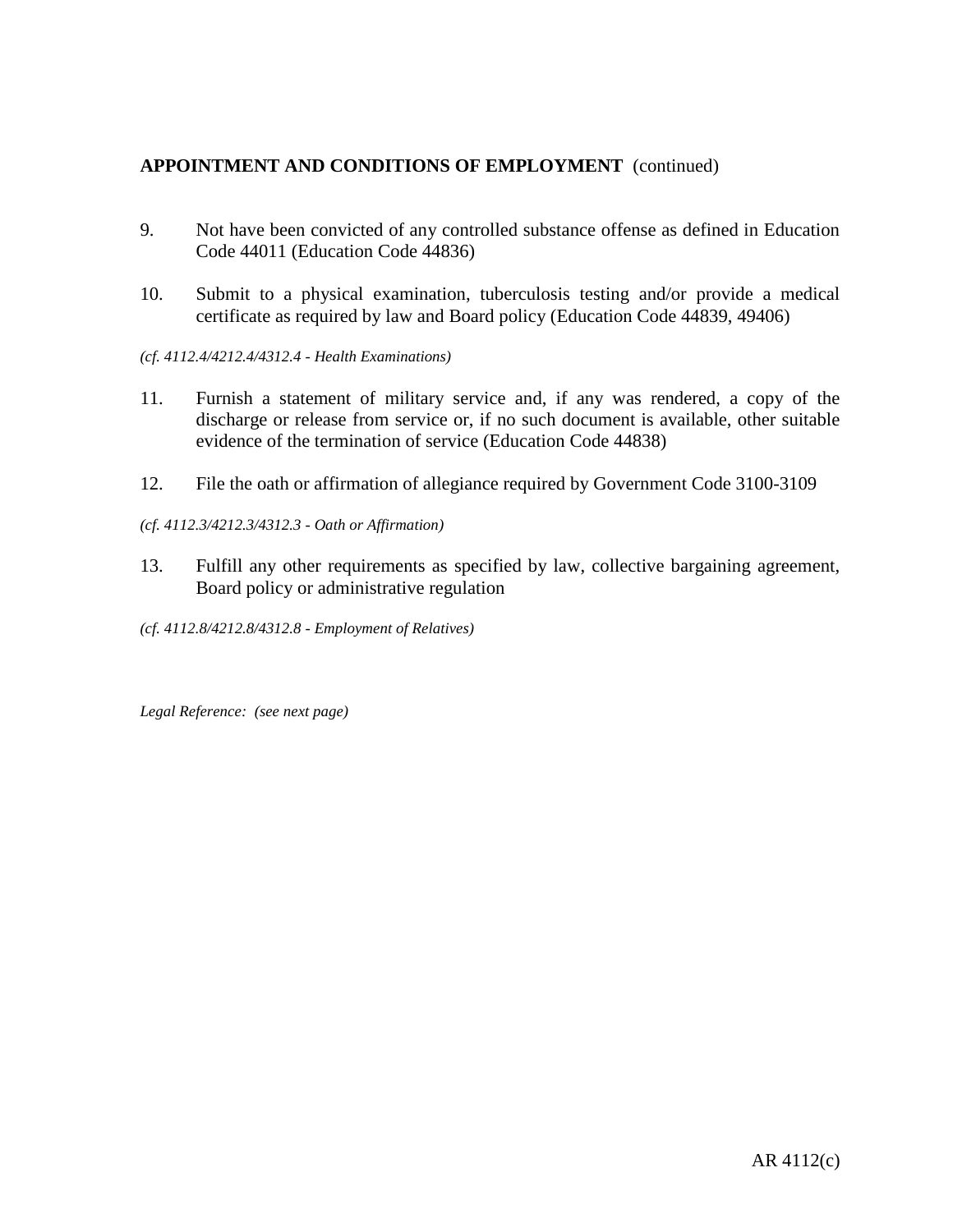**APPOINTMENT AND CONDITIONS OF EMPLOYMENT** (continued)

9. Not have been convicted of any controlled substance offense as defined in Education Code 44011 (Education Code 44836)

10. Submit to a physical examination, tuberculosis testing and/or provide a medical certificate as required by law and Board policy (Education Code 44839, 49406)

*(cf. 4112.4/4212.4/4312.4 - Health Examinations)*

11. Furnish a statement of military service and, if any was rendered, a copy of the discharge or release from service or, if no such document is available, other suitable evidence of the termination of service (Education Code 44838)

12. File the oath or affirmation of allegiance required by Government Code 3100-3109

*(cf. 4112.3/4212.3/4312.3 - Oath or Affirmation)*

13. Fulfill any other requirements as specified by law, collective bargaining agreement, Board policy or administrative regulation

*(cf. 4112.8/4212.8/4312.8 - Employment of Relatives)*

*Legal Reference: (see next page)*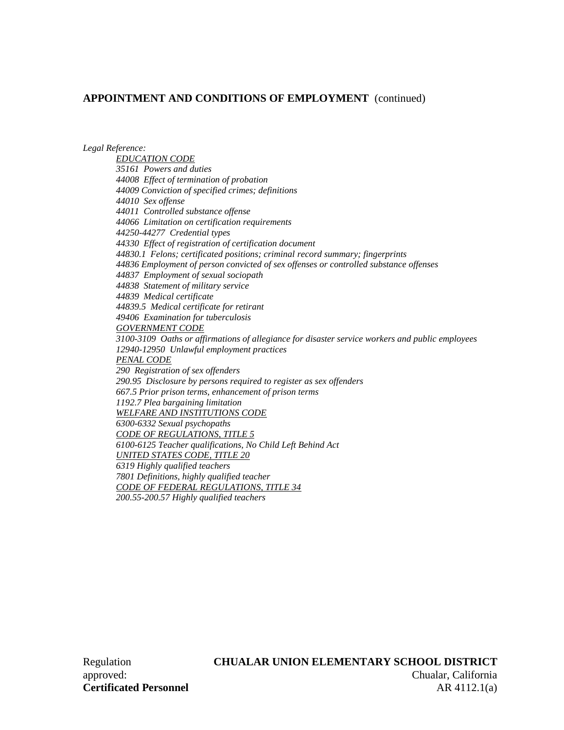**APPOINTMENT AND CONDITIONS OF EMPLOYMENT** (continued)

*Legal Reference:*

*EDUCATION CODE*
*35161 Powers and duties*
*44008 Effect of termination of probation*
*44009 Conviction of specified crimes; definitions*
*44010 Sex offense*
*44011 Controlled substance offense*
*44066 Limitation on certification requirements*
*44250-44277 Credential types*
*44330 Effect of registration of certification document*
*44830.1 Felons; certificated positions; criminal record summary; fingerprints*
*44836 Employment of person convicted of sex offenses or controlled substance offenses*
*44837 Employment of sexual sociopath*
*44838 Statement of military service*
*44839 Medical certificate*
*44839.5 Medical certificate for retirant*
*49406 Examination for tuberculosis*

*GOVERNMENT CODE*
*3100-3109 Oaths or affirmations of allegiance for disaster service workers and public employees*
*12940-12950 Unlawful employment practices*

*PENAL CODE*
*290 Registration of sex offenders*
*290.95 Disclosure by persons required to register as sex offenders*
*667.5 Prior prison terms, enhancement of prison terms*
*1192.7 Plea bargaining limitation*

*WELFARE AND INSTITUTIONS CODE*
*6300-6332 Sexual psychopaths*

*CODE OF REGULATIONS, TITLE 5*
*6100-6125 Teacher qualifications, No Child Left Behind Act*

*UNITED STATES CODE, TITLE 20*
*6319 Highly qualified teachers*
*7801 Definitions, highly qualified teacher*

*CODE OF FEDERAL REGULATIONS, TITLE 34*
*200.55-200.57 Highly qualified teachers*

Regulation approved:

**CHUALAR UNION ELEMENTARY SCHOOL DISTRICT**
Chualar, California

**Certificated Personnel**
AR 4112.1(a)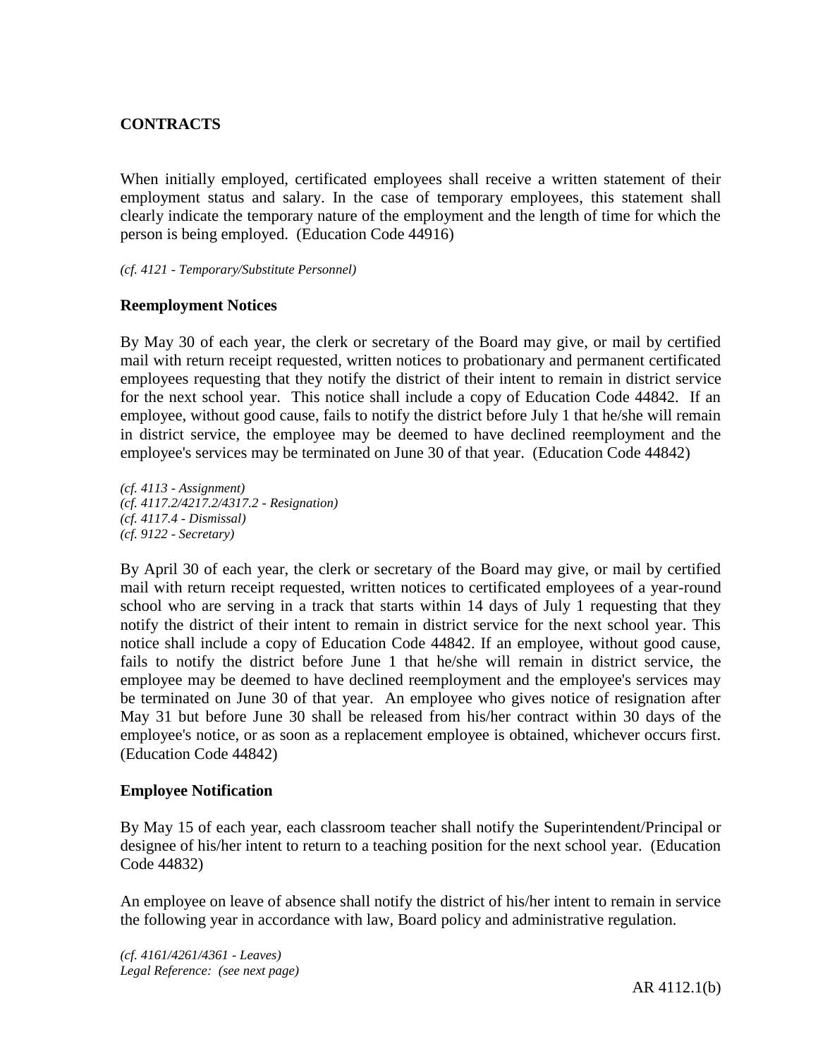## CONTRACTS

When initially employed, certificated employees shall receive a written statement of their employment status and salary. In the case of temporary employees, this statement shall clearly indicate the temporary nature of the employment and the length of time for which the person is being employed. (Education Code 44916)

*(cf. 4121 - Temporary/Substitute Personnel)*

### Reemployment Notices

By May 30 of each year, the clerk or secretary of the Board may give, or mail by certified mail with return receipt requested, written notices to probationary and permanent certificated employees requesting that they notify the district of their intent to remain in district service for the next school year. This notice shall include a copy of Education Code 44842. If an employee, without good cause, fails to notify the district before July 1 that he/she will remain in district service, the employee may be deemed to have declined reemployment and the employee's services may be terminated on June 30 of that year. (Education Code 44842)

*(cf. 4113 - Assignment)*
*(cf. 4117.2/4217.2/4317.2 - Resignation)*
*(cf. 4117.4 - Dismissal)*
*(cf. 9122 - Secretary)*

By April 30 of each year, the clerk or secretary of the Board may give, or mail by certified mail with return receipt requested, written notices to certificated employees of a year-round school who are serving in a track that starts within 14 days of July 1 requesting that they notify the district of their intent to remain in district service for the next school year. This notice shall include a copy of Education Code 44842. If an employee, without good cause, fails to notify the district before June 1 that he/she will remain in district service, the employee may be deemed to have declined reemployment and the employee's services may be terminated on June 30 of that year. An employee who gives notice of resignation after May 31 but before June 30 shall be released from his/her contract within 30 days of the employee's notice, or as soon as a replacement employee is obtained, whichever occurs first. (Education Code 44842)

### Employee Notification

By May 15 of each year, each classroom teacher shall notify the Superintendent/Principal or designee of his/her intent to return to a teaching position for the next school year. (Education Code 44832)

An employee on leave of absence shall notify the district of his/her intent to remain in service the following year in accordance with law, Board policy and administrative regulation.

*(cf. 4161/4261/4361 - Leaves)*
*Legal Reference: (see next page)*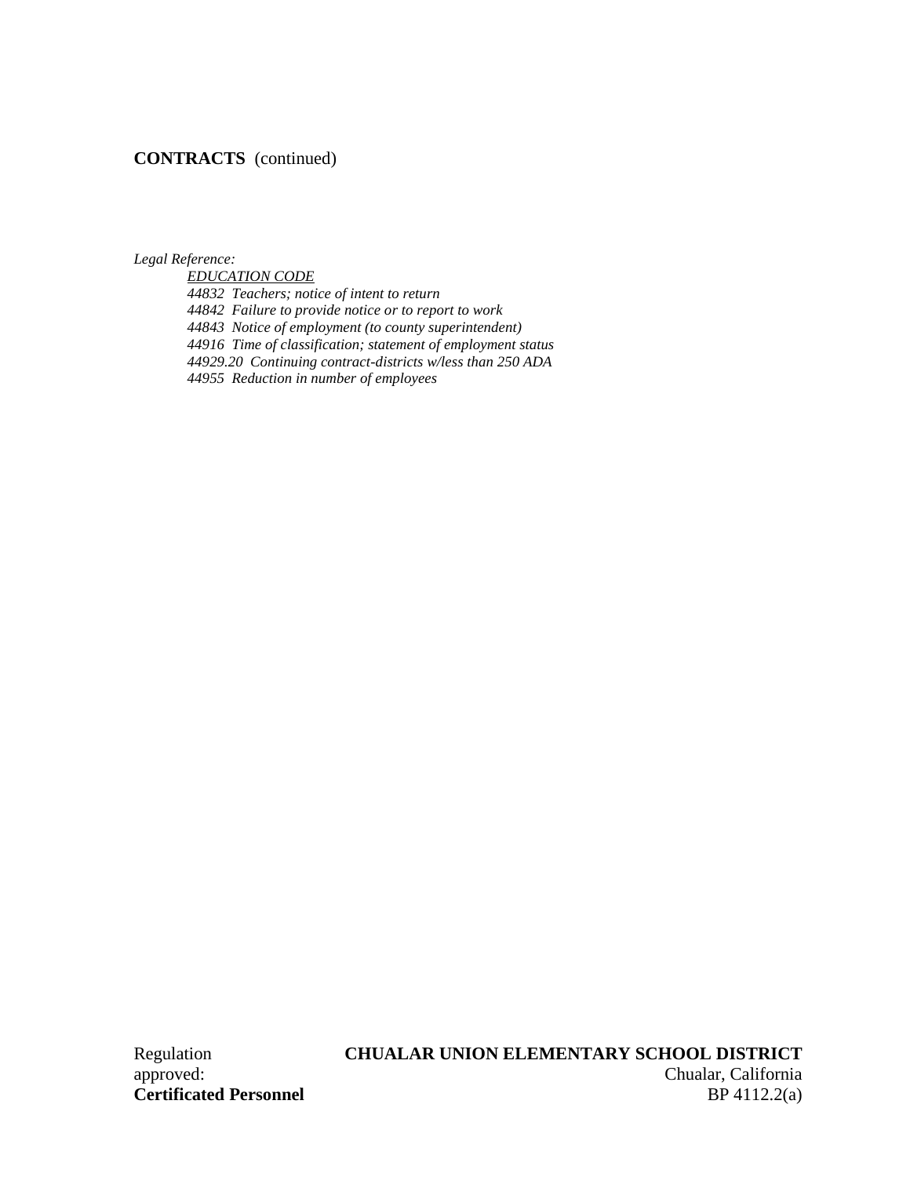**CONTRACTS** (continued)

*Legal Reference:*

*EDUCATION CODE*

*44832 Teachers; notice of intent to return*

*44842 Failure to provide notice or to report to work*

*44843 Notice of employment (to county superintendent)*

*44916 Time of classification; statement of employment status*

*44929.20 Continuing contract-districts w/less than 250 ADA*

*44955 Reduction in number of employees*

Regulation approved:

**CHUALAR UNION ELEMENTARY SCHOOL DISTRICT**

Chualar, California

**Certificated Personnel**

BP 4112.2(a)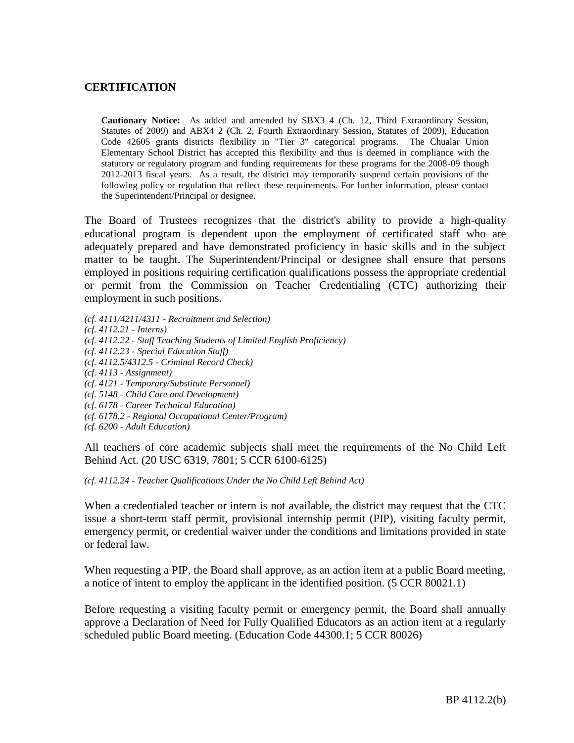## CERTIFICATION

**Cautionary Notice:** As added and amended by SBX3 4 (Ch. 12, Third Extraordinary Session, Statutes of 2009) and ABX4 2 (Ch. 2, Fourth Extraordinary Session, Statutes of 2009), Education Code 42605 grants districts flexibility in "Tier 3" categorical programs. The Chualar Union Elementary School District has accepted this flexibility and thus is deemed in compliance with the statutory or regulatory program and funding requirements for these programs for the 2008-09 though 2012-2013 fiscal years. As a result, the district may temporarily suspend certain provisions of the following policy or regulation that reflect these requirements. For further information, please contact the Superintendent/Principal or designee.

The Board of Trustees recognizes that the district's ability to provide a high-quality educational program is dependent upon the employment of certificated staff who are adequately prepared and have demonstrated proficiency in basic skills and in the subject matter to be taught. The Superintendent/Principal or designee shall ensure that persons employed in positions requiring certification qualifications possess the appropriate credential or permit from the Commission on Teacher Credentialing (CTC) authorizing their employment in such positions.

*(cf. 4111/4211/4311 - Recruitment and Selection)*
*(cf. 4112.21 - Interns)*
*(cf. 4112.22 - Staff Teaching Students of Limited English Proficiency)*
*(cf. 4112.23 - Special Education Staff)*
*(cf. 4112.5/4312.5 - Criminal Record Check)*
*(cf. 4113 - Assignment)*
*(cf. 4121 - Temporary/Substitute Personnel)*
*(cf. 5148 - Child Care and Development)*
*(cf. 6178 - Career Technical Education)*
*(cf. 6178.2 - Regional Occupational Center/Program)*
*(cf. 6200 - Adult Education)*

All teachers of core academic subjects shall meet the requirements of the No Child Left Behind Act. (20 USC 6319, 7801; 5 CCR 6100-6125)

*(cf. 4112.24 - Teacher Qualifications Under the No Child Left Behind Act)*

When a credentialed teacher or intern is not available, the district may request that the CTC issue a short-term staff permit, provisional internship permit (PIP), visiting faculty permit, emergency permit, or credential waiver under the conditions and limitations provided in state or federal law.

When requesting a PIP, the Board shall approve, as an action item at a public Board meeting, a notice of intent to employ the applicant in the identified position. (5 CCR 80021.1)

Before requesting a visiting faculty permit or emergency permit, the Board shall annually approve a Declaration of Need for Fully Qualified Educators as an action item at a regularly scheduled public Board meeting. (Education Code 44300.1; 5 CCR 80026)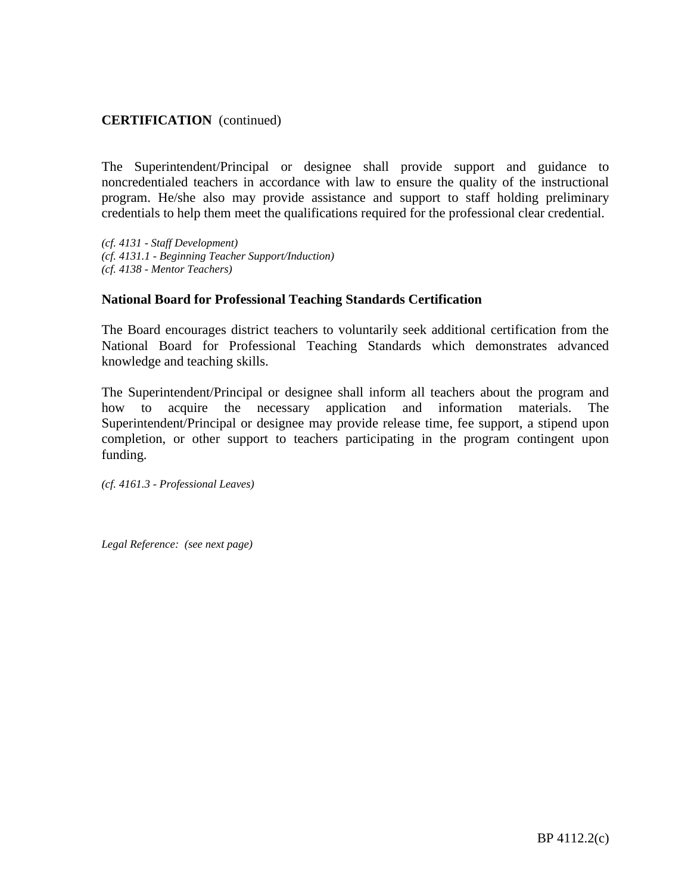**CERTIFICATION** (continued)

The Superintendent/Principal or designee shall provide support and guidance to noncredentialed teachers in accordance with law to ensure the quality of the instructional program. He/she also may provide assistance and support to staff holding preliminary credentials to help them meet the qualifications required for the professional clear credential.

*(cf. 4131 - Staff Development)*
*(cf. 4131.1 - Beginning Teacher Support/Induction)*
*(cf. 4138 - Mentor Teachers)*

**National Board for Professional Teaching Standards Certification**

The Board encourages district teachers to voluntarily seek additional certification from the National Board for Professional Teaching Standards which demonstrates advanced knowledge and teaching skills.

The Superintendent/Principal or designee shall inform all teachers about the program and how to acquire the necessary application and information materials. The Superintendent/Principal or designee may provide release time, fee support, a stipend upon completion, or other support to teachers participating in the program contingent upon funding.

*(cf. 4161.3 - Professional Leaves)*

*Legal Reference: (see next page)*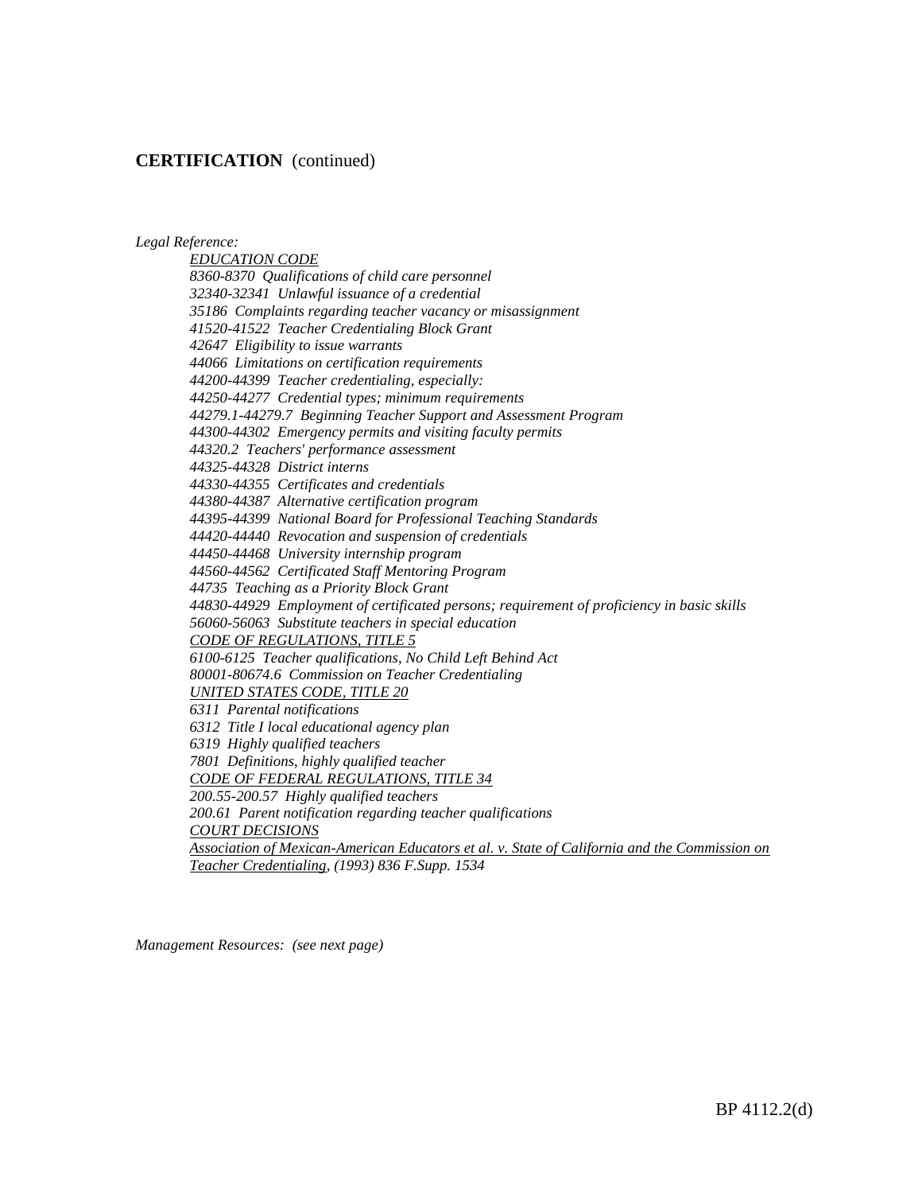**CERTIFICATION** (continued)

*Legal Reference:*

*EDUCATION CODE*

*8360-8370 Qualifications of child care personnel*

*32340-32341 Unlawful issuance of a credential*

*35186 Complaints regarding teacher vacancy or misassignment*

*41520-41522 Teacher Credentialing Block Grant*

*42647 Eligibility to issue warrants*

*44066 Limitations on certification requirements*

*44200-44399 Teacher credentialing, especially:*

*44250-44277 Credential types; minimum requirements*

*44279.1-44279.7 Beginning Teacher Support and Assessment Program*

*44300-44302 Emergency permits and visiting faculty permits*

*44320.2 Teachers' performance assessment*

*44325-44328 District interns*

*44330-44355 Certificates and credentials*

*44380-44387 Alternative certification program*

*44395-44399 National Board for Professional Teaching Standards*

*44420-44440 Revocation and suspension of credentials*

*44450-44468 University internship program*

*44560-44562 Certificated Staff Mentoring Program*

*44735 Teaching as a Priority Block Grant*

*44830-44929 Employment of certificated persons; requirement of proficiency in basic skills*

*56060-56063 Substitute teachers in special education*

*CODE OF REGULATIONS, TITLE 5*

*6100-6125 Teacher qualifications, No Child Left Behind Act*

*80001-80674.6 Commission on Teacher Credentialing*

*UNITED STATES CODE, TITLE 20*

*6311 Parental notifications*

*6312 Title I local educational agency plan*

*6319 Highly qualified teachers*

*7801 Definitions, highly qualified teacher*

*CODE OF FEDERAL REGULATIONS, TITLE 34*

*200.55-200.57 Highly qualified teachers*

*200.61 Parent notification regarding teacher qualifications*

*COURT DECISIONS*

*Association of Mexican-American Educators et al. v. State of California and the Commission on Teacher Credentialing, (1993) 836 F.Supp. 1534*

*Management Resources: (see next page)*

BP 4112.2(d)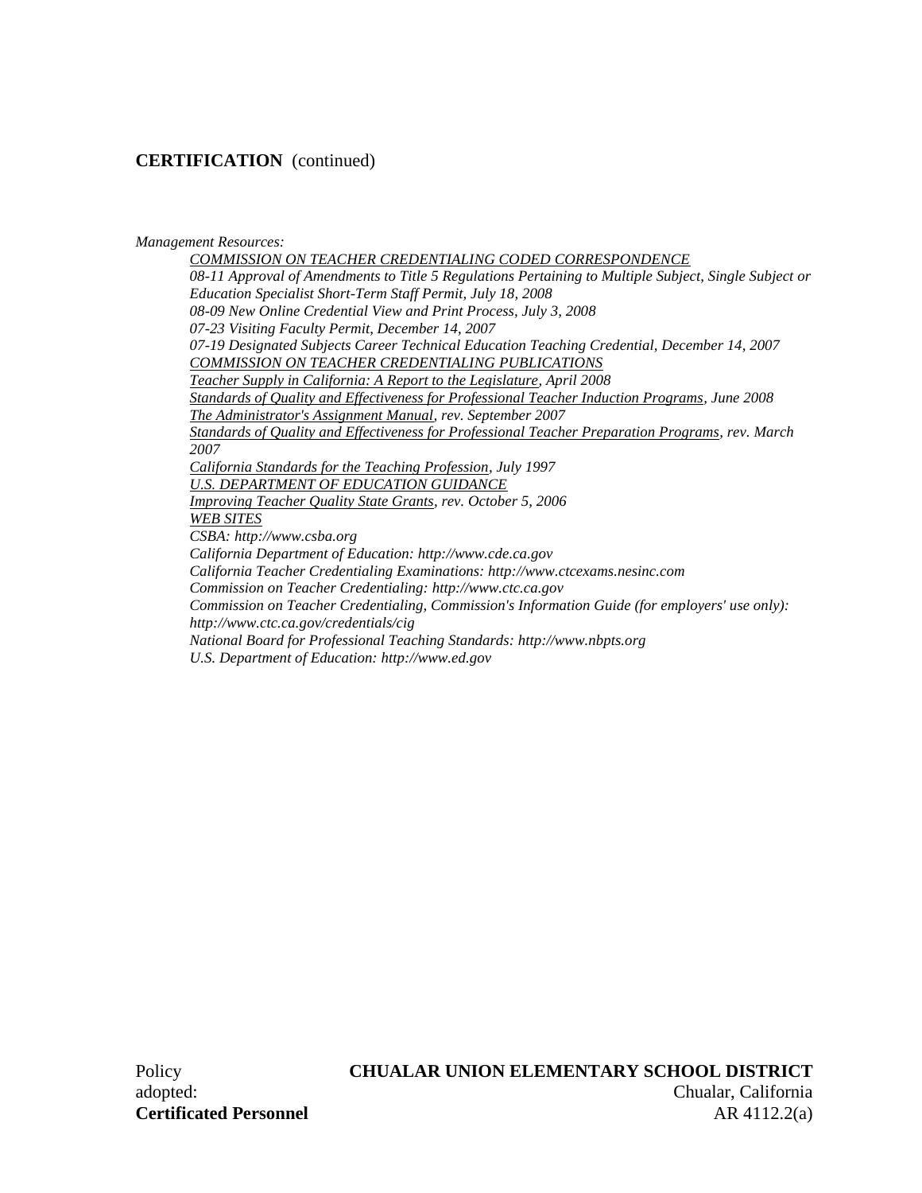**CERTIFICATION** (continued)

*Management Resources:*

*COMMISSION ON TEACHER CREDENTIALING CODED CORRESPONDENCE*

*08-11 Approval of Amendments to Title 5 Regulations Pertaining to Multiple Subject, Single Subject or Education Specialist Short-Term Staff Permit, July 18, 2008*

*08-09 New Online Credential View and Print Process, July 3, 2008*

*07-23 Visiting Faculty Permit, December 14, 2007*

*07-19 Designated Subjects Career Technical Education Teaching Credential, December 14, 2007*

*COMMISSION ON TEACHER CREDENTIALING PUBLICATIONS*

*Teacher Supply in California: A Report to the Legislature, April 2008*

*Standards of Quality and Effectiveness for Professional Teacher Induction Programs, June 2008*

*The Administrator's Assignment Manual, rev. September 2007*

*Standards of Quality and Effectiveness for Professional Teacher Preparation Programs, rev. March 2007*

*California Standards for the Teaching Profession, July 1997*

*U.S. DEPARTMENT OF EDUCATION GUIDANCE*

*Improving Teacher Quality State Grants, rev. October 5, 2006*

*WEB SITES*

*CSBA: http://www.csba.org*

*California Department of Education: http://www.cde.ca.gov*

*California Teacher Credentialing Examinations: http://www.ctcexams.nesinc.com*

*Commission on Teacher Credentialing: http://www.ctc.ca.gov*

*Commission on Teacher Credentialing, Commission's Information Guide (for employers' use only): http://www.ctc.ca.gov/credentials/cig*

*National Board for Professional Teaching Standards: http://www.nbpts.org*

*U.S. Department of Education: http://www.ed.gov*

Policy adopted: **CHUALAR UNION ELEMENTARY SCHOOL DISTRICT**
Chualar, California

**Certificated Personnel** AR 4112.2(a)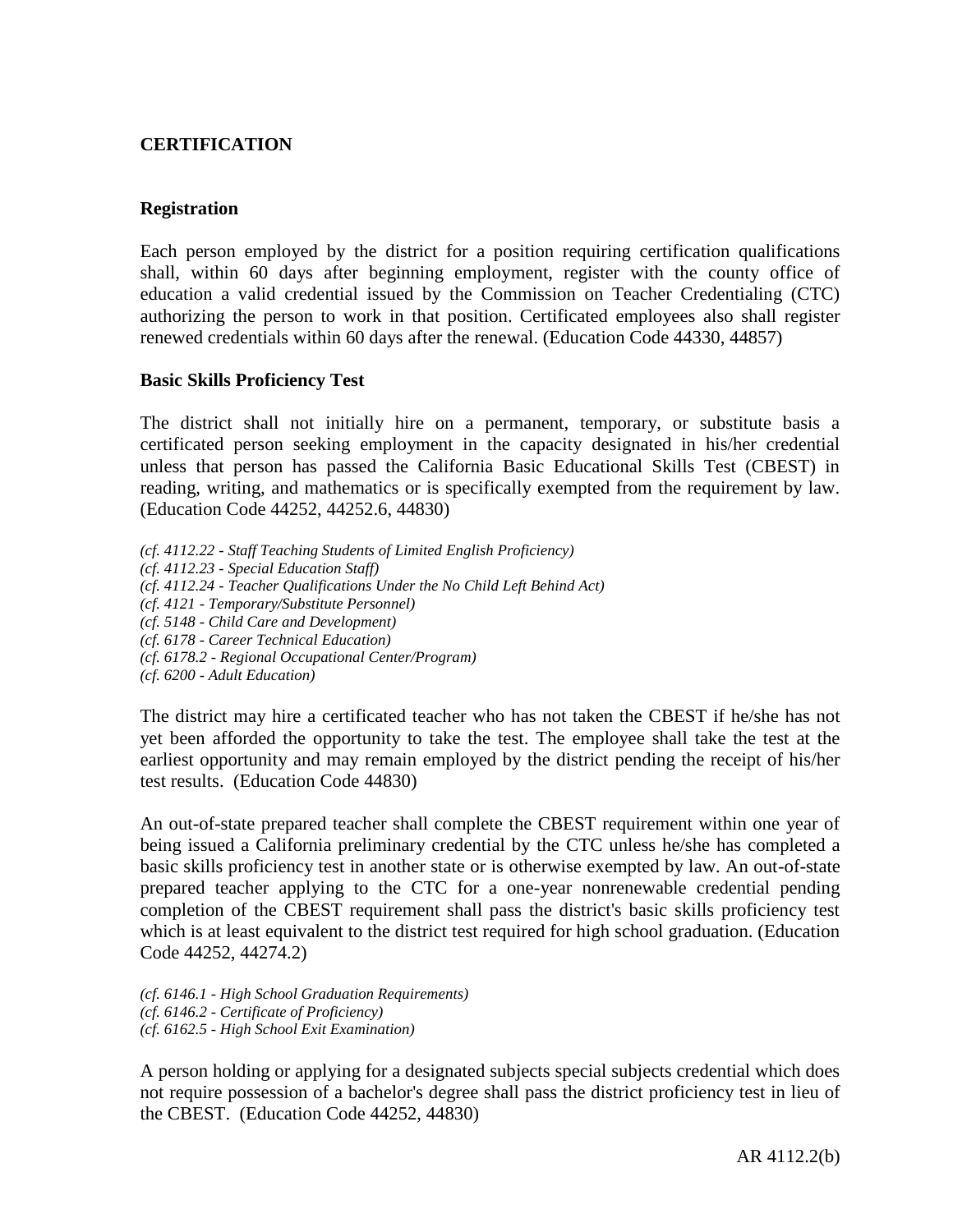**CERTIFICATION**

**Registration**

Each person employed by the district for a position requiring certification qualifications shall, within 60 days after beginning employment, register with the county office of education a valid credential issued by the Commission on Teacher Credentialing (CTC) authorizing the person to work in that position. Certificated employees also shall register renewed credentials within 60 days after the renewal. (Education Code 44330, 44857)

**Basic Skills Proficiency Test**

The district shall not initially hire on a permanent, temporary, or substitute basis a certificated person seeking employment in the capacity designated in his/her credential unless that person has passed the California Basic Educational Skills Test (CBEST) in reading, writing, and mathematics or is specifically exempted from the requirement by law. (Education Code 44252, 44252.6, 44830)

*(cf. 4112.22 - Staff Teaching Students of Limited English Proficiency)*
*(cf. 4112.23 - Special Education Staff)*
*(cf. 4112.24 - Teacher Qualifications Under the No Child Left Behind Act)*
*(cf. 4121 - Temporary/Substitute Personnel)*
*(cf. 5148 - Child Care and Development)*
*(cf. 6178 - Career Technical Education)*
*(cf. 6178.2 - Regional Occupational Center/Program)*
*(cf. 6200 - Adult Education)*

The district may hire a certificated teacher who has not taken the CBEST if he/she has not yet been afforded the opportunity to take the test. The employee shall take the test at the earliest opportunity and may remain employed by the district pending the receipt of his/her test results. (Education Code 44830)

An out-of-state prepared teacher shall complete the CBEST requirement within one year of being issued a California preliminary credential by the CTC unless he/she has completed a basic skills proficiency test in another state or is otherwise exempted by law. An out-of-state prepared teacher applying to the CTC for a one-year nonrenewable credential pending completion of the CBEST requirement shall pass the district's basic skills proficiency test which is at least equivalent to the district test required for high school graduation. (Education Code 44252, 44274.2)

*(cf. 6146.1 - High School Graduation Requirements)*
*(cf. 6146.2 - Certificate of Proficiency)*
*(cf. 6162.5 - High School Exit Examination)*

A person holding or applying for a designated subjects special subjects credential which does not require possession of a bachelor's degree shall pass the district proficiency test in lieu of the CBEST. (Education Code 44252, 44830)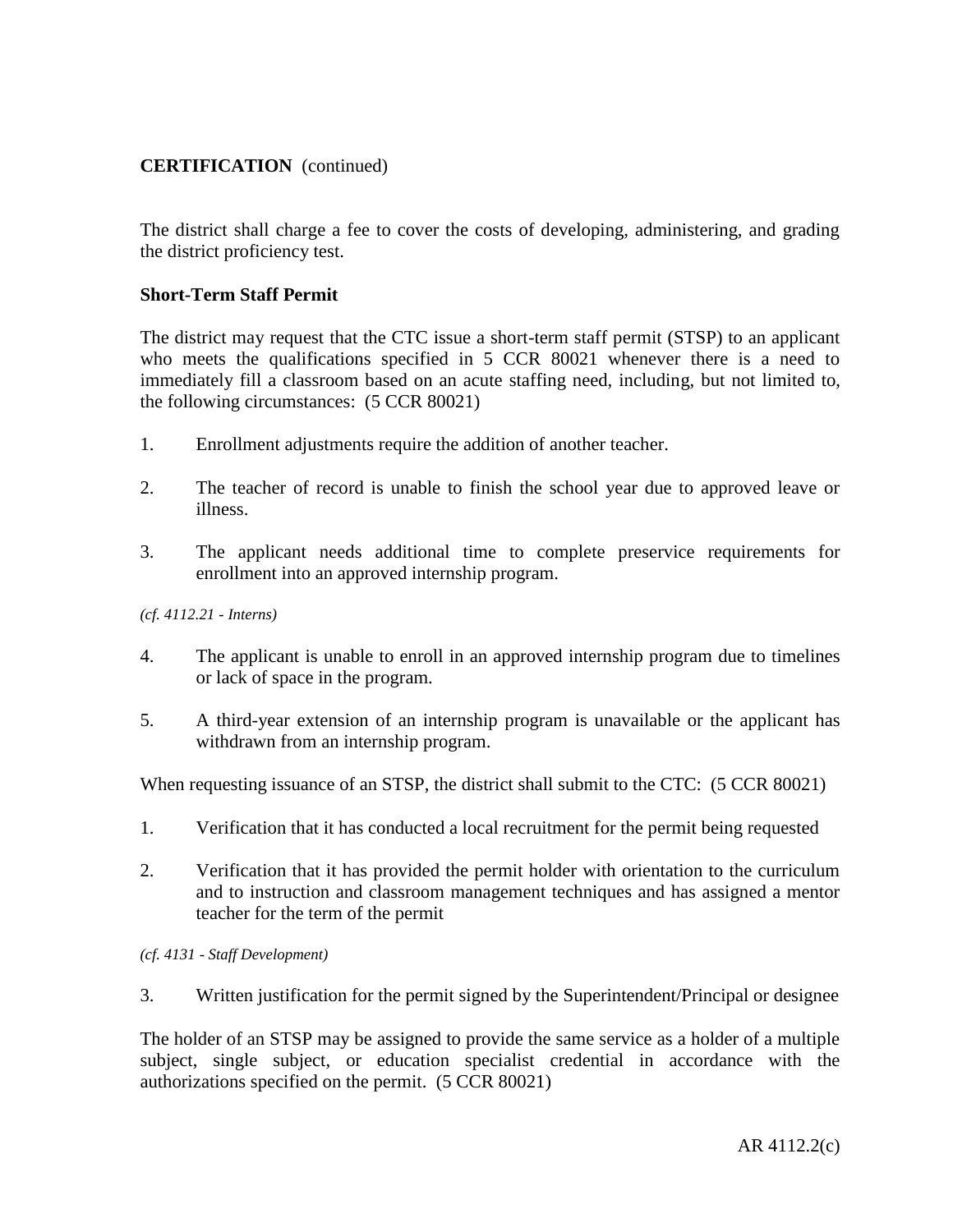The district shall charge a fee to cover the costs of developing, administering, and grading the district proficiency test.

### Short-Term Staff Permit

The district may request that the CTC issue a short-term staff permit (STSP) to an applicant who meets the qualifications specified in 5 CCR 80021 whenever there is a need to immediately fill a classroom based on an acute staffing need, including, but not limited to, the following circumstances: (5 CCR 80021)

1. Enrollment adjustments require the addition of another teacher.

2. The teacher of record is unable to finish the school year due to approved leave or illness.

3. The applicant needs additional time to complete preservice requirements for enrollment into an approved internship program.

*(cf. 4112.21 - Interns)*

4. The applicant is unable to enroll in an approved internship program due to timelines or lack of space in the program.

5. A third-year extension of an internship program is unavailable or the applicant has withdrawn from an internship program.

When requesting issuance of an STSP, the district shall submit to the CTC: (5 CCR 80021)

1. Verification that it has conducted a local recruitment for the permit being requested

2. Verification that it has provided the permit holder with orientation to the curriculum and to instruction and classroom management techniques and has assigned a mentor teacher for the term of the permit

*(cf. 4131 - Staff Development)*

3. Written justification for the permit signed by the Superintendent/Principal or designee

The holder of an STSP may be assigned to provide the same service as a holder of a multiple subject, single subject, or education specialist credential in accordance with the authorizations specified on the permit. (5 CCR 80021)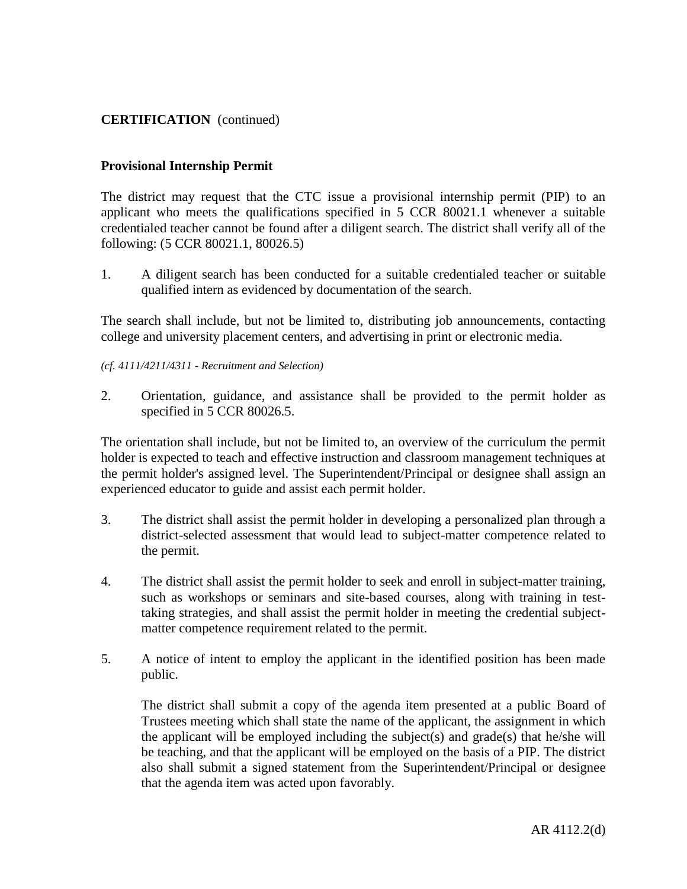**CERTIFICATION** (continued)

**Provisional Internship Permit**

The district may request that the CTC issue a provisional internship permit (PIP) to an applicant who meets the qualifications specified in 5 CCR 80021.1 whenever a suitable credentialed teacher cannot be found after a diligent search. The district shall verify all of the following: (5 CCR 80021.1, 80026.5)

1. A diligent search has been conducted for a suitable credentialed teacher or suitable qualified intern as evidenced by documentation of the search.

The search shall include, but not be limited to, distributing job announcements, contacting college and university placement centers, and advertising in print or electronic media.

*(cf. 4111/4211/4311 - Recruitment and Selection)*

2. Orientation, guidance, and assistance shall be provided to the permit holder as specified in 5 CCR 80026.5.

The orientation shall include, but not be limited to, an overview of the curriculum the permit holder is expected to teach and effective instruction and classroom management techniques at the permit holder's assigned level. The Superintendent/Principal or designee shall assign an experienced educator to guide and assist each permit holder.

3. The district shall assist the permit holder in developing a personalized plan through a district-selected assessment that would lead to subject-matter competence related to the permit.

4. The district shall assist the permit holder to seek and enroll in subject-matter training, such as workshops or seminars and site-based courses, along with training in test-taking strategies, and shall assist the permit holder in meeting the credential subject-matter competence requirement related to the permit.

5. A notice of intent to employ the applicant in the identified position has been made public.

   The district shall submit a copy of the agenda item presented at a public Board of Trustees meeting which shall state the name of the applicant, the assignment in which the applicant will be employed including the subject(s) and grade(s) that he/she will be teaching, and that the applicant will be employed on the basis of a PIP. The district also shall submit a signed statement from the Superintendent/Principal or designee that the agenda item was acted upon favorably.

AR 4112.2(d)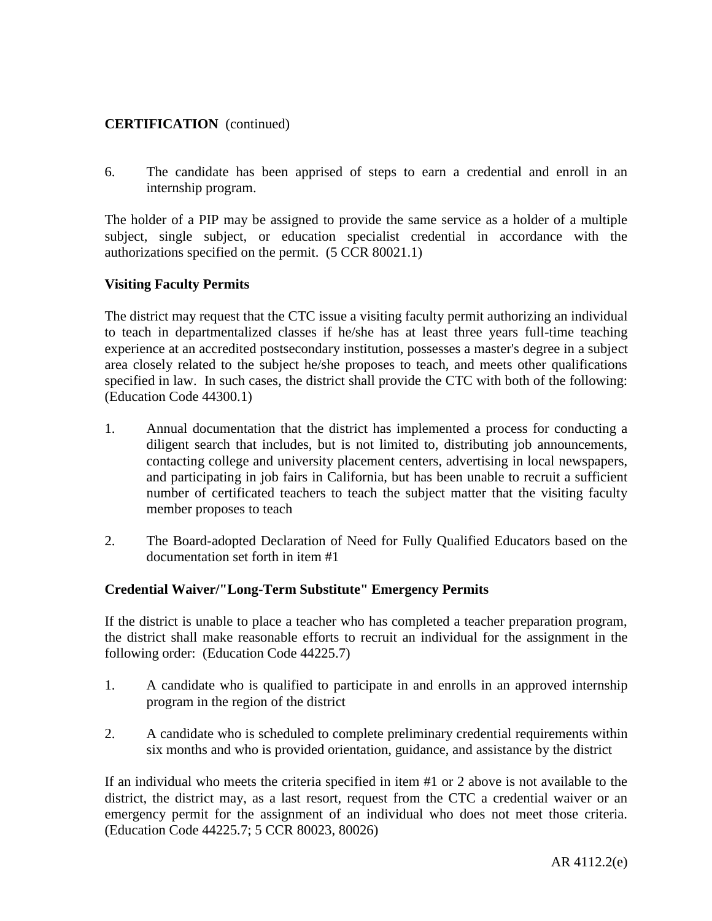**CERTIFICATION** (continued)

6. The candidate has been apprised of steps to earn a credential and enroll in an internship program.

The holder of a PIP may be assigned to provide the same service as a holder of a multiple subject, single subject, or education specialist credential in accordance with the authorizations specified on the permit. (5 CCR 80021.1)

**Visiting Faculty Permits**

The district may request that the CTC issue a visiting faculty permit authorizing an individual to teach in departmentalized classes if he/she has at least three years full-time teaching experience at an accredited postsecondary institution, possesses a master's degree in a subject area closely related to the subject he/she proposes to teach, and meets other qualifications specified in law. In such cases, the district shall provide the CTC with both of the following: (Education Code 44300.1)

1. Annual documentation that the district has implemented a process for conducting a diligent search that includes, but is not limited to, distributing job announcements, contacting college and university placement centers, advertising in local newspapers, and participating in job fairs in California, but has been unable to recruit a sufficient number of certificated teachers to teach the subject matter that the visiting faculty member proposes to teach

2. The Board-adopted Declaration of Need for Fully Qualified Educators based on the documentation set forth in item #1

**Credential Waiver/"Long-Term Substitute" Emergency Permits**

If the district is unable to place a teacher who has completed a teacher preparation program, the district shall make reasonable efforts to recruit an individual for the assignment in the following order: (Education Code 44225.7)

1. A candidate who is qualified to participate in and enrolls in an approved internship program in the region of the district

2. A candidate who is scheduled to complete preliminary credential requirements within six months and who is provided orientation, guidance, and assistance by the district

If an individual who meets the criteria specified in item #1 or 2 above is not available to the district, the district may, as a last resort, request from the CTC a credential waiver or an emergency permit for the assignment of an individual who does not meet those criteria. (Education Code 44225.7; 5 CCR 80023, 80026)

AR 4112.2(e)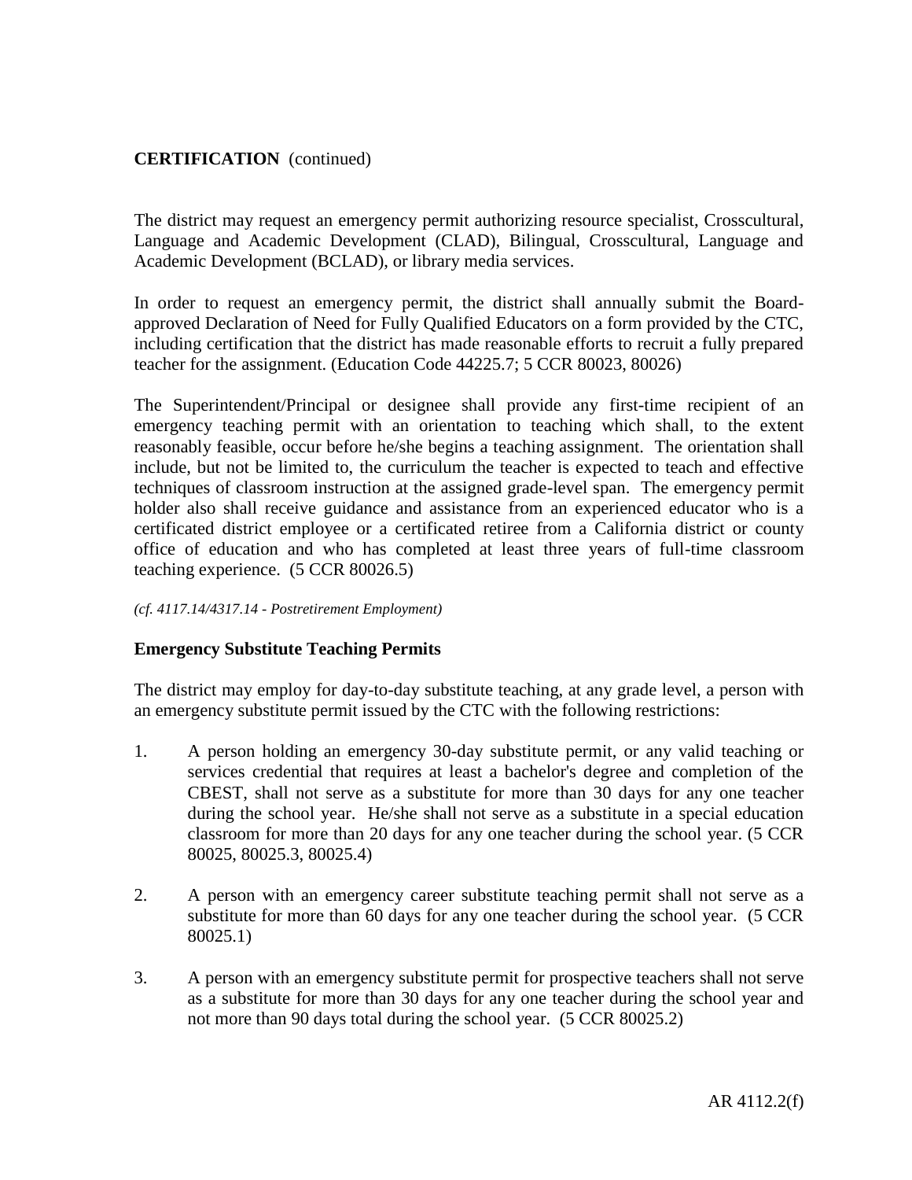**CERTIFICATION** (continued)

The district may request an emergency permit authorizing resource specialist, Crosscultural, Language and Academic Development (CLAD), Bilingual, Crosscultural, Language and Academic Development (BCLAD), or library media services.

In order to request an emergency permit, the district shall annually submit the Board-approved Declaration of Need for Fully Qualified Educators on a form provided by the CTC, including certification that the district has made reasonable efforts to recruit a fully prepared teacher for the assignment. (Education Code 44225.7; 5 CCR 80023, 80026)

The Superintendent/Principal or designee shall provide any first-time recipient of an emergency teaching permit with an orientation to teaching which shall, to the extent reasonably feasible, occur before he/she begins a teaching assignment. The orientation shall include, but not be limited to, the curriculum the teacher is expected to teach and effective techniques of classroom instruction at the assigned grade-level span. The emergency permit holder also shall receive guidance and assistance from an experienced educator who is a certificated district employee or a certificated retiree from a California district or county office of education and who has completed at least three years of full-time classroom teaching experience. (5 CCR 80026.5)

*(cf. 4117.14/4317.14 - Postretirement Employment)*

### Emergency Substitute Teaching Permits

The district may employ for day-to-day substitute teaching, at any grade level, a person with an emergency substitute permit issued by the CTC with the following restrictions:

1. A person holding an emergency 30-day substitute permit, or any valid teaching or services credential that requires at least a bachelor's degree and completion of the CBEST, shall not serve as a substitute for more than 30 days for any one teacher during the school year. He/she shall not serve as a substitute in a special education classroom for more than 20 days for any one teacher during the school year. (5 CCR 80025, 80025.3, 80025.4)

2. A person with an emergency career substitute teaching permit shall not serve as a substitute for more than 60 days for any one teacher during the school year. (5 CCR 80025.1)

3. A person with an emergency substitute permit for prospective teachers shall not serve as a substitute for more than 30 days for any one teacher during the school year and not more than 90 days total during the school year. (5 CCR 80025.2)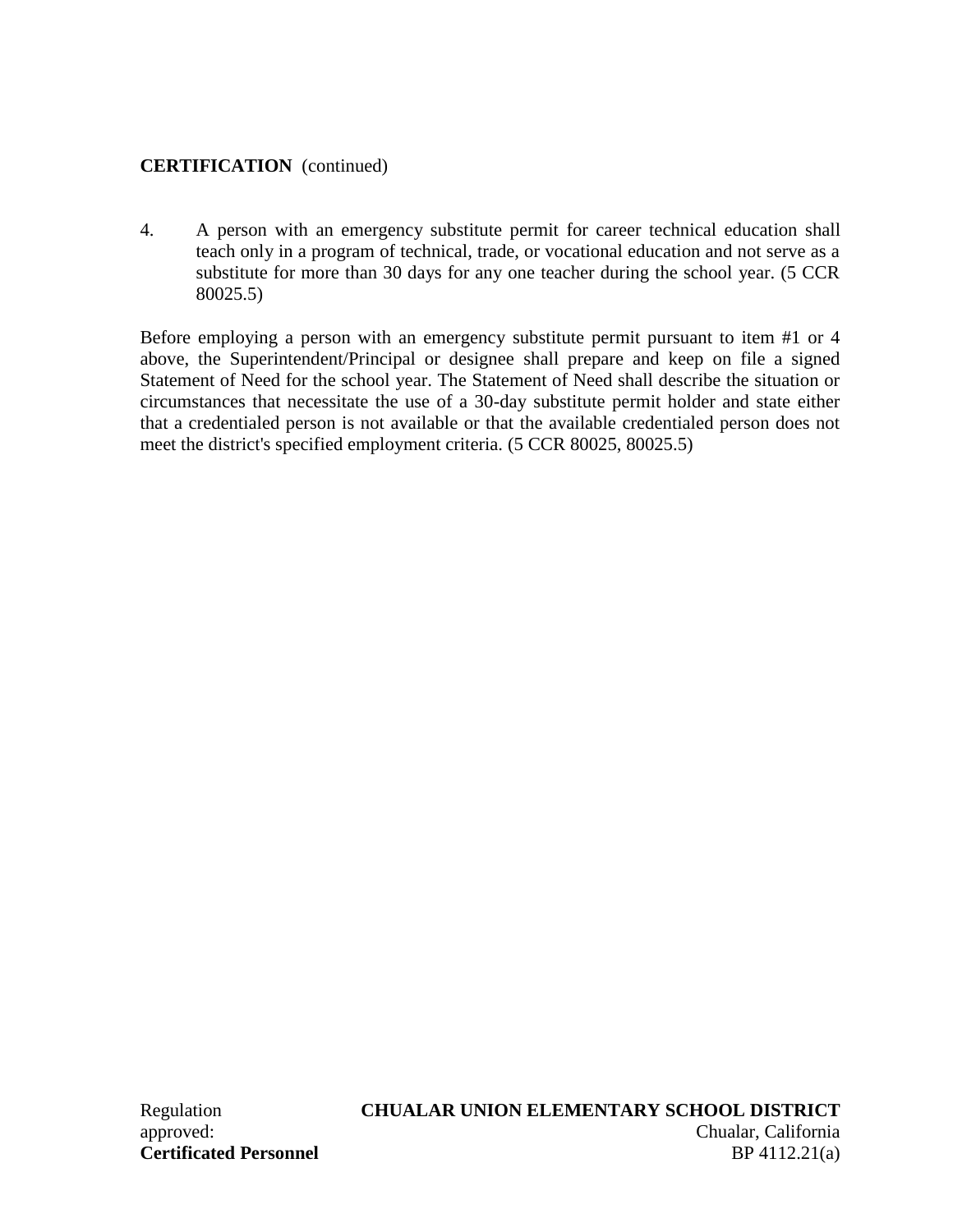**CERTIFICATION** (continued)

4. A person with an emergency substitute permit for career technical education shall teach only in a program of technical, trade, or vocational education and not serve as a substitute for more than 30 days for any one teacher during the school year. (5 CCR 80025.5)

Before employing a person with an emergency substitute permit pursuant to item #1 or 4 above, the Superintendent/Principal or designee shall prepare and keep on file a signed Statement of Need for the school year. The Statement of Need shall describe the situation or circumstances that necessitate the use of a 30-day substitute permit holder and state either that a credentialed person is not available or that the available credentialed person does not meet the district's specified employment criteria. (5 CCR 80025, 80025.5)

Regulation approved:

**CHUALAR UNION ELEMENTARY SCHOOL DISTRICT**
Chualar, California

**Certificated Personnel**
BP 4112.21(a)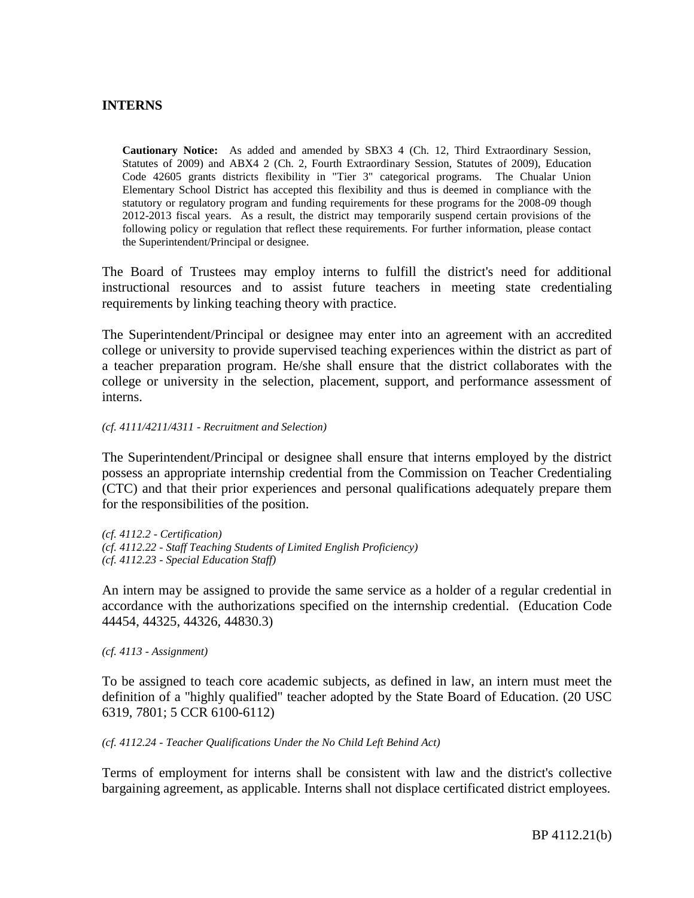## INTERNS

> **Cautionary Notice:** As added and amended by SBX3 4 (Ch. 12, Third Extraordinary Session, Statutes of 2009) and ABX4 2 (Ch. 2, Fourth Extraordinary Session, Statutes of 2009), Education Code 42605 grants districts flexibility in "Tier 3" categorical programs. The Chualar Union Elementary School District has accepted this flexibility and thus is deemed in compliance with the statutory or regulatory program and funding requirements for these programs for the 2008-09 though 2012-2013 fiscal years. As a result, the district may temporarily suspend certain provisions of the following policy or regulation that reflect these requirements. For further information, please contact the Superintendent/Principal or designee.

The Board of Trustees may employ interns to fulfill the district's need for additional instructional resources and to assist future teachers in meeting state credentialing requirements by linking teaching theory with practice.

The Superintendent/Principal or designee may enter into an agreement with an accredited college or university to provide supervised teaching experiences within the district as part of a teacher preparation program. He/she shall ensure that the district collaborates with the college or university in the selection, placement, support, and performance assessment of interns.

*(cf. 4111/4211/4311 - Recruitment and Selection)*

The Superintendent/Principal or designee shall ensure that interns employed by the district possess an appropriate internship credential from the Commission on Teacher Credentialing (CTC) and that their prior experiences and personal qualifications adequately prepare them for the responsibilities of the position.

*(cf. 4112.2 - Certification)*
*(cf. 4112.22 - Staff Teaching Students of Limited English Proficiency)*
*(cf. 4112.23 - Special Education Staff)*

An intern may be assigned to provide the same service as a holder of a regular credential in accordance with the authorizations specified on the internship credential. (Education Code 44454, 44325, 44326, 44830.3)

*(cf. 4113 - Assignment)*

To be assigned to teach core academic subjects, as defined in law, an intern must meet the definition of a "highly qualified" teacher adopted by the State Board of Education. (20 USC 6319, 7801; 5 CCR 6100-6112)

*(cf. 4112.24 - Teacher Qualifications Under the No Child Left Behind Act)*

Terms of employment for interns shall be consistent with law and the district's collective bargaining agreement, as applicable. Interns shall not displace certificated district employees.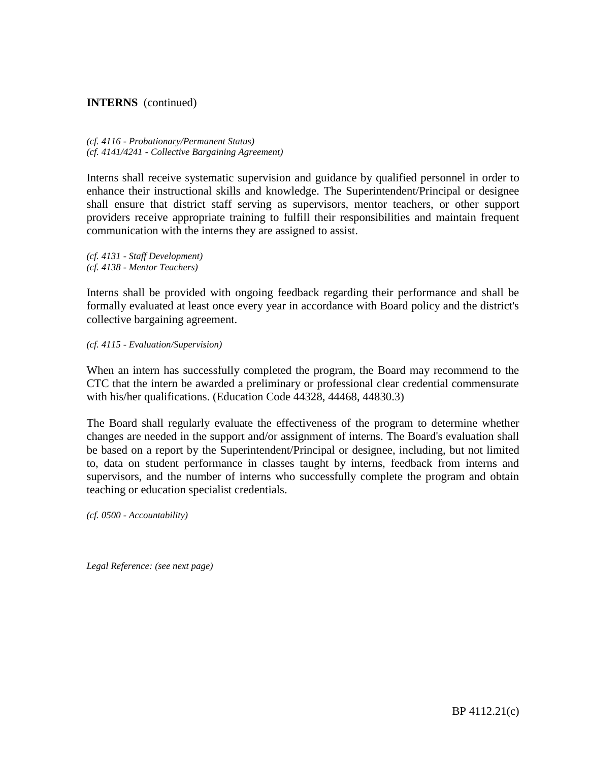**INTERNS** (continued)

*(cf. 4116 - Probationary/Permanent Status)*
*(cf. 4141/4241 - Collective Bargaining Agreement)*

Interns shall receive systematic supervision and guidance by qualified personnel in order to enhance their instructional skills and knowledge. The Superintendent/Principal or designee shall ensure that district staff serving as supervisors, mentor teachers, or other support providers receive appropriate training to fulfill their responsibilities and maintain frequent communication with the interns they are assigned to assist.

*(cf. 4131 - Staff Development)*
*(cf. 4138 - Mentor Teachers)*

Interns shall be provided with ongoing feedback regarding their performance and shall be formally evaluated at least once every year in accordance with Board policy and the district's collective bargaining agreement.

*(cf. 4115 - Evaluation/Supervision)*

When an intern has successfully completed the program, the Board may recommend to the CTC that the intern be awarded a preliminary or professional clear credential commensurate with his/her qualifications. (Education Code 44328, 44468, 44830.3)

The Board shall regularly evaluate the effectiveness of the program to determine whether changes are needed in the support and/or assignment of interns. The Board's evaluation shall be based on a report by the Superintendent/Principal or designee, including, but not limited to, data on student performance in classes taught by interns, feedback from interns and supervisors, and the number of interns who successfully complete the program and obtain teaching or education specialist credentials.

*(cf. 0500 - Accountability)*

*Legal Reference: (see next page)*

BP 4112.21(c)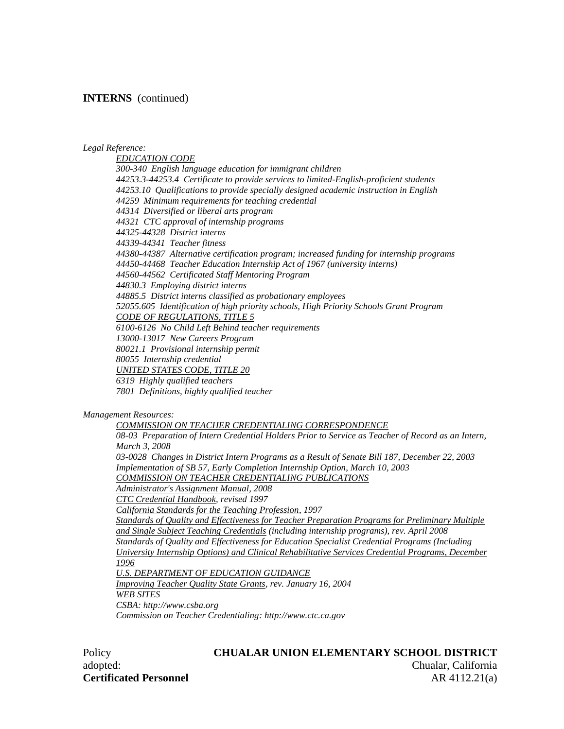**INTERNS** (continued)

*Legal Reference:*

*EDUCATION CODE*
*300-340 English language education for immigrant children*
*44253.3-44253.4 Certificate to provide services to limited-English-proficient students*
*44253.10 Qualifications to provide specially designed academic instruction in English*
*44259 Minimum requirements for teaching credential*
*44314 Diversified or liberal arts program*
*44321 CTC approval of internship programs*
*44325-44328 District interns*
*44339-44341 Teacher fitness*
*44380-44387 Alternative certification program; increased funding for internship programs*
*44450-44468 Teacher Education Internship Act of 1967 (university interns)*
*44560-44562 Certificated Staff Mentoring Program*
*44830.3 Employing district interns*
*44885.5 District interns classified as probationary employees*
*52055.605 Identification of high priority schools, High Priority Schools Grant Program*
*CODE OF REGULATIONS, TITLE 5*
*6100-6126 No Child Left Behind teacher requirements*
*13000-13017 New Careers Program*
*80021.1 Provisional internship permit*
*80055 Internship credential*
*UNITED STATES CODE, TITLE 20*
*6319 Highly qualified teachers*
*7801 Definitions, highly qualified teacher*

*Management Resources:*

*COMMISSION ON TEACHER CREDENTIALING CORRESPONDENCE*
*08-03 Preparation of Intern Credential Holders Prior to Service as Teacher of Record as an Intern, March 3, 2008*
*03-0028 Changes in District Intern Programs as a Result of Senate Bill 187, December 22, 2003*
*Implementation of SB 57, Early Completion Internship Option, March 10, 2003*
*COMMISSION ON TEACHER CREDENTIALING PUBLICATIONS*
*Administrator's Assignment Manual, 2008*
*CTC Credential Handbook, revised 1997*
*California Standards for the Teaching Profession, 1997*
*Standards of Quality and Effectiveness for Teacher Preparation Programs for Preliminary Multiple and Single Subject Teaching Credentials (including internship programs), rev. April 2008*
*Standards of Quality and Effectiveness for Education Specialist Credential Programs (Including University Internship Options) and Clinical Rehabilitative Services Credential Programs, December 1996*
*U.S. DEPARTMENT OF EDUCATION GUIDANCE*
*Improving Teacher Quality State Grants, rev. January 16, 2004*
*WEB SITES*
*CSBA: http://www.csba.org*
*Commission on Teacher Credentialing: http://www.ctc.ca.gov*

Policy adopted:
**CHUALAR UNION ELEMENTARY SCHOOL DISTRICT**
Chualar, California
**Certificated Personnel**
AR 4112.21(a)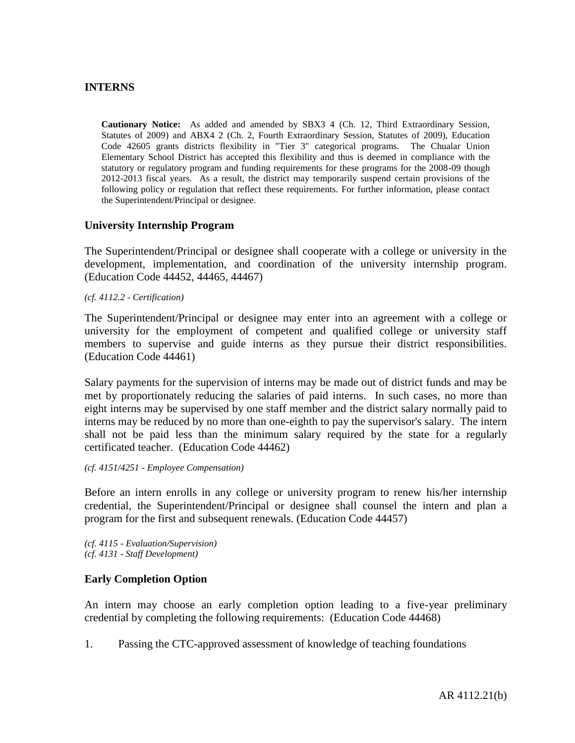## INTERNS

**Cautionary Notice:** As added and amended by SBX3 4 (Ch. 12, Third Extraordinary Session, Statutes of 2009) and ABX4 2 (Ch. 2, Fourth Extraordinary Session, Statutes of 2009), Education Code 42605 grants districts flexibility in "Tier 3" categorical programs. The Chualar Union Elementary School District has accepted this flexibility and thus is deemed in compliance with the statutory or regulatory program and funding requirements for these programs for the 2008-09 though 2012-2013 fiscal years. As a result, the district may temporarily suspend certain provisions of the following policy or regulation that reflect these requirements. For further information, please contact the Superintendent/Principal or designee.

### University Internship Program

The Superintendent/Principal or designee shall cooperate with a college or university in the development, implementation, and coordination of the university internship program. (Education Code 44452, 44465, 44467)

*(cf. 4112.2 - Certification)*

The Superintendent/Principal or designee may enter into an agreement with a college or university for the employment of competent and qualified college or university staff members to supervise and guide interns as they pursue their district responsibilities. (Education Code 44461)

Salary payments for the supervision of interns may be made out of district funds and may be met by proportionately reducing the salaries of paid interns. In such cases, no more than eight interns may be supervised by one staff member and the district salary normally paid to interns may be reduced by no more than one-eighth to pay the supervisor's salary. The intern shall not be paid less than the minimum salary required by the state for a regularly certificated teacher. (Education Code 44462)

*(cf. 4151/4251 - Employee Compensation)*

Before an intern enrolls in any college or university program to renew his/her internship credential, the Superintendent/Principal or designee shall counsel the intern and plan a program for the first and subsequent renewals. (Education Code 44457)

*(cf. 4115 - Evaluation/Supervision)*
*(cf. 4131 - Staff Development)*

### Early Completion Option

An intern may choose an early completion option leading to a five-year preliminary credential by completing the following requirements: (Education Code 44468)

1. Passing the CTC-approved assessment of knowledge of teaching foundations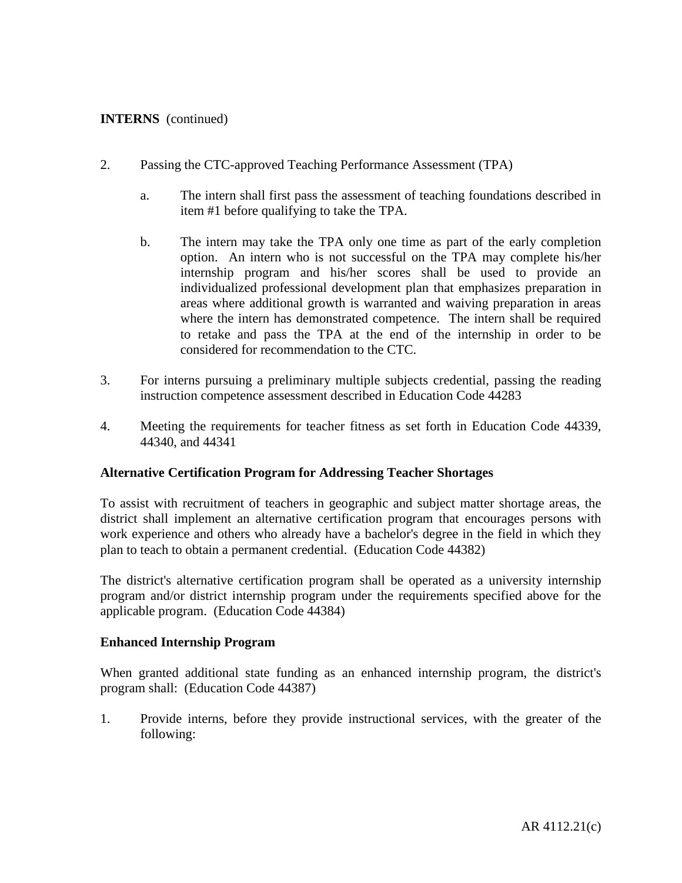**INTERNS** (continued)

2. Passing the CTC-approved Teaching Performance Assessment (TPA)

   a. The intern shall first pass the assessment of teaching foundations described in item #1 before qualifying to take the TPA.

   b. The intern may take the TPA only one time as part of the early completion option. An intern who is not successful on the TPA may complete his/her internship program and his/her scores shall be used to provide an individualized professional development plan that emphasizes preparation in areas where additional growth is warranted and waiving preparation in areas where the intern has demonstrated competence. The intern shall be required to retake and pass the TPA at the end of the internship in order to be considered for recommendation to the CTC.

3. For interns pursuing a preliminary multiple subjects credential, passing the reading instruction competence assessment described in Education Code 44283

4. Meeting the requirements for teacher fitness as set forth in Education Code 44339, 44340, and 44341

**Alternative Certification Program for Addressing Teacher Shortages**

To assist with recruitment of teachers in geographic and subject matter shortage areas, the district shall implement an alternative certification program that encourages persons with work experience and others who already have a bachelor's degree in the field in which they plan to teach to obtain a permanent credential. (Education Code 44382)

The district's alternative certification program shall be operated as a university internship program and/or district internship program under the requirements specified above for the applicable program. (Education Code 44384)

**Enhanced Internship Program**

When granted additional state funding as an enhanced internship program, the district's program shall: (Education Code 44387)

1. Provide interns, before they provide instructional services, with the greater of the following: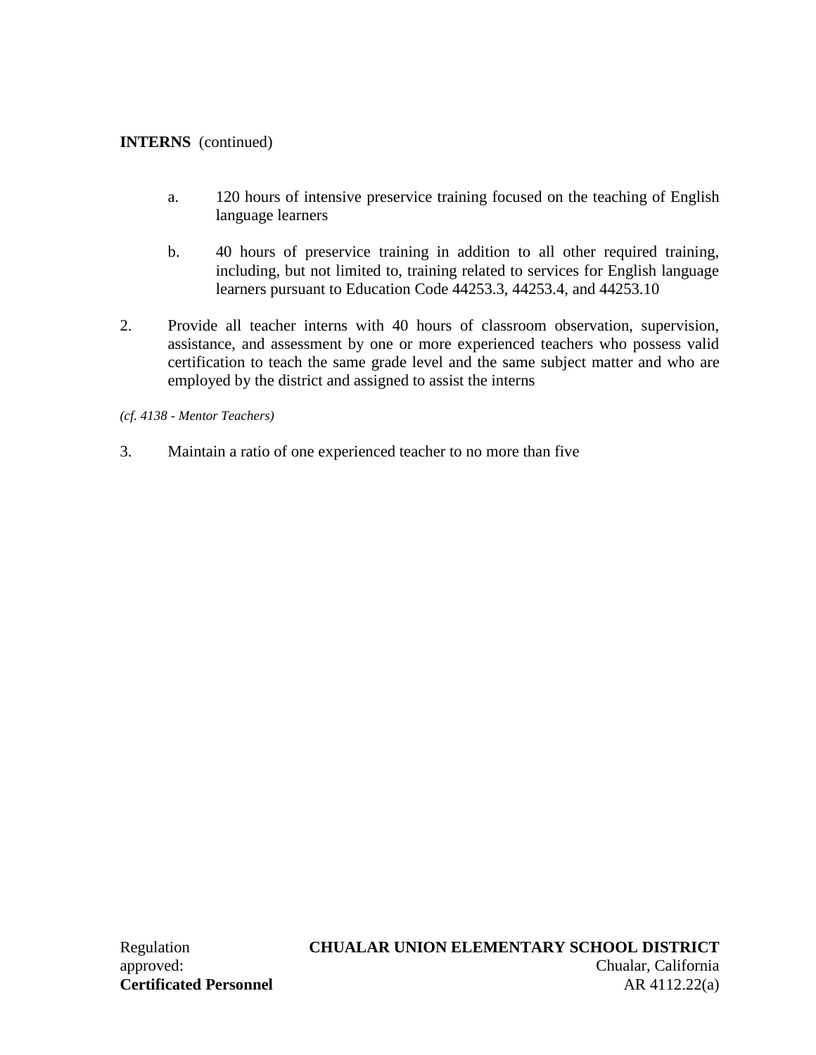**INTERNS** (continued)

   a. 120 hours of intensive preservice training focused on the teaching of English language learners

   b. 40 hours of preservice training in addition to all other required training, including, but not limited to, training related to services for English language learners pursuant to Education Code 44253.3, 44253.4, and 44253.10

2. Provide all teacher interns with 40 hours of classroom observation, supervision, assistance, and assessment by one or more experienced teachers who possess valid certification to teach the same grade level and the same subject matter and who are employed by the district and assigned to assist the interns

*(cf. 4138 - Mentor Teachers)*

3. Maintain a ratio of one experienced teacher to no more than five

Regulation approved:

**CHUALAR UNION ELEMENTARY SCHOOL DISTRICT**
Chualar, California

**Certificated Personnel** AR 4112.22(a)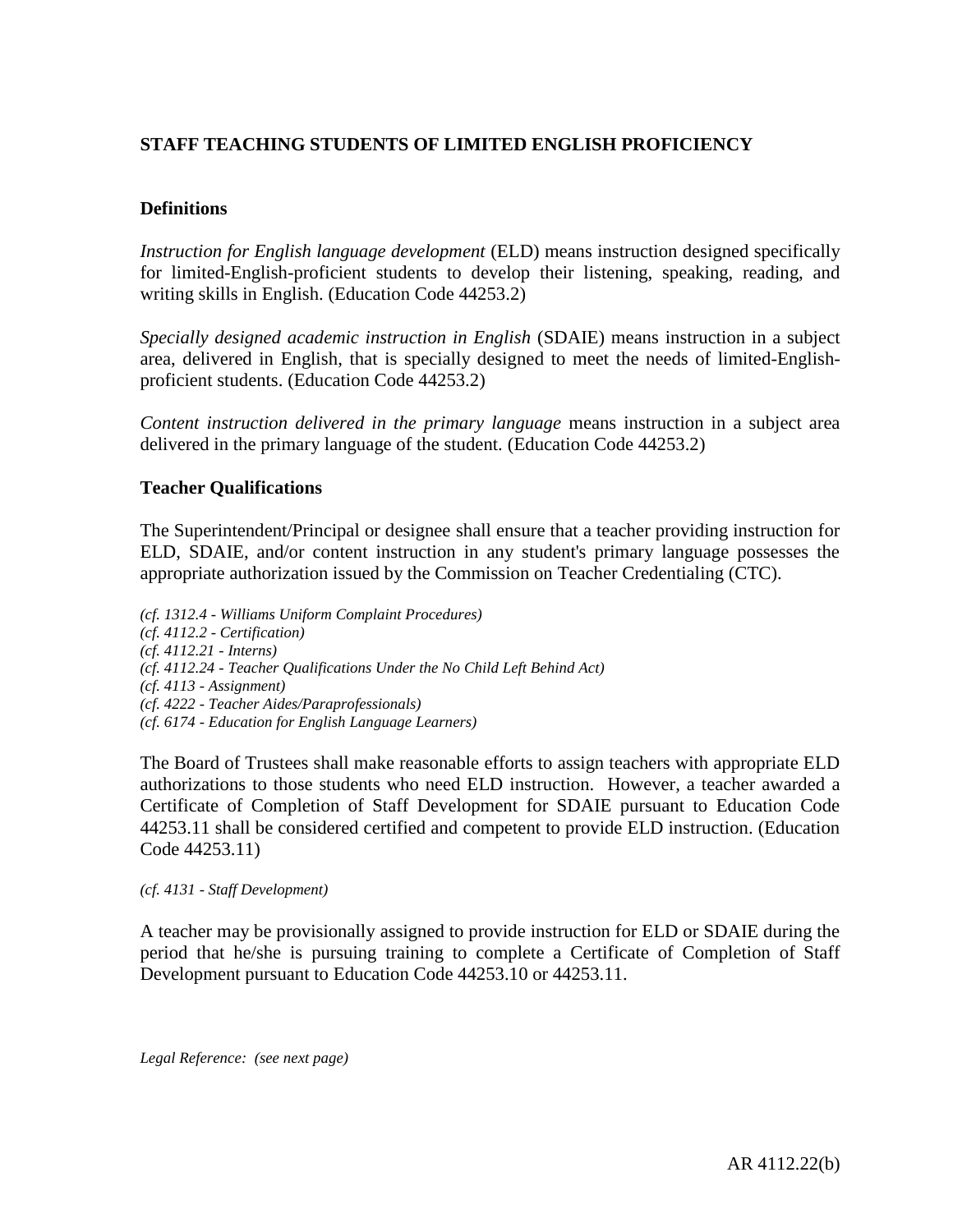## STAFF TEACHING STUDENTS OF LIMITED ENGLISH PROFICIENCY

### Definitions

*Instruction for English language development* (ELD) means instruction designed specifically for limited-English-proficient students to develop their listening, speaking, reading, and writing skills in English. (Education Code 44253.2)

*Specially designed academic instruction in English* (SDAIE) means instruction in a subject area, delivered in English, that is specially designed to meet the needs of limited-English-proficient students. (Education Code 44253.2)

*Content instruction delivered in the primary language* means instruction in a subject area delivered in the primary language of the student. (Education Code 44253.2)

### Teacher Qualifications

The Superintendent/Principal or designee shall ensure that a teacher providing instruction for ELD, SDAIE, and/or content instruction in any student's primary language possesses the appropriate authorization issued by the Commission on Teacher Credentialing (CTC).

*(cf. 1312.4 - Williams Uniform Complaint Procedures)*
*(cf. 4112.2 - Certification)*
*(cf. 4112.21 - Interns)*
*(cf. 4112.24 - Teacher Qualifications Under the No Child Left Behind Act)*
*(cf. 4113 - Assignment)*
*(cf. 4222 - Teacher Aides/Paraprofessionals)*
*(cf. 6174 - Education for English Language Learners)*

The Board of Trustees shall make reasonable efforts to assign teachers with appropriate ELD authorizations to those students who need ELD instruction. However, a teacher awarded a Certificate of Completion of Staff Development for SDAIE pursuant to Education Code 44253.11 shall be considered certified and competent to provide ELD instruction. (Education Code 44253.11)

*(cf. 4131 - Staff Development)*

A teacher may be provisionally assigned to provide instruction for ELD or SDAIE during the period that he/she is pursuing training to complete a Certificate of Completion of Staff Development pursuant to Education Code 44253.10 or 44253.11.

*Legal Reference: (see next page)*

AR 4112.22(b)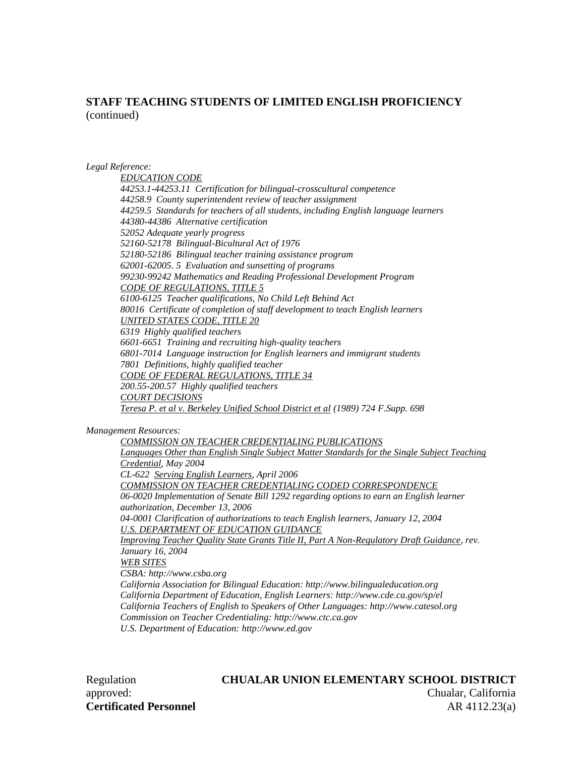**STAFF TEACHING STUDENTS OF LIMITED ENGLISH PROFICIENCY** (continued)

*Legal Reference:*

*EDUCATION CODE*
*44253.1-44253.11 Certification for bilingual-crosscultural competence*
*44258.9 County superintendent review of teacher assignment*
*44259.5 Standards for teachers of all students, including English language learners*
*44380-44386 Alternative certification*
*52052 Adequate yearly progress*
*52160-52178 Bilingual-Bicultural Act of 1976*
*52180-52186 Bilingual teacher training assistance program*
*62001-62005. 5 Evaluation and sunsetting of programs*
*99230-99242 Mathematics and Reading Professional Development Program*
*CODE OF REGULATIONS, TITLE 5*
*6100-6125 Teacher qualifications, No Child Left Behind Act*
*80016 Certificate of completion of staff development to teach English learners*
*UNITED STATES CODE, TITLE 20*
*6319 Highly qualified teachers*
*6601-6651 Training and recruiting high-quality teachers*
*6801-7014 Language instruction for English learners and immigrant students*
*7801 Definitions, highly qualified teacher*
*CODE OF FEDERAL REGULATIONS, TITLE 34*
*200.55-200.57 Highly qualified teachers*
*COURT DECISIONS*
*Teresa P. et al v. Berkeley Unified School District et al (1989) 724 F.Supp. 698*

*Management Resources:*

*COMMISSION ON TEACHER CREDENTIALING PUBLICATIONS*
*Languages Other than English Single Subject Matter Standards for the Single Subject Teaching Credential, May 2004*
*CL-622 Serving English Learners, April 2006*
*COMMISSION ON TEACHER CREDENTIALING CODED CORRESPONDENCE*
*06-0020 Implementation of Senate Bill 1292 regarding options to earn an English learner authorization, December 13, 2006*
*04-0001 Clarification of authorizations to teach English learners, January 12, 2004*
*U.S. DEPARTMENT OF EDUCATION GUIDANCE*
*Improving Teacher Quality State Grants Title II, Part A Non-Regulatory Draft Guidance, rev. January 16, 2004*
*WEB SITES*
*CSBA: http://www.csba.org*
*California Association for Bilingual Education: http://www.bilingualeducation.org*
*California Department of Education, English Learners: http://www.cde.ca.gov/sp/el*
*California Teachers of English to Speakers of Other Languages: http://www.catesol.org*
*Commission on Teacher Credentialing: http://www.ctc.ca.gov*
*U.S. Department of Education: http://www.ed.gov*

Regulation approved:

**CHUALAR UNION ELEMENTARY SCHOOL DISTRICT**
Chualar, California

**Certificated Personnel**
AR 4112.23(a)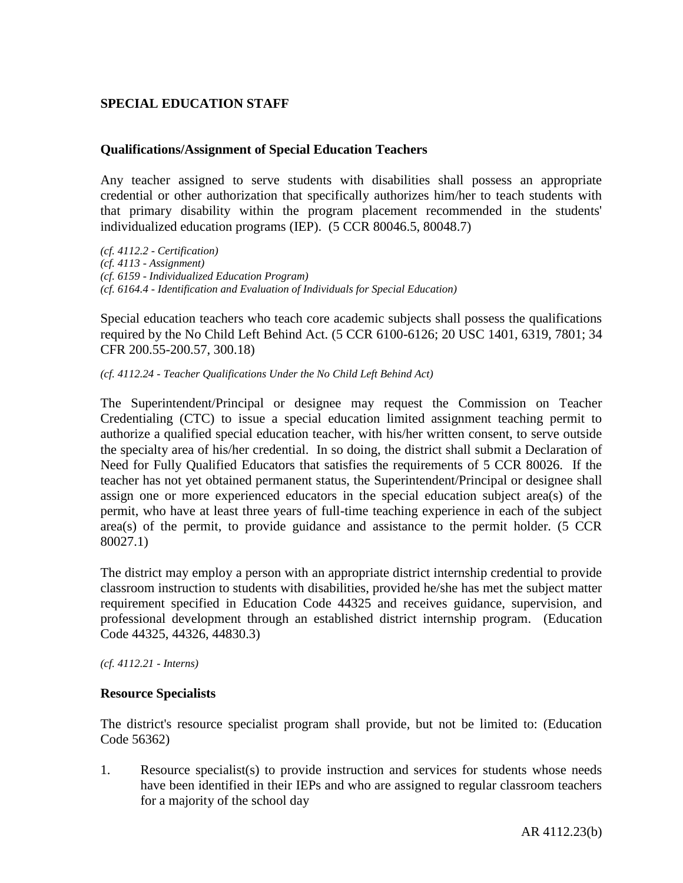## SPECIAL EDUCATION STAFF

### Qualifications/Assignment of Special Education Teachers

Any teacher assigned to serve students with disabilities shall possess an appropriate credential or other authorization that specifically authorizes him/her to teach students with that primary disability within the program placement recommended in the students' individualized education programs (IEP). (5 CCR 80046.5, 80048.7)

*(cf. 4112.2 - Certification)*
*(cf. 4113 - Assignment)*
*(cf. 6159 - Individualized Education Program)*
*(cf. 6164.4 - Identification and Evaluation of Individuals for Special Education)*

Special education teachers who teach core academic subjects shall possess the qualifications required by the No Child Left Behind Act. (5 CCR 6100-6126; 20 USC 1401, 6319, 7801; 34 CFR 200.55-200.57, 300.18)

*(cf. 4112.24 - Teacher Qualifications Under the No Child Left Behind Act)*

The Superintendent/Principal or designee may request the Commission on Teacher Credentialing (CTC) to issue a special education limited assignment teaching permit to authorize a qualified special education teacher, with his/her written consent, to serve outside the specialty area of his/her credential. In so doing, the district shall submit a Declaration of Need for Fully Qualified Educators that satisfies the requirements of 5 CCR 80026. If the teacher has not yet obtained permanent status, the Superintendent/Principal or designee shall assign one or more experienced educators in the special education subject area(s) of the permit, who have at least three years of full-time teaching experience in each of the subject area(s) of the permit, to provide guidance and assistance to the permit holder. (5 CCR 80027.1)

The district may employ a person with an appropriate district internship credential to provide classroom instruction to students with disabilities, provided he/she has met the subject matter requirement specified in Education Code 44325 and receives guidance, supervision, and professional development through an established district internship program. (Education Code 44325, 44326, 44830.3)

*(cf. 4112.21 - Interns)*

### Resource Specialists

The district's resource specialist program shall provide, but not be limited to: (Education Code 56362)

1. Resource specialist(s) to provide instruction and services for students whose needs have been identified in their IEPs and who are assigned to regular classroom teachers for a majority of the school day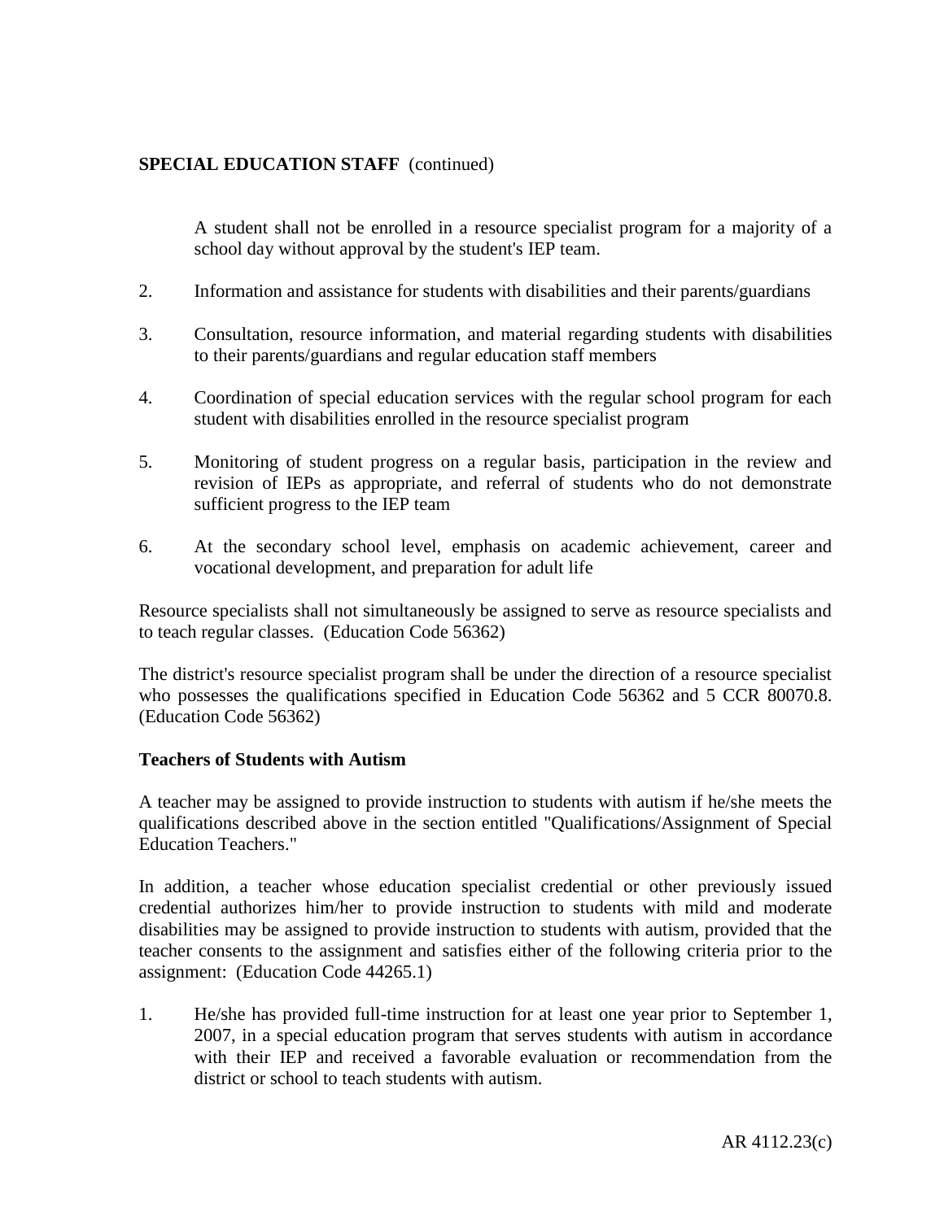A student shall not be enrolled in a resource specialist program for a majority of a school day without approval by the student's IEP team.

2. Information and assistance for students with disabilities and their parents/guardians

3. Consultation, resource information, and material regarding students with disabilities to their parents/guardians and regular education staff members

4. Coordination of special education services with the regular school program for each student with disabilities enrolled in the resource specialist program

5. Monitoring of student progress on a regular basis, participation in the review and revision of IEPs as appropriate, and referral of students who do not demonstrate sufficient progress to the IEP team

6. At the secondary school level, emphasis on academic achievement, career and vocational development, and preparation for adult life

Resource specialists shall not simultaneously be assigned to serve as resource specialists and to teach regular classes. (Education Code 56362)

The district's resource specialist program shall be under the direction of a resource specialist who possesses the qualifications specified in Education Code 56362 and 5 CCR 80070.8. (Education Code 56362)

**Teachers of Students with Autism**

A teacher may be assigned to provide instruction to students with autism if he/she meets the qualifications described above in the section entitled "Qualifications/Assignment of Special Education Teachers."

In addition, a teacher whose education specialist credential or other previously issued credential authorizes him/her to provide instruction to students with mild and moderate disabilities may be assigned to provide instruction to students with autism, provided that the teacher consents to the assignment and satisfies either of the following criteria prior to the assignment: (Education Code 44265.1)

1. He/she has provided full-time instruction for at least one year prior to September 1, 2007, in a special education program that serves students with autism in accordance with their IEP and received a favorable evaluation or recommendation from the district or school to teach students with autism.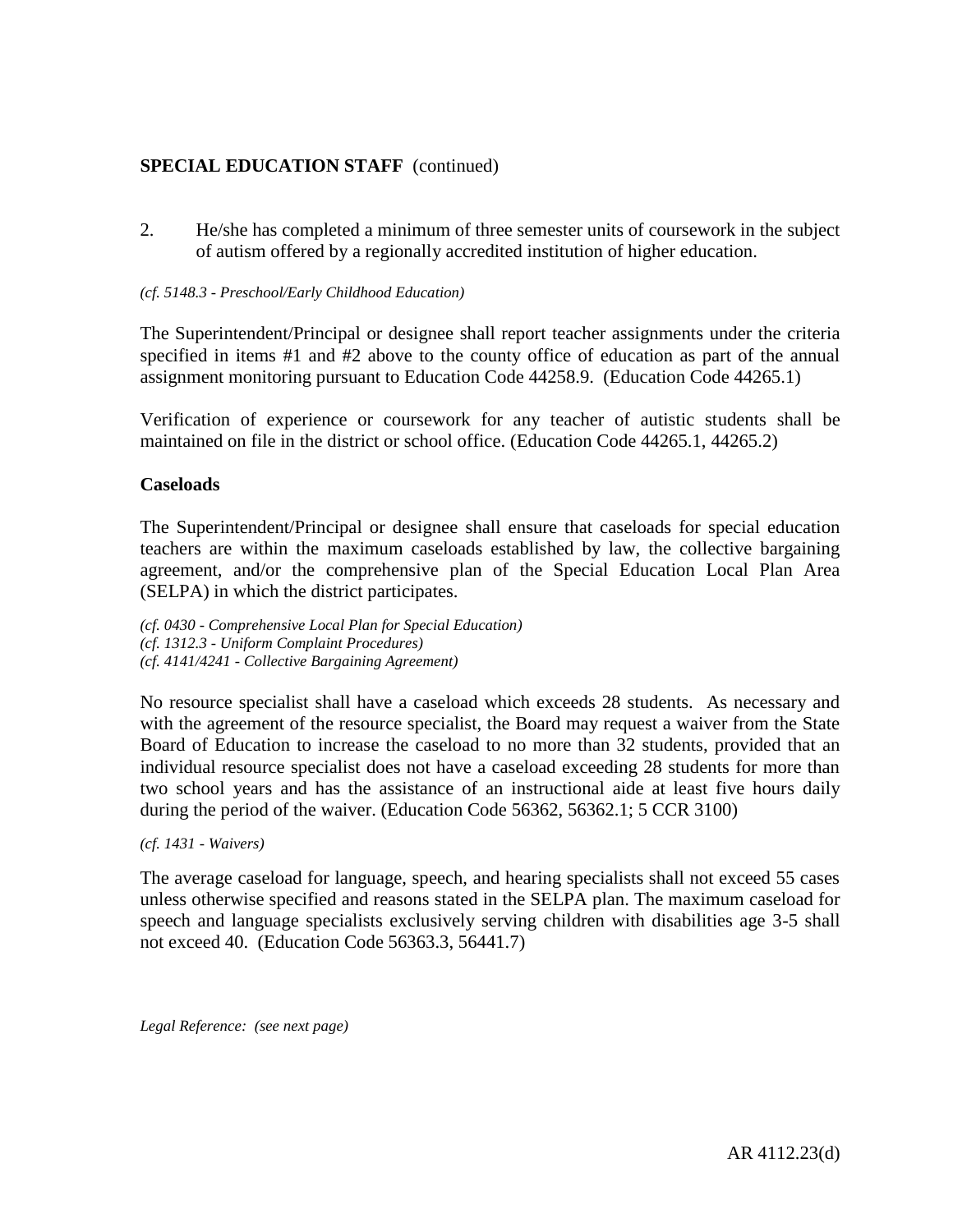2. He/she has completed a minimum of three semester units of coursework in the subject of autism offered by a regionally accredited institution of higher education.

*(cf. 5148.3 - Preschool/Early Childhood Education)*

The Superintendent/Principal or designee shall report teacher assignments under the criteria specified in items #1 and #2 above to the county office of education as part of the annual assignment monitoring pursuant to Education Code 44258.9. (Education Code 44265.1)

Verification of experience or coursework for any teacher of autistic students shall be maintained on file in the district or school office. (Education Code 44265.1, 44265.2)

**Caseloads**

The Superintendent/Principal or designee shall ensure that caseloads for special education teachers are within the maximum caseloads established by law, the collective bargaining agreement, and/or the comprehensive plan of the Special Education Local Plan Area (SELPA) in which the district participates.

*(cf. 0430 - Comprehensive Local Plan for Special Education)*
*(cf. 1312.3 - Uniform Complaint Procedures)*
*(cf. 4141/4241 - Collective Bargaining Agreement)*

No resource specialist shall have a caseload which exceeds 28 students. As necessary and with the agreement of the resource specialist, the Board may request a waiver from the State Board of Education to increase the caseload to no more than 32 students, provided that an individual resource specialist does not have a caseload exceeding 28 students for more than two school years and has the assistance of an instructional aide at least five hours daily during the period of the waiver. (Education Code 56362, 56362.1; 5 CCR 3100)

*(cf. 1431 - Waivers)*

The average caseload for language, speech, and hearing specialists shall not exceed 55 cases unless otherwise specified and reasons stated in the SELPA plan. The maximum caseload for speech and language specialists exclusively serving children with disabilities age 3-5 shall not exceed 40. (Education Code 56363.3, 56441.7)

*Legal Reference: (see next page)*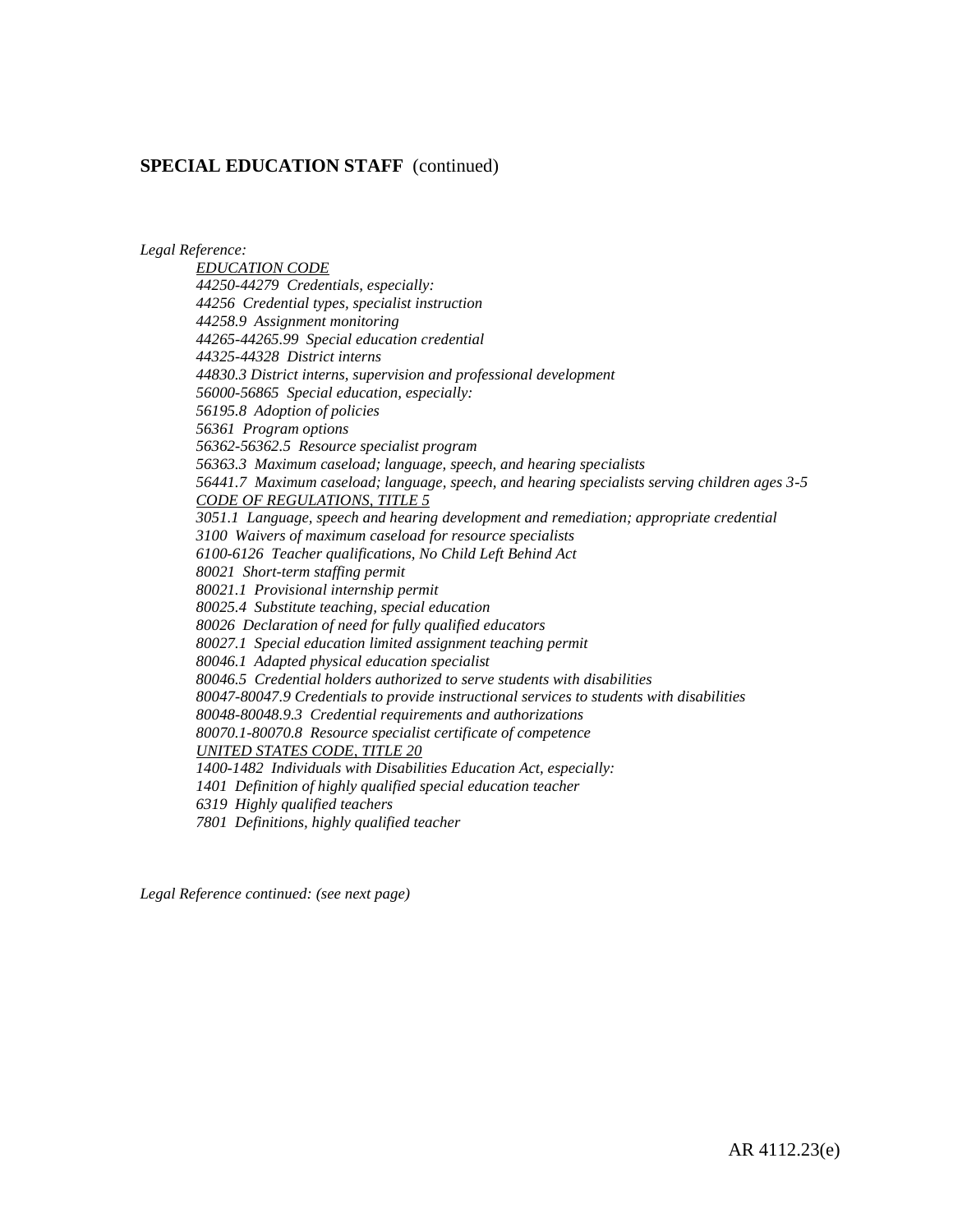**SPECIAL EDUCATION STAFF** (continued)

*Legal Reference:*

*EDUCATION CODE*
*44250-44279 Credentials, especially:*
*44256 Credential types, specialist instruction*
*44258.9 Assignment monitoring*
*44265-44265.99 Special education credential*
*44325-44328 District interns*
*44830.3 District interns, supervision and professional development*
*56000-56865 Special education, especially:*
*56195.8 Adoption of policies*
*56361 Program options*
*56362-56362.5 Resource specialist program*
*56363.3 Maximum caseload; language, speech, and hearing specialists*
*56441.7 Maximum caseload; language, speech, and hearing specialists serving children ages 3-5*

*CODE OF REGULATIONS, TITLE 5*
*3051.1 Language, speech and hearing development and remediation; appropriate credential*
*3100 Waivers of maximum caseload for resource specialists*
*6100-6126 Teacher qualifications, No Child Left Behind Act*
*80021 Short-term staffing permit*
*80021.1 Provisional internship permit*
*80025.4 Substitute teaching, special education*
*80026 Declaration of need for fully qualified educators*
*80027.1 Special education limited assignment teaching permit*
*80046.1 Adapted physical education specialist*
*80046.5 Credential holders authorized to serve students with disabilities*
*80047-80047.9 Credentials to provide instructional services to students with disabilities*
*80048-80048.9.3 Credential requirements and authorizations*
*80070.1-80070.8 Resource specialist certificate of competence*

*UNITED STATES CODE, TITLE 20*
*1400-1482 Individuals with Disabilities Education Act, especially:*
*1401 Definition of highly qualified special education teacher*
*6319 Highly qualified teachers*
*7801 Definitions, highly qualified teacher*

*Legal Reference continued: (see next page)*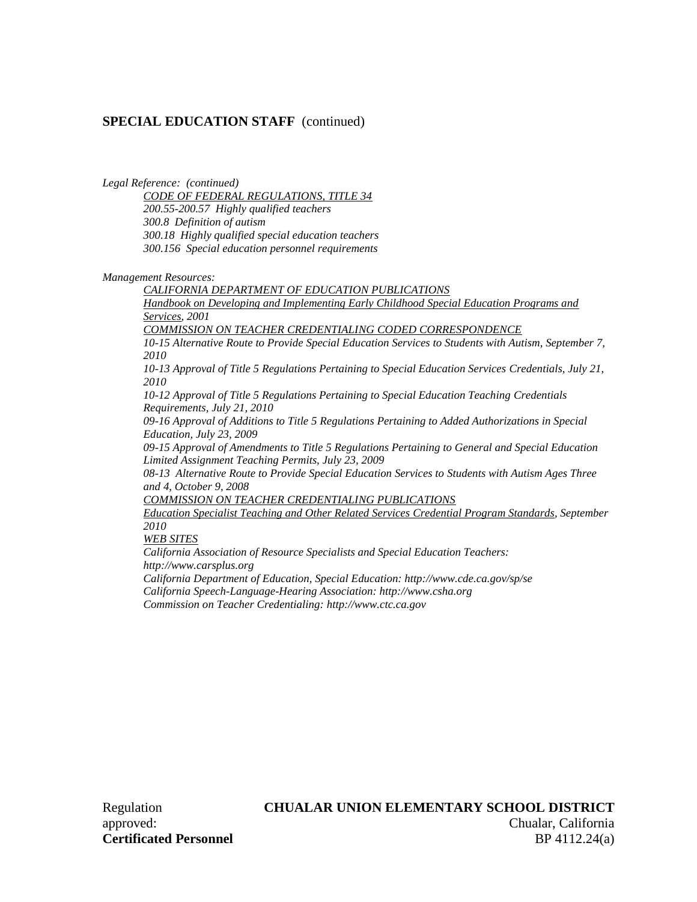**SPECIAL EDUCATION STAFF** (continued)

*Legal Reference: (continued)*

*CODE OF FEDERAL REGULATIONS, TITLE 34*

*200.55-200.57 Highly qualified teachers*

*300.8 Definition of autism*

*300.18 Highly qualified special education teachers*

*300.156 Special education personnel requirements*

*Management Resources:*

*CALIFORNIA DEPARTMENT OF EDUCATION PUBLICATIONS*

*Handbook on Developing and Implementing Early Childhood Special Education Programs and Services, 2001*

*COMMISSION ON TEACHER CREDENTIALING CODED CORRESPONDENCE*

*10-15 Alternative Route to Provide Special Education Services to Students with Autism, September 7, 2010*

*10-13 Approval of Title 5 Regulations Pertaining to Special Education Services Credentials, July 21, 2010*

*10-12 Approval of Title 5 Regulations Pertaining to Special Education Teaching Credentials Requirements, July 21, 2010*

*09-16 Approval of Additions to Title 5 Regulations Pertaining to Added Authorizations in Special Education, July 23, 2009*

*09-15 Approval of Amendments to Title 5 Regulations Pertaining to General and Special Education Limited Assignment Teaching Permits, July 23, 2009*

*08-13 Alternative Route to Provide Special Education Services to Students with Autism Ages Three and 4, October 9, 2008*

*COMMISSION ON TEACHER CREDENTIALING PUBLICATIONS*

*Education Specialist Teaching and Other Related Services Credential Program Standards, September 2010*

*WEB SITES*

*California Association of Resource Specialists and Special Education Teachers: http://www.carsplus.org*

*California Department of Education, Special Education: http://www.cde.ca.gov/sp/se*

*California Speech-Language-Hearing Association: http://www.csha.org*

*Commission on Teacher Credentialing: http://www.ctc.ca.gov*

Regulation approved:

**CHUALAR UNION ELEMENTARY SCHOOL DISTRICT**
Chualar, California

**Certificated Personnel**

BP 4112.24(a)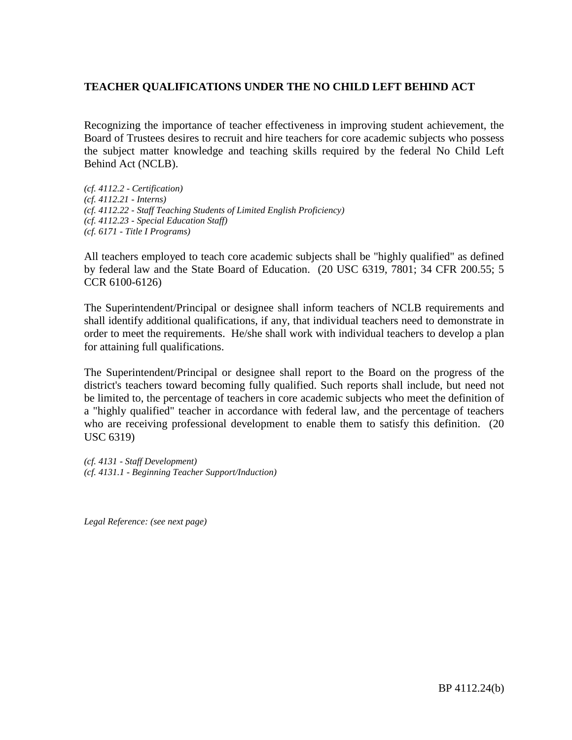**TEACHER QUALIFICATIONS UNDER THE NO CHILD LEFT BEHIND ACT**

Recognizing the importance of teacher effectiveness in improving student achievement, the Board of Trustees desires to recruit and hire teachers for core academic subjects who possess the subject matter knowledge and teaching skills required by the federal No Child Left Behind Act (NCLB).

*(cf. 4112.2 - Certification)*
*(cf. 4112.21 - Interns)*
*(cf. 4112.22 - Staff Teaching Students of Limited English Proficiency)*
*(cf. 4112.23 - Special Education Staff)*
*(cf. 6171 - Title I Programs)*

All teachers employed to teach core academic subjects shall be "highly qualified" as defined by federal law and the State Board of Education. (20 USC 6319, 7801; 34 CFR 200.55; 5 CCR 6100-6126)

The Superintendent/Principal or designee shall inform teachers of NCLB requirements and shall identify additional qualifications, if any, that individual teachers need to demonstrate in order to meet the requirements. He/she shall work with individual teachers to develop a plan for attaining full qualifications.

The Superintendent/Principal or designee shall report to the Board on the progress of the district's teachers toward becoming fully qualified. Such reports shall include, but need not be limited to, the percentage of teachers in core academic subjects who meet the definition of a "highly qualified" teacher in accordance with federal law, and the percentage of teachers who are receiving professional development to enable them to satisfy this definition. (20 USC 6319)

*(cf. 4131 - Staff Development)*
*(cf. 4131.1 - Beginning Teacher Support/Induction)*

*Legal Reference: (see next page)*

BP 4112.24(b)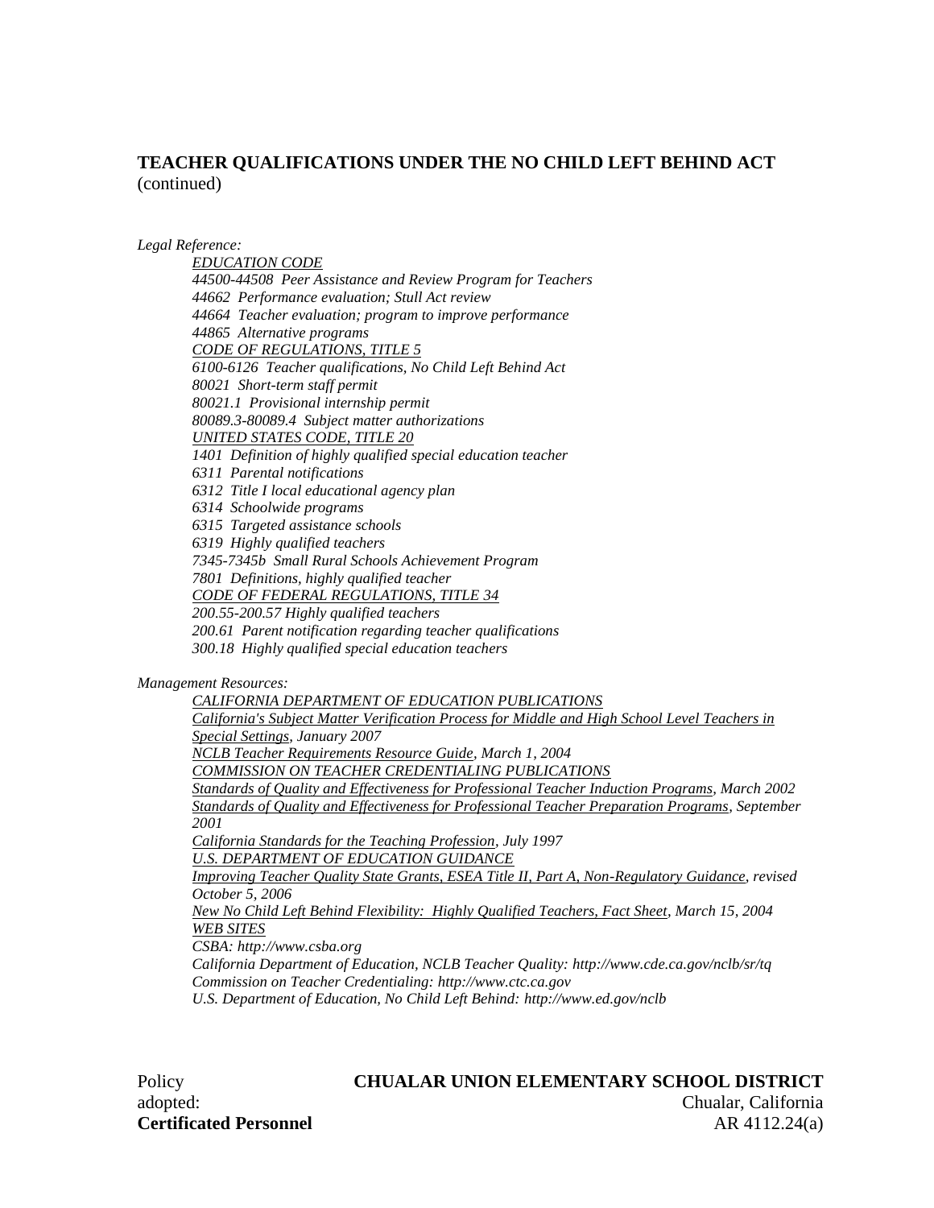**TEACHER QUALIFICATIONS UNDER THE NO CHILD LEFT BEHIND ACT** (continued)

*Legal Reference:*

*EDUCATION CODE*
*44500-44508 Peer Assistance and Review Program for Teachers*
*44662 Performance evaluation; Stull Act review*
*44664 Teacher evaluation; program to improve performance*
*44865 Alternative programs*
*CODE OF REGULATIONS, TITLE 5*
*6100-6126 Teacher qualifications, No Child Left Behind Act*
*80021 Short-term staff permit*
*80021.1 Provisional internship permit*
*80089.3-80089.4 Subject matter authorizations*
*UNITED STATES CODE, TITLE 20*
*1401 Definition of highly qualified special education teacher*
*6311 Parental notifications*
*6312 Title I local educational agency plan*
*6314 Schoolwide programs*
*6315 Targeted assistance schools*
*6319 Highly qualified teachers*
*7345-7345b Small Rural Schools Achievement Program*
*7801 Definitions, highly qualified teacher*
*CODE OF FEDERAL REGULATIONS, TITLE 34*
*200.55-200.57 Highly qualified teachers*
*200.61 Parent notification regarding teacher qualifications*
*300.18 Highly qualified special education teachers*

*Management Resources:*

*CALIFORNIA DEPARTMENT OF EDUCATION PUBLICATIONS*
*California's Subject Matter Verification Process for Middle and High School Level Teachers in Special Settings, January 2007*
*NCLB Teacher Requirements Resource Guide, March 1, 2004*
*COMMISSION ON TEACHER CREDENTIALING PUBLICATIONS*
*Standards of Quality and Effectiveness for Professional Teacher Induction Programs, March 2002*
*Standards of Quality and Effectiveness for Professional Teacher Preparation Programs, September 2001*
*California Standards for the Teaching Profession, July 1997*
*U.S. DEPARTMENT OF EDUCATION GUIDANCE*
*Improving Teacher Quality State Grants, ESEA Title II, Part A, Non-Regulatory Guidance, revised October 5, 2006*
*New No Child Left Behind Flexibility: Highly Qualified Teachers, Fact Sheet, March 15, 2004*
*WEB SITES*
*CSBA: http://www.csba.org*
*California Department of Education, NCLB Teacher Quality: http://www.cde.ca.gov/nclb/sr/tq*
*Commission on Teacher Credentialing: http://www.ctc.ca.gov*
*U.S. Department of Education, No Child Left Behind: http://www.ed.gov/nclb*

Policy adopted:

**CHUALAR UNION ELEMENTARY SCHOOL DISTRICT**
Chualar, California

**Certificated Personnel**

AR 4112.24(a)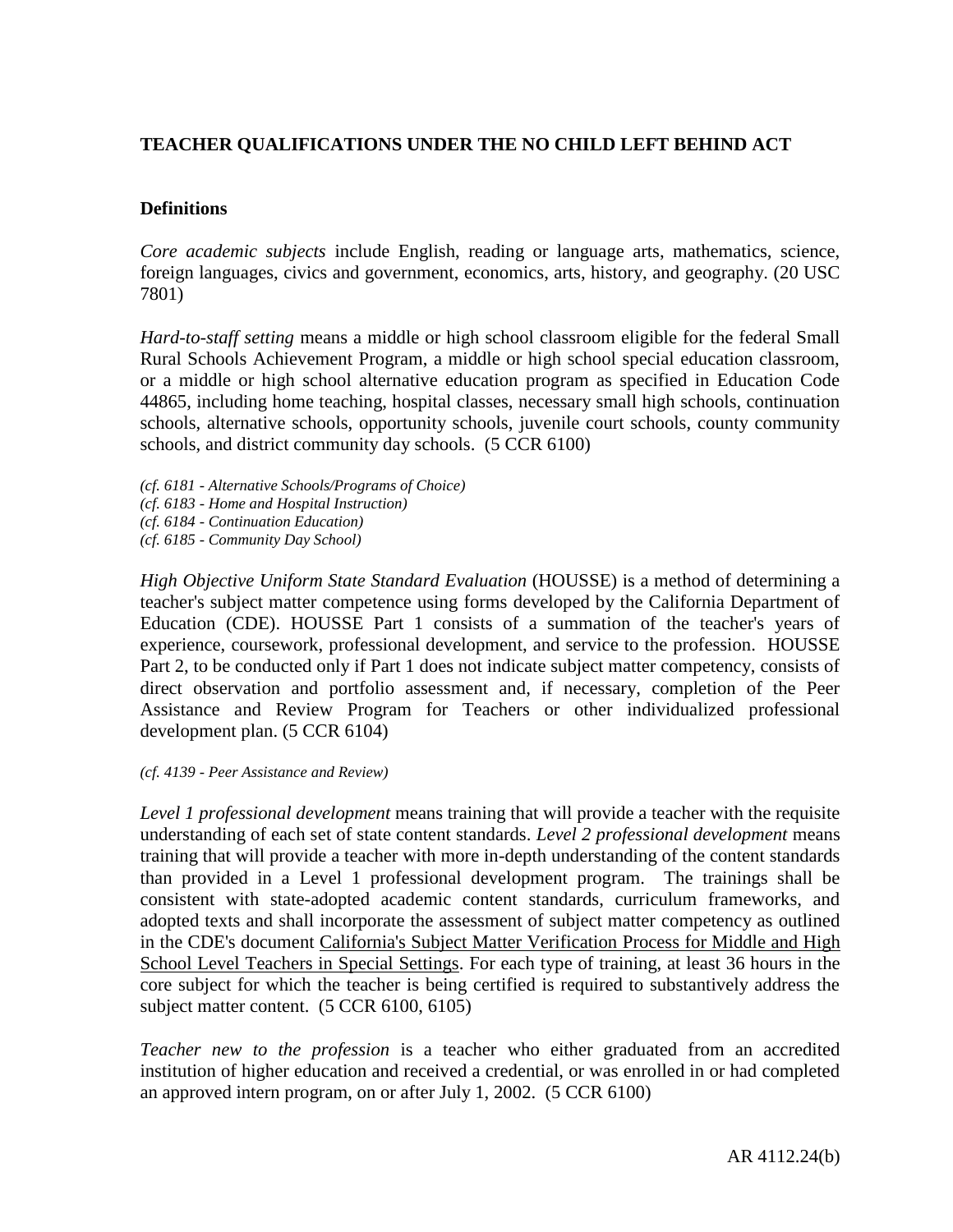**TEACHER QUALIFICATIONS UNDER THE NO CHILD LEFT BEHIND ACT**

**Definitions**

*Core academic subjects* include English, reading or language arts, mathematics, science, foreign languages, civics and government, economics, arts, history, and geography. (20 USC 7801)

*Hard-to-staff setting* means a middle or high school classroom eligible for the federal Small Rural Schools Achievement Program, a middle or high school special education classroom, or a middle or high school alternative education program as specified in Education Code 44865, including home teaching, hospital classes, necessary small high schools, continuation schools, alternative schools, opportunity schools, juvenile court schools, county community schools, and district community day schools. (5 CCR 6100)

*(cf. 6181 - Alternative Schools/Programs of Choice)*
*(cf. 6183 - Home and Hospital Instruction)*
*(cf. 6184 - Continuation Education)*
*(cf. 6185 - Community Day School)*

*High Objective Uniform State Standard Evaluation* (HOUSSE) is a method of determining a teacher's subject matter competence using forms developed by the California Department of Education (CDE). HOUSSE Part 1 consists of a summation of the teacher's years of experience, coursework, professional development, and service to the profession. HOUSSE Part 2, to be conducted only if Part 1 does not indicate subject matter competency, consists of direct observation and portfolio assessment and, if necessary, completion of the Peer Assistance and Review Program for Teachers or other individualized professional development plan. (5 CCR 6104)

*(cf. 4139 - Peer Assistance and Review)*

*Level 1 professional development* means training that will provide a teacher with the requisite understanding of each set of state content standards. *Level 2 professional development* means training that will provide a teacher with more in-depth understanding of the content standards than provided in a Level 1 professional development program. The trainings shall be consistent with state-adopted academic content standards, curriculum frameworks, and adopted texts and shall incorporate the assessment of subject matter competency as outlined in the CDE's document California's Subject Matter Verification Process for Middle and High School Level Teachers in Special Settings. For each type of training, at least 36 hours in the core subject for which the teacher is being certified is required to substantively address the subject matter content. (5 CCR 6100, 6105)

*Teacher new to the profession* is a teacher who either graduated from an accredited institution of higher education and received a credential, or was enrolled in or had completed an approved intern program, on or after July 1, 2002. (5 CCR 6100)

AR 4112.24(b)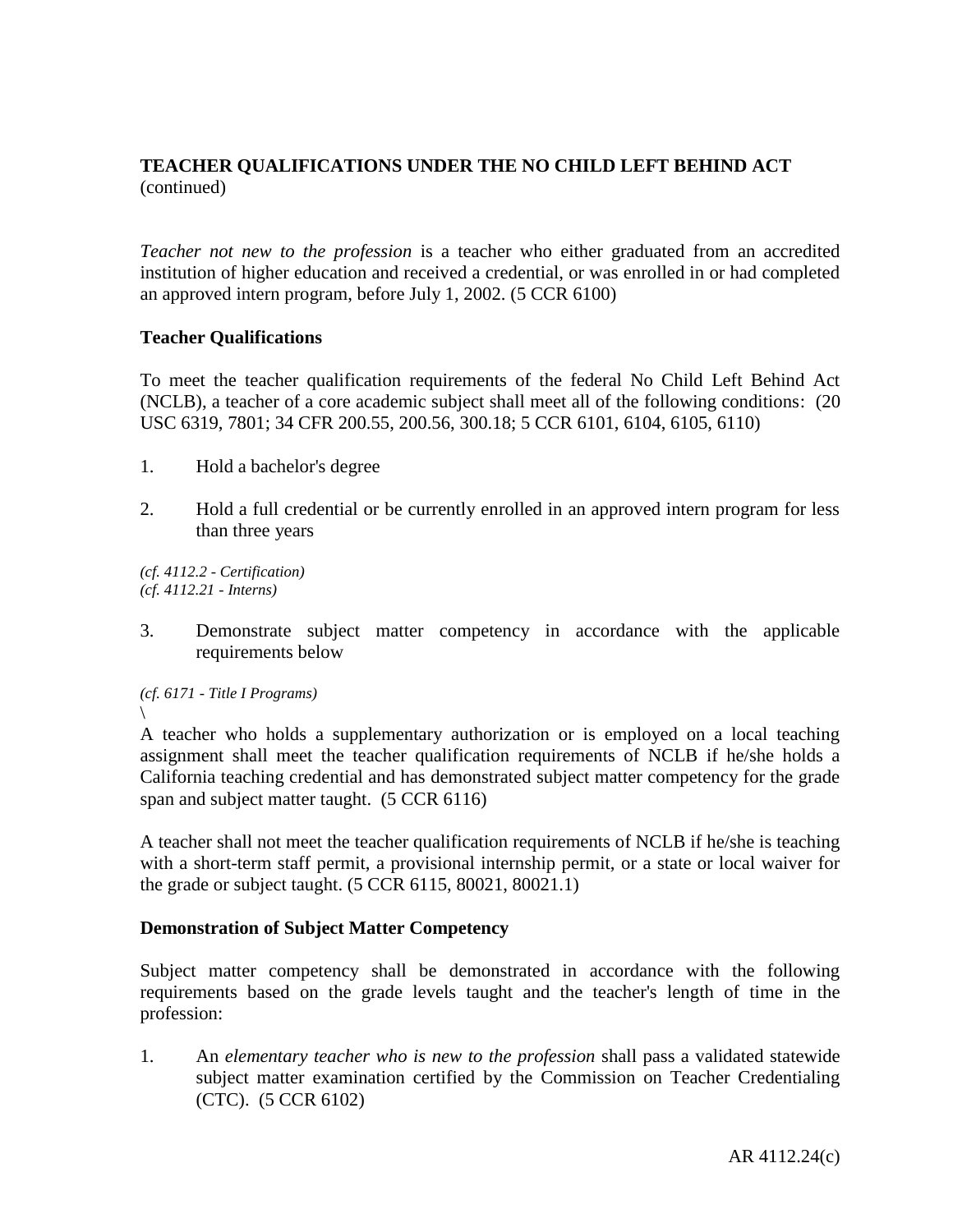**TEACHER QUALIFICATIONS UNDER THE NO CHILD LEFT BEHIND ACT** (continued)

*Teacher not new to the profession* is a teacher who either graduated from an accredited institution of higher education and received a credential, or was enrolled in or had completed an approved intern program, before July 1, 2002. (5 CCR 6100)

**Teacher Qualifications**

To meet the teacher qualification requirements of the federal No Child Left Behind Act (NCLB), a teacher of a core academic subject shall meet all of the following conditions: (20 USC 6319, 7801; 34 CFR 200.55, 200.56, 300.18; 5 CCR 6101, 6104, 6105, 6110)

1. Hold a bachelor's degree
2. Hold a full credential or be currently enrolled in an approved intern program for less than three years

*(cf. 4112.2 - Certification)*
*(cf. 4112.21 - Interns)*

3. Demonstrate subject matter competency in accordance with the applicable requirements below

*(cf. 6171 - Title I Programs)*
\

A teacher who holds a supplementary authorization or is employed on a local teaching assignment shall meet the teacher qualification requirements of NCLB if he/she holds a California teaching credential and has demonstrated subject matter competency for the grade span and subject matter taught. (5 CCR 6116)

A teacher shall not meet the teacher qualification requirements of NCLB if he/she is teaching with a short-term staff permit, a provisional internship permit, or a state or local waiver for the grade or subject taught. (5 CCR 6115, 80021, 80021.1)

**Demonstration of Subject Matter Competency**

Subject matter competency shall be demonstrated in accordance with the following requirements based on the grade levels taught and the teacher's length of time in the profession:

1. An *elementary teacher who is new to the profession* shall pass a validated statewide subject matter examination certified by the Commission on Teacher Credentialing (CTC). (5 CCR 6102)

AR 4112.24(c)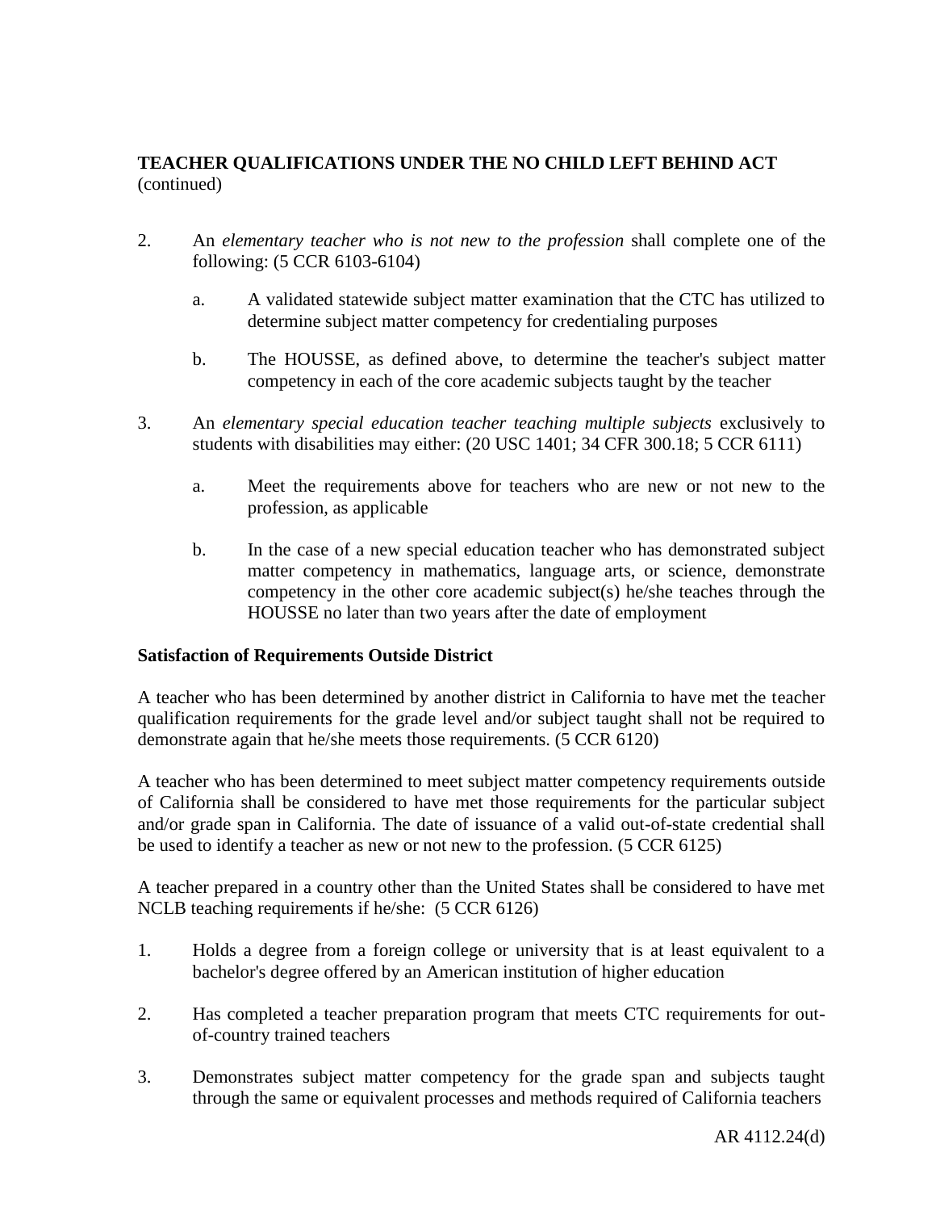**TEACHER QUALIFICATIONS UNDER THE NO CHILD LEFT BEHIND ACT** (continued)

2. An *elementary teacher who is not new to the profession* shall complete one of the following: (5 CCR 6103-6104)

   a. A validated statewide subject matter examination that the CTC has utilized to determine subject matter competency for credentialing purposes

   b. The HOUSSE, as defined above, to determine the teacher's subject matter competency in each of the core academic subjects taught by the teacher

3. An *elementary special education teacher teaching multiple subjects* exclusively to students with disabilities may either: (20 USC 1401; 34 CFR 300.18; 5 CCR 6111)

   a. Meet the requirements above for teachers who are new or not new to the profession, as applicable

   b. In the case of a new special education teacher who has demonstrated subject matter competency in mathematics, language arts, or science, demonstrate competency in the other core academic subject(s) he/she teaches through the HOUSSE no later than two years after the date of employment

**Satisfaction of Requirements Outside District**

A teacher who has been determined by another district in California to have met the teacher qualification requirements for the grade level and/or subject taught shall not be required to demonstrate again that he/she meets those requirements. (5 CCR 6120)

A teacher who has been determined to meet subject matter competency requirements outside of California shall be considered to have met those requirements for the particular subject and/or grade span in California. The date of issuance of a valid out-of-state credential shall be used to identify a teacher as new or not new to the profession. (5 CCR 6125)

A teacher prepared in a country other than the United States shall be considered to have met NCLB teaching requirements if he/she: (5 CCR 6126)

1. Holds a degree from a foreign college or university that is at least equivalent to a bachelor's degree offered by an American institution of higher education

2. Has completed a teacher preparation program that meets CTC requirements for out-of-country trained teachers

3. Demonstrates subject matter competency for the grade span and subjects taught through the same or equivalent processes and methods required of California teachers

AR 4112.24(d)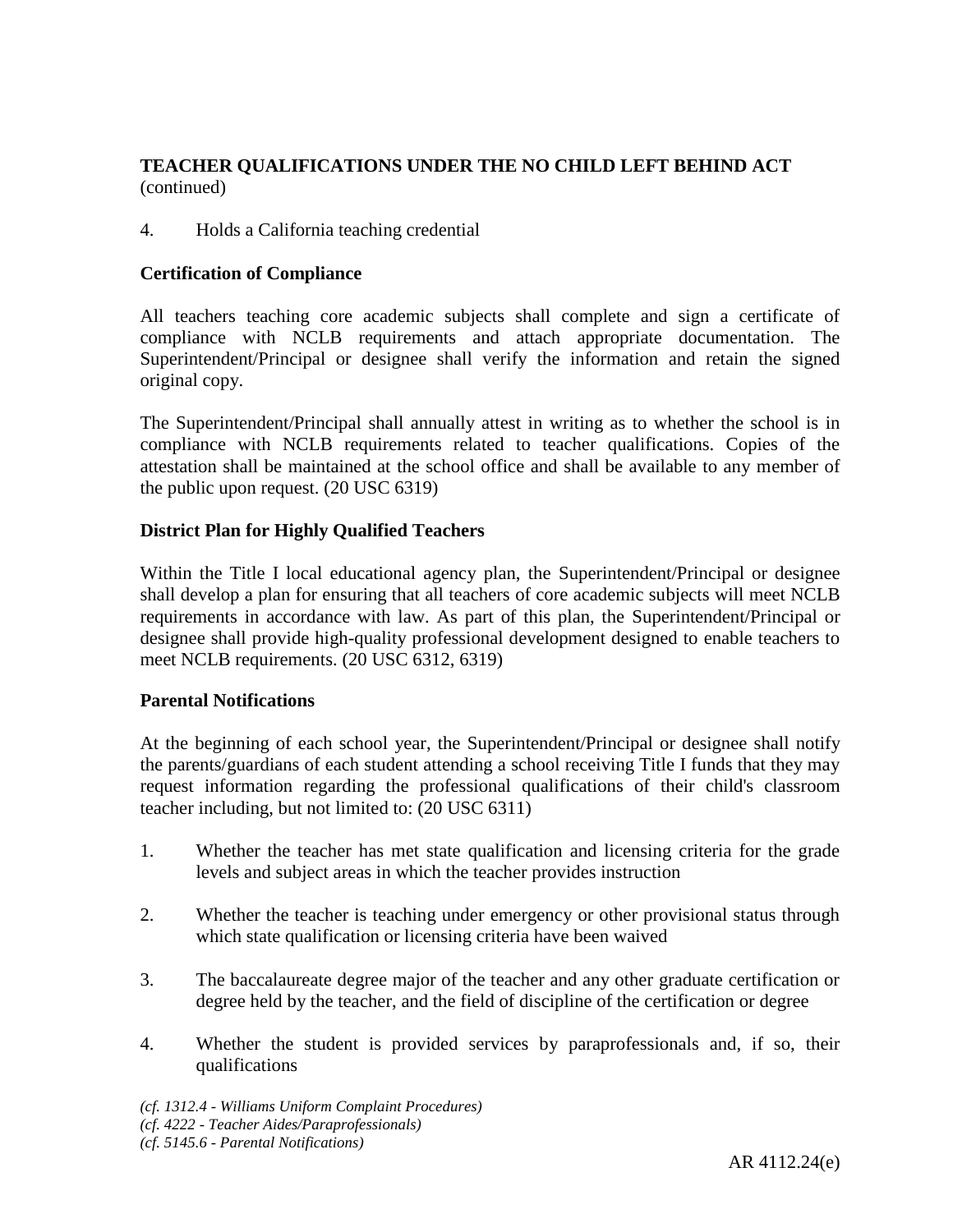**TEACHER QUALIFICATIONS UNDER THE NO CHILD LEFT BEHIND ACT** (continued)

4. Holds a California teaching credential

**Certification of Compliance**

All teachers teaching core academic subjects shall complete and sign a certificate of compliance with NCLB requirements and attach appropriate documentation. The Superintendent/Principal or designee shall verify the information and retain the signed original copy.

The Superintendent/Principal shall annually attest in writing as to whether the school is in compliance with NCLB requirements related to teacher qualifications. Copies of the attestation shall be maintained at the school office and shall be available to any member of the public upon request. (20 USC 6319)

**District Plan for Highly Qualified Teachers**

Within the Title I local educational agency plan, the Superintendent/Principal or designee shall develop a plan for ensuring that all teachers of core academic subjects will meet NCLB requirements in accordance with law. As part of this plan, the Superintendent/Principal or designee shall provide high-quality professional development designed to enable teachers to meet NCLB requirements. (20 USC 6312, 6319)

**Parental Notifications**

At the beginning of each school year, the Superintendent/Principal or designee shall notify the parents/guardians of each student attending a school receiving Title I funds that they may request information regarding the professional qualifications of their child's classroom teacher including, but not limited to: (20 USC 6311)

1. Whether the teacher has met state qualification and licensing criteria for the grade levels and subject areas in which the teacher provides instruction

2. Whether the teacher is teaching under emergency or other provisional status through which state qualification or licensing criteria have been waived

3. The baccalaureate degree major of the teacher and any other graduate certification or degree held by the teacher, and the field of discipline of the certification or degree

4. Whether the student is provided services by paraprofessionals and, if so, their qualifications

*(cf. 1312.4 - Williams Uniform Complaint Procedures)*
*(cf. 4222 - Teacher Aides/Paraprofessionals)*
*(cf. 5145.6 - Parental Notifications)*

AR 4112.24(e)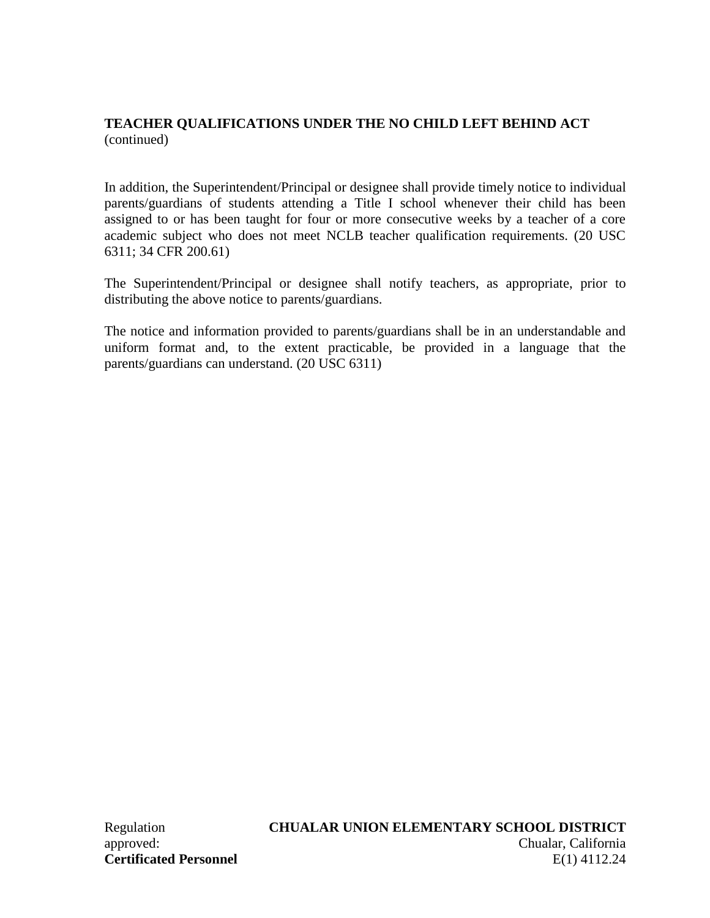**TEACHER QUALIFICATIONS UNDER THE NO CHILD LEFT BEHIND ACT** (continued)

In addition, the Superintendent/Principal or designee shall provide timely notice to individual parents/guardians of students attending a Title I school whenever their child has been assigned to or has been taught for four or more consecutive weeks by a teacher of a core academic subject who does not meet NCLB teacher qualification requirements. (20 USC 6311; 34 CFR 200.61)

The Superintendent/Principal or designee shall notify teachers, as appropriate, prior to distributing the above notice to parents/guardians.

The notice and information provided to parents/guardians shall be in an understandable and uniform format and, to the extent practicable, be provided in a language that the parents/guardians can understand. (20 USC 6311)

Regulation approved:

**CHUALAR UNION ELEMENTARY SCHOOL DISTRICT**
Chualar, California

**Certificated Personnel**

E(1) 4112.24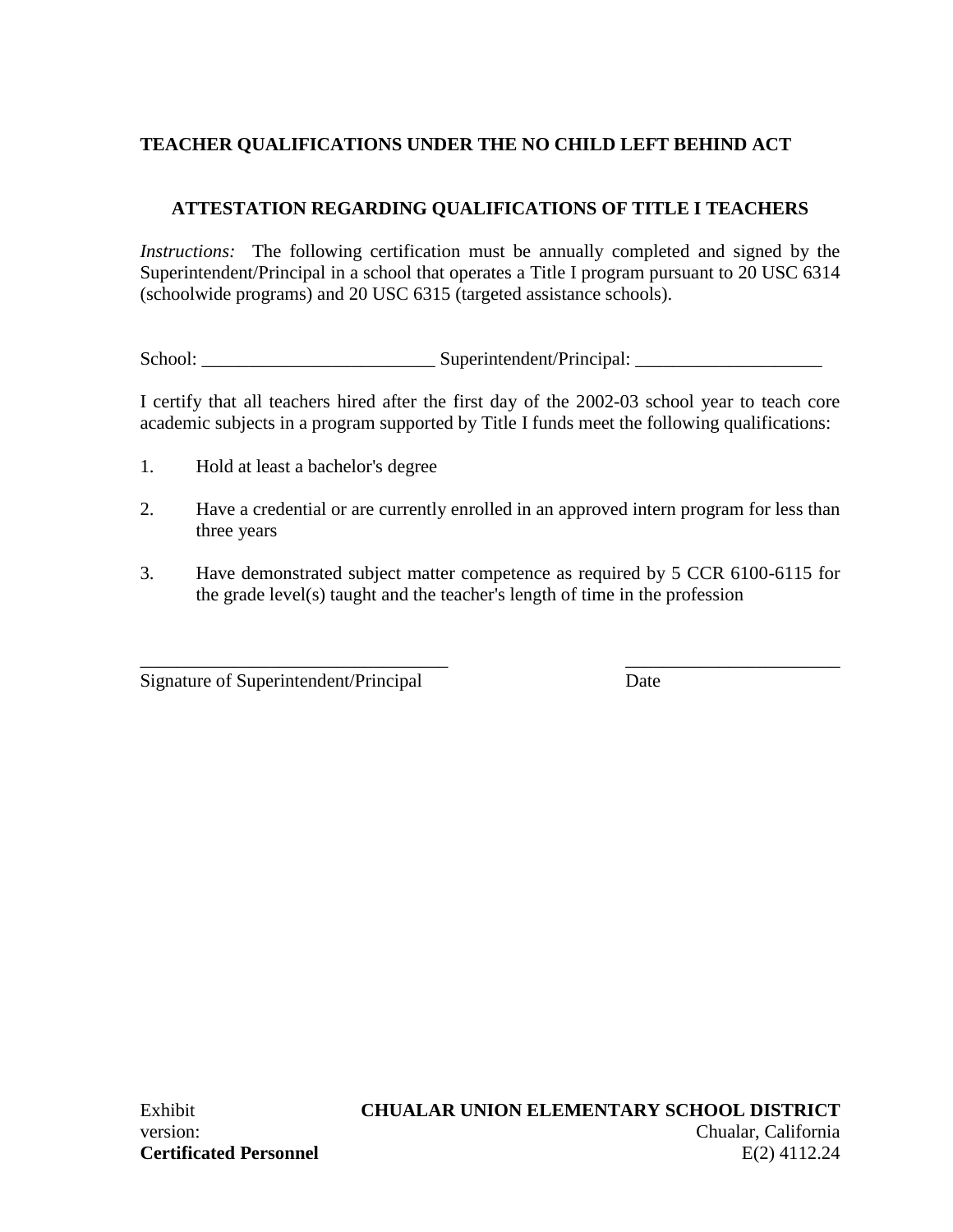**TEACHER QUALIFICATIONS UNDER THE NO CHILD LEFT BEHIND ACT**

**ATTESTATION REGARDING QUALIFICATIONS OF TITLE I TEACHERS**

*Instructions:* The following certification must be annually completed and signed by the Superintendent/Principal in a school that operates a Title I program pursuant to 20 USC 6314 (schoolwide programs) and 20 USC 6315 (targeted assistance schools).

School: _________________________ Superintendent/Principal: ____________________

I certify that all teachers hired after the first day of the 2002-03 school year to teach core academic subjects in a program supported by Title I funds meet the following qualifications:

1. Hold at least a bachelor's degree

2. Have a credential or are currently enrolled in an approved intern program for less than three years

3. Have demonstrated subject matter competence as required by 5 CCR 6100-6115 for the grade level(s) taught and the teacher's length of time in the profession

_________________________________ _______________________

Signature of Superintendent/Principal Date

Exhibit
version:
**Certificated Personnel**

**CHUALAR UNION ELEMENTARY SCHOOL DISTRICT**
Chualar, California
E(2) 4112.24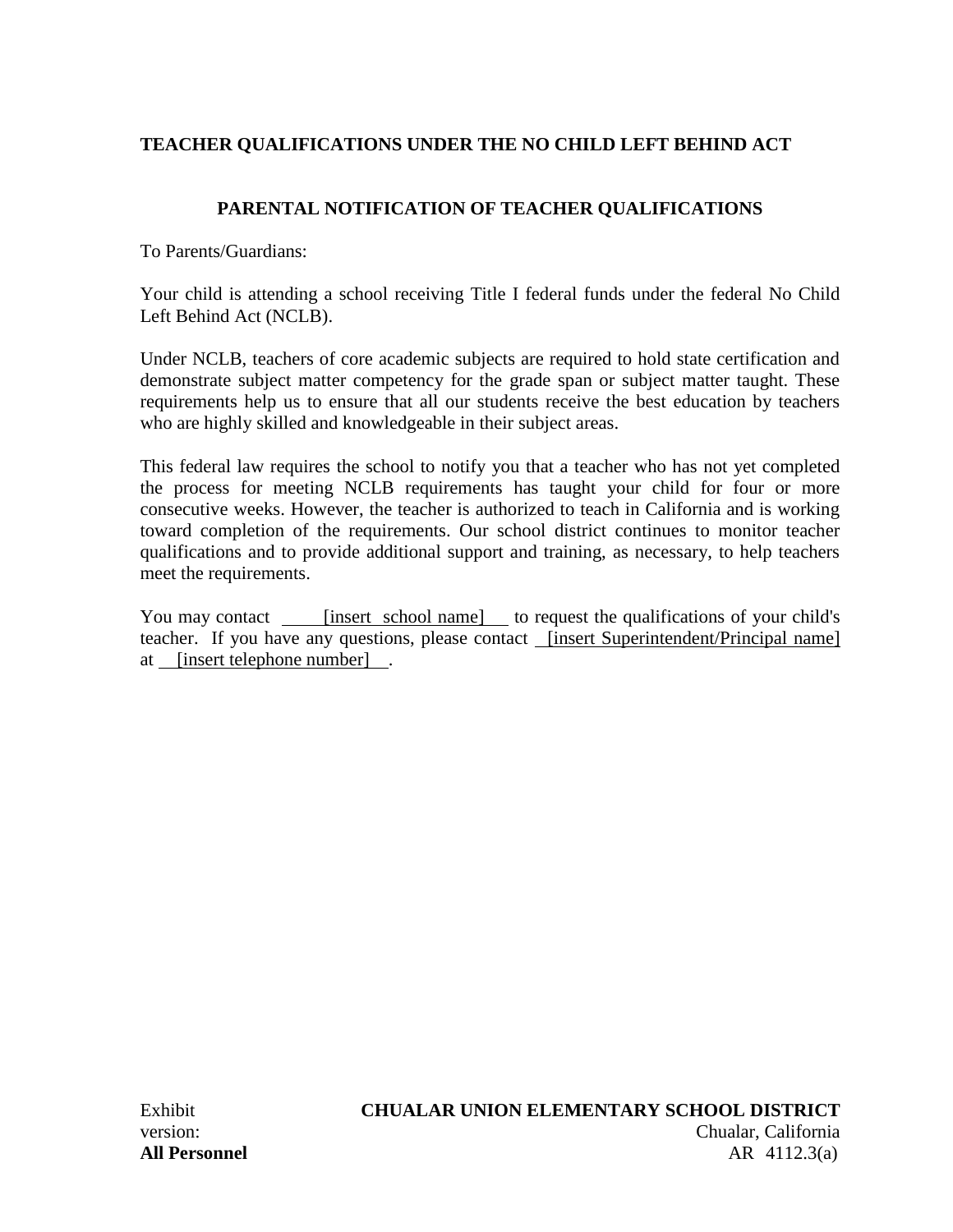**TEACHER QUALIFICATIONS UNDER THE NO CHILD LEFT BEHIND ACT**

## PARENTAL NOTIFICATION OF TEACHER QUALIFICATIONS

To Parents/Guardians:

Your child is attending a school receiving Title I federal funds under the federal No Child Left Behind Act (NCLB).

Under NCLB, teachers of core academic subjects are required to hold state certification and demonstrate subject matter competency for the grade span or subject matter taught. These requirements help us to ensure that all our students receive the best education by teachers who are highly skilled and knowledgeable in their subject areas.

This federal law requires the school to notify you that a teacher who has not yet completed the process for meeting NCLB requirements has taught your child for four or more consecutive weeks. However, the teacher is authorized to teach in California and is working toward completion of the requirements. Our school district continues to monitor teacher qualifications and to provide additional support and training, as necessary, to help teachers meet the requirements.

You may contact [insert school name] to request the qualifications of your child's teacher. If you have any questions, please contact [insert Superintendent/Principal name] at [insert telephone number].

Exhibit version:
**All Personnel**

**CHUALAR UNION ELEMENTARY SCHOOL DISTRICT**
Chualar, California
AR 4112.3(a)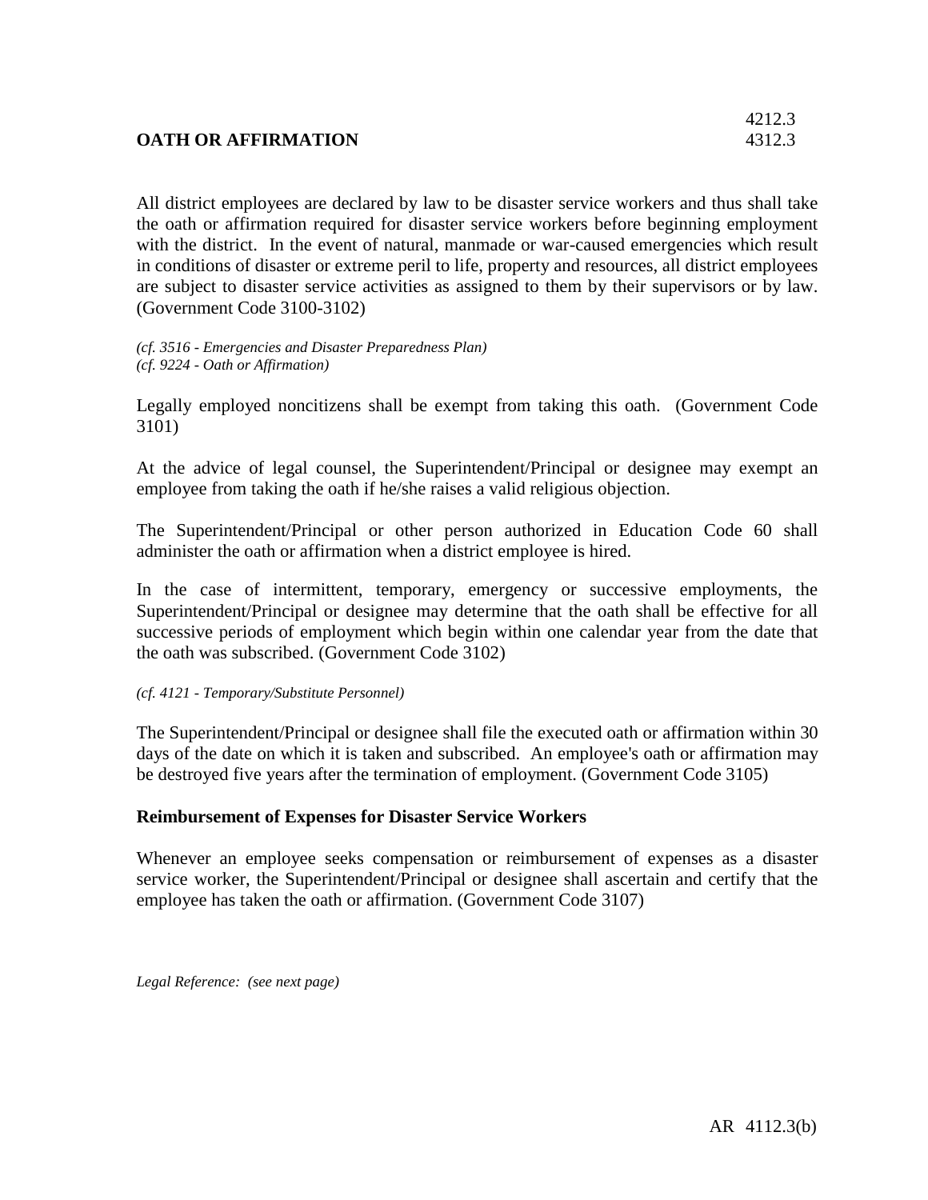# OATH OR AFFIRMATION

4212.3
4312.3

All district employees are declared by law to be disaster service workers and thus shall take the oath or affirmation required for disaster service workers before beginning employment with the district. In the event of natural, manmade or war-caused emergencies which result in conditions of disaster or extreme peril to life, property and resources, all district employees are subject to disaster service activities as assigned to them by their supervisors or by law. (Government Code 3100-3102)

*(cf. 3516 - Emergencies and Disaster Preparedness Plan)*
*(cf. 9224 - Oath or Affirmation)*

Legally employed noncitizens shall be exempt from taking this oath. (Government Code 3101)

At the advice of legal counsel, the Superintendent/Principal or designee may exempt an employee from taking the oath if he/she raises a valid religious objection.

The Superintendent/Principal or other person authorized in Education Code 60 shall administer the oath or affirmation when a district employee is hired.

In the case of intermittent, temporary, emergency or successive employments, the Superintendent/Principal or designee may determine that the oath shall be effective for all successive periods of employment which begin within one calendar year from the date that the oath was subscribed. (Government Code 3102)

*(cf. 4121 - Temporary/Substitute Personnel)*

The Superintendent/Principal or designee shall file the executed oath or affirmation within 30 days of the date on which it is taken and subscribed. An employee's oath or affirmation may be destroyed five years after the termination of employment. (Government Code 3105)

## Reimbursement of Expenses for Disaster Service Workers

Whenever an employee seeks compensation or reimbursement of expenses as a disaster service worker, the Superintendent/Principal or designee shall ascertain and certify that the employee has taken the oath or affirmation. (Government Code 3107)

*Legal Reference: (see next page)*

AR 4112.3(b)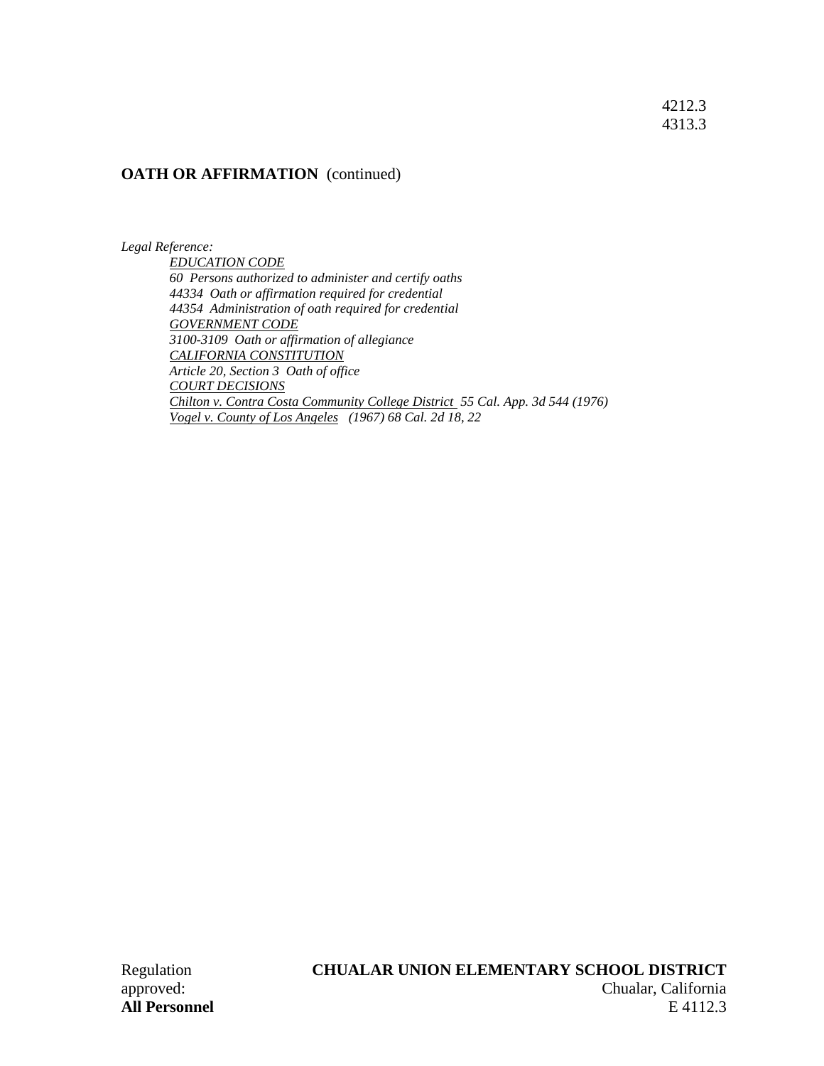4212.3
4313.3

**OATH OR AFFIRMATION** (continued)

*Legal Reference:*

*EDUCATION CODE*
*60 Persons authorized to administer and certify oaths*
*44334 Oath or affirmation required for credential*
*44354 Administration of oath required for credential*
*GOVERNMENT CODE*
*3100-3109 Oath or affirmation of allegiance*
*CALIFORNIA CONSTITUTION*
*Article 20, Section 3 Oath of office*
*COURT DECISIONS*
*Chilton v. Contra Costa Community College District 55 Cal. App. 3d 544 (1976)*
*Vogel v. County of Los Angeles (1967) 68 Cal. 2d 18, 22*

Regulation approved:
**All Personnel**

**CHUALAR UNION ELEMENTARY SCHOOL DISTRICT**
Chualar, California
E 4112.3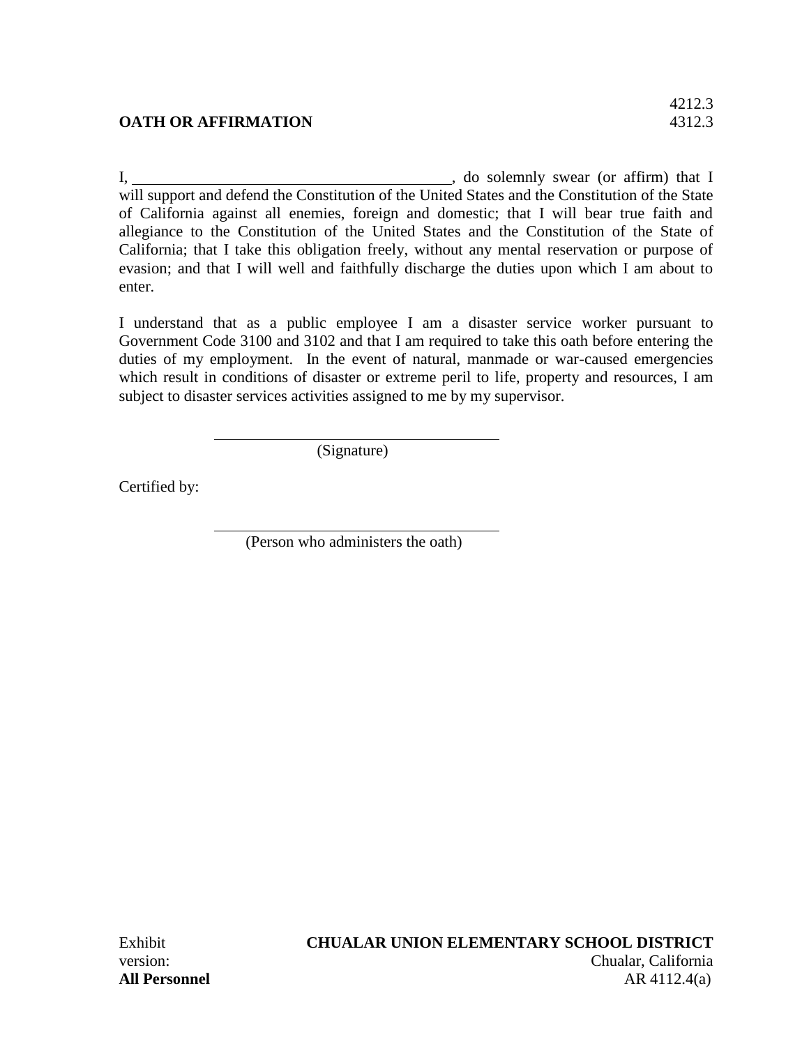4212.3
4312.3

**OATH OR AFFIRMATION**

I, ________________________________________, do solemnly swear (or affirm) that I will support and defend the Constitution of the United States and the Constitution of the State of California against all enemies, foreign and domestic; that I will bear true faith and allegiance to the Constitution of the United States and the Constitution of the State of California; that I take this obligation freely, without any mental reservation or purpose of evasion; and that I will well and faithfully discharge the duties upon which I am about to enter.

I understand that as a public employee I am a disaster service worker pursuant to Government Code 3100 and 3102 and that I am required to take this oath before entering the duties of my employment. In the event of natural, manmade or war-caused emergencies which result in conditions of disaster or extreme peril to life, property and resources, I am subject to disaster services activities assigned to me by my supervisor.

______________________________________
(Signature)

Certified by:

______________________________________
(Person who administers the oath)

Exhibit version:
**All Personnel**

**CHUALAR UNION ELEMENTARY SCHOOL DISTRICT**
Chualar, California
AR 4112.4(a)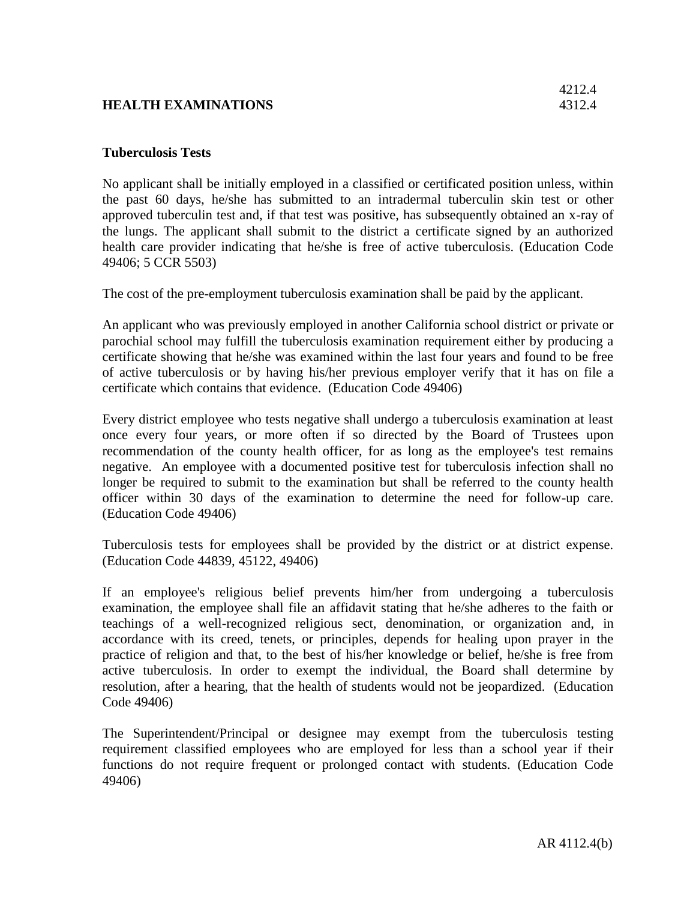## HEALTH EXAMINATIONS

### Tuberculosis Tests

No applicant shall be initially employed in a classified or certificated position unless, within the past 60 days, he/she has submitted to an intradermal tuberculin skin test or other approved tuberculin test and, if that test was positive, has subsequently obtained an x-ray of the lungs. The applicant shall submit to the district a certificate signed by an authorized health care provider indicating that he/she is free of active tuberculosis. (Education Code 49406; 5 CCR 5503)

The cost of the pre-employment tuberculosis examination shall be paid by the applicant.

An applicant who was previously employed in another California school district or private or parochial school may fulfill the tuberculosis examination requirement either by producing a certificate showing that he/she was examined within the last four years and found to be free of active tuberculosis or by having his/her previous employer verify that it has on file a certificate which contains that evidence. (Education Code 49406)

Every district employee who tests negative shall undergo a tuberculosis examination at least once every four years, or more often if so directed by the Board of Trustees upon recommendation of the county health officer, for as long as the employee's test remains negative. An employee with a documented positive test for tuberculosis infection shall no longer be required to submit to the examination but shall be referred to the county health officer within 30 days of the examination to determine the need for follow-up care. (Education Code 49406)

Tuberculosis tests for employees shall be provided by the district or at district expense. (Education Code 44839, 45122, 49406)

If an employee's religious belief prevents him/her from undergoing a tuberculosis examination, the employee shall file an affidavit stating that he/she adheres to the faith or teachings of a well-recognized religious sect, denomination, or organization and, in accordance with its creed, tenets, or principles, depends for healing upon prayer in the practice of religion and that, to the best of his/her knowledge or belief, he/she is free from active tuberculosis. In order to exempt the individual, the Board shall determine by resolution, after a hearing, that the health of students would not be jeopardized. (Education Code 49406)

The Superintendent/Principal or designee may exempt from the tuberculosis testing requirement classified employees who are employed for less than a school year if their functions do not require frequent or prolonged contact with students. (Education Code 49406)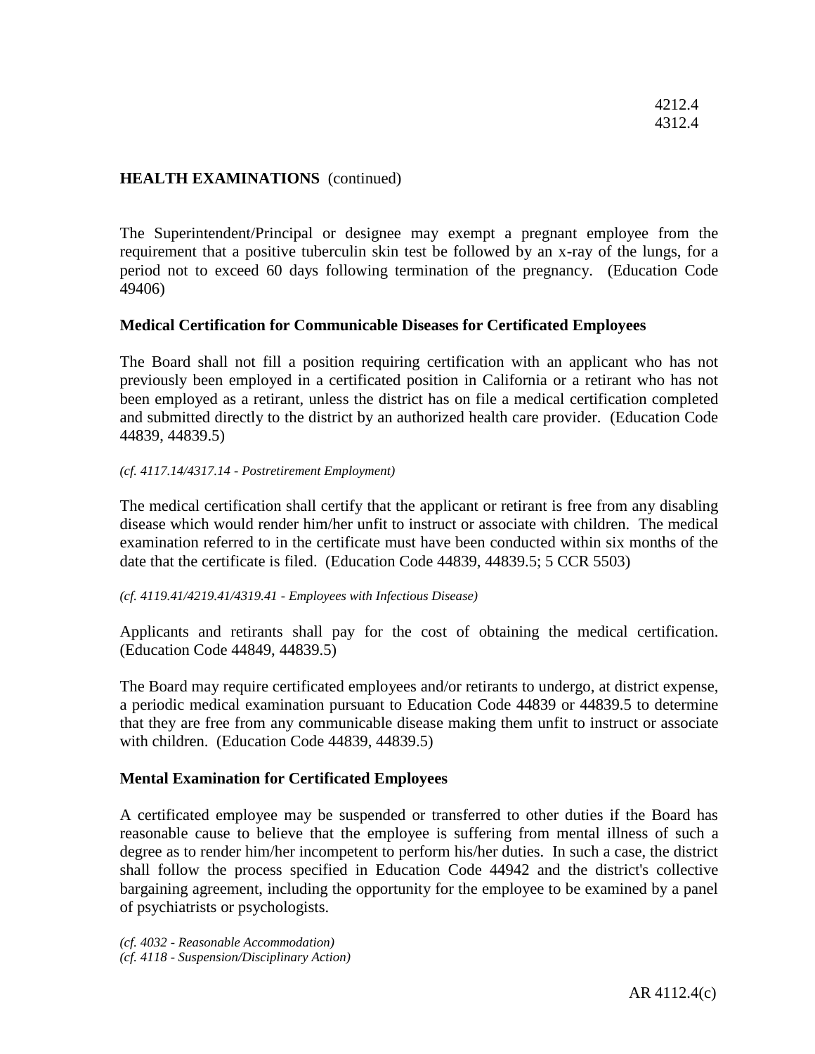The Superintendent/Principal or designee may exempt a pregnant employee from the requirement that a positive tuberculin skin test be followed by an x-ray of the lungs, for a period not to exceed 60 days following termination of the pregnancy. (Education Code 49406)

## Medical Certification for Communicable Diseases for Certificated Employees

The Board shall not fill a position requiring certification with an applicant who has not previously been employed in a certificated position in California or a retirant who has not been employed as a retirant, unless the district has on file a medical certification completed and submitted directly to the district by an authorized health care provider. (Education Code 44839, 44839.5)

*(cf. 4117.14/4317.14 - Postretirement Employment)*

The medical certification shall certify that the applicant or retirant is free from any disabling disease which would render him/her unfit to instruct or associate with children. The medical examination referred to in the certificate must have been conducted within six months of the date that the certificate is filed. (Education Code 44839, 44839.5; 5 CCR 5503)

*(cf. 4119.41/4219.41/4319.41 - Employees with Infectious Disease)*

Applicants and retirants shall pay for the cost of obtaining the medical certification. (Education Code 44849, 44839.5)

The Board may require certificated employees and/or retirants to undergo, at district expense, a periodic medical examination pursuant to Education Code 44839 or 44839.5 to determine that they are free from any communicable disease making them unfit to instruct or associate with children. (Education Code 44839, 44839.5)

## Mental Examination for Certificated Employees

A certificated employee may be suspended or transferred to other duties if the Board has reasonable cause to believe that the employee is suffering from mental illness of such a degree as to render him/her incompetent to perform his/her duties. In such a case, the district shall follow the process specified in Education Code 44942 and the district's collective bargaining agreement, including the opportunity for the employee to be examined by a panel of psychiatrists or psychologists.

*(cf. 4032 - Reasonable Accommodation)*
*(cf. 4118 - Suspension/Disciplinary Action)*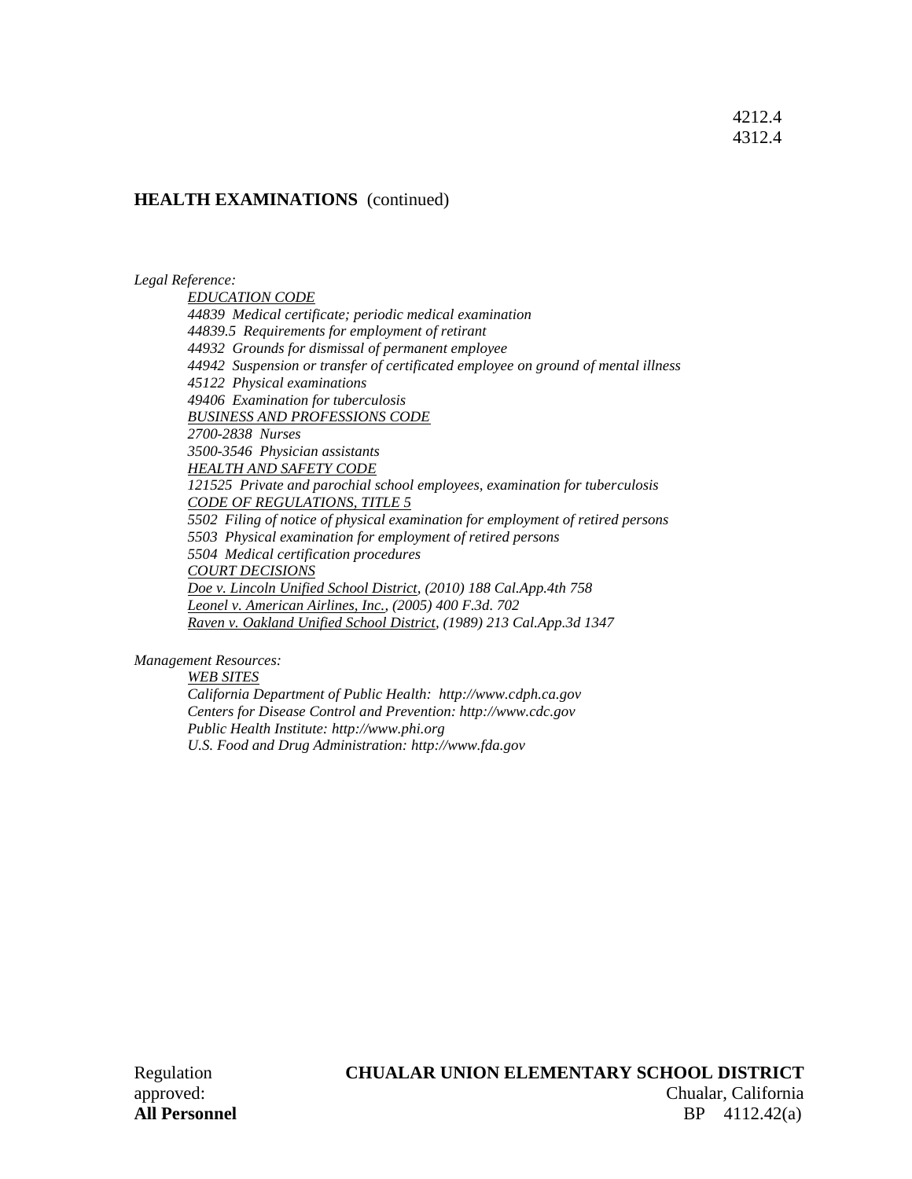4212.4
4312.4

**HEALTH EXAMINATIONS** (continued)

*Legal Reference:*

*EDUCATION CODE*
*44839 Medical certificate; periodic medical examination*
*44839.5 Requirements for employment of retirant*
*44932 Grounds for dismissal of permanent employee*
*44942 Suspension or transfer of certificated employee on ground of mental illness*
*45122 Physical examinations*
*49406 Examination for tuberculosis*
*BUSINESS AND PROFESSIONS CODE*
*2700-2838 Nurses*
*3500-3546 Physician assistants*
*HEALTH AND SAFETY CODE*
*121525 Private and parochial school employees, examination for tuberculosis*
*CODE OF REGULATIONS, TITLE 5*
*5502 Filing of notice of physical examination for employment of retired persons*
*5503 Physical examination for employment of retired persons*
*5504 Medical certification procedures*
*COURT DECISIONS*
*Doe v. Lincoln Unified School District, (2010) 188 Cal.App.4th 758*
*Leonel v. American Airlines, Inc., (2005) 400 F.3d. 702*
*Raven v. Oakland Unified School District, (1989) 213 Cal.App.3d 1347*

*Management Resources:*

*WEB SITES*
*California Department of Public Health: http://www.cdph.ca.gov*
*Centers for Disease Control and Prevention: http://www.cdc.gov*
*Public Health Institute: http://www.phi.org*
*U.S. Food and Drug Administration: http://www.fda.gov*

Regulation approved: **CHUALAR UNION ELEMENTARY SCHOOL DISTRICT**
Chualar, California

**All Personnel** BP 4112.42(a)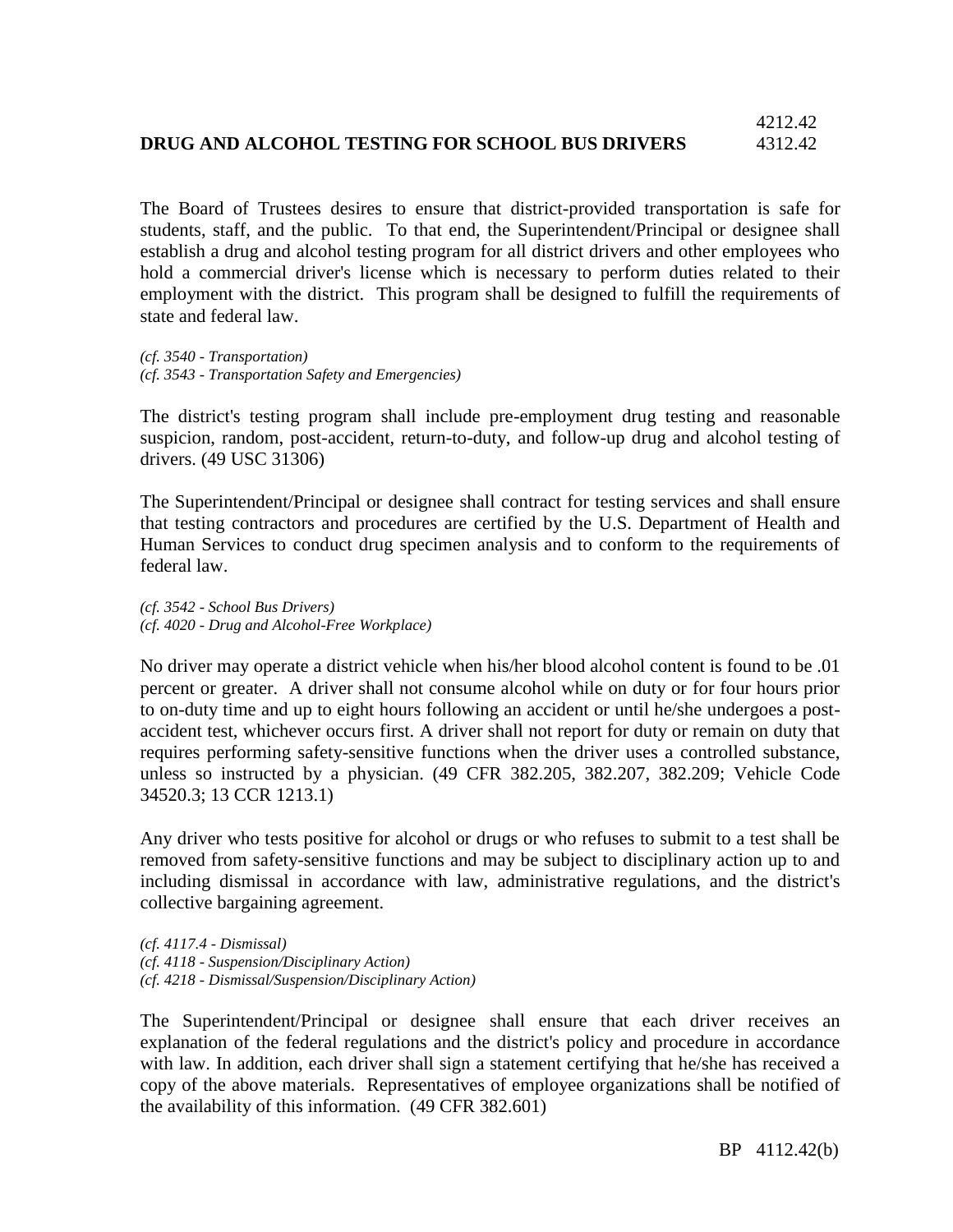4212.42

# DRUG AND ALCOHOL TESTING FOR SCHOOL BUS DRIVERS 4312.42

The Board of Trustees desires to ensure that district-provided transportation is safe for students, staff, and the public. To that end, the Superintendent/Principal or designee shall establish a drug and alcohol testing program for all district drivers and other employees who hold a commercial driver's license which is necessary to perform duties related to their employment with the district. This program shall be designed to fulfill the requirements of state and federal law.

*(cf. 3540 - Transportation)*
*(cf. 3543 - Transportation Safety and Emergencies)*

The district's testing program shall include pre-employment drug testing and reasonable suspicion, random, post-accident, return-to-duty, and follow-up drug and alcohol testing of drivers. (49 USC 31306)

The Superintendent/Principal or designee shall contract for testing services and shall ensure that testing contractors and procedures are certified by the U.S. Department of Health and Human Services to conduct drug specimen analysis and to conform to the requirements of federal law.

*(cf. 3542 - School Bus Drivers)*
*(cf. 4020 - Drug and Alcohol-Free Workplace)*

No driver may operate a district vehicle when his/her blood alcohol content is found to be .01 percent or greater. A driver shall not consume alcohol while on duty or for four hours prior to on-duty time and up to eight hours following an accident or until he/she undergoes a post-accident test, whichever occurs first. A driver shall not report for duty or remain on duty that requires performing safety-sensitive functions when the driver uses a controlled substance, unless so instructed by a physician. (49 CFR 382.205, 382.207, 382.209; Vehicle Code 34520.3; 13 CCR 1213.1)

Any driver who tests positive for alcohol or drugs or who refuses to submit to a test shall be removed from safety-sensitive functions and may be subject to disciplinary action up to and including dismissal in accordance with law, administrative regulations, and the district's collective bargaining agreement.

*(cf. 4117.4 - Dismissal)*
*(cf. 4118 - Suspension/Disciplinary Action)*
*(cf. 4218 - Dismissal/Suspension/Disciplinary Action)*

The Superintendent/Principal or designee shall ensure that each driver receives an explanation of the federal regulations and the district's policy and procedure in accordance with law. In addition, each driver shall sign a statement certifying that he/she has received a copy of the above materials. Representatives of employee organizations shall be notified of the availability of this information. (49 CFR 382.601)

BP 4112.42(b)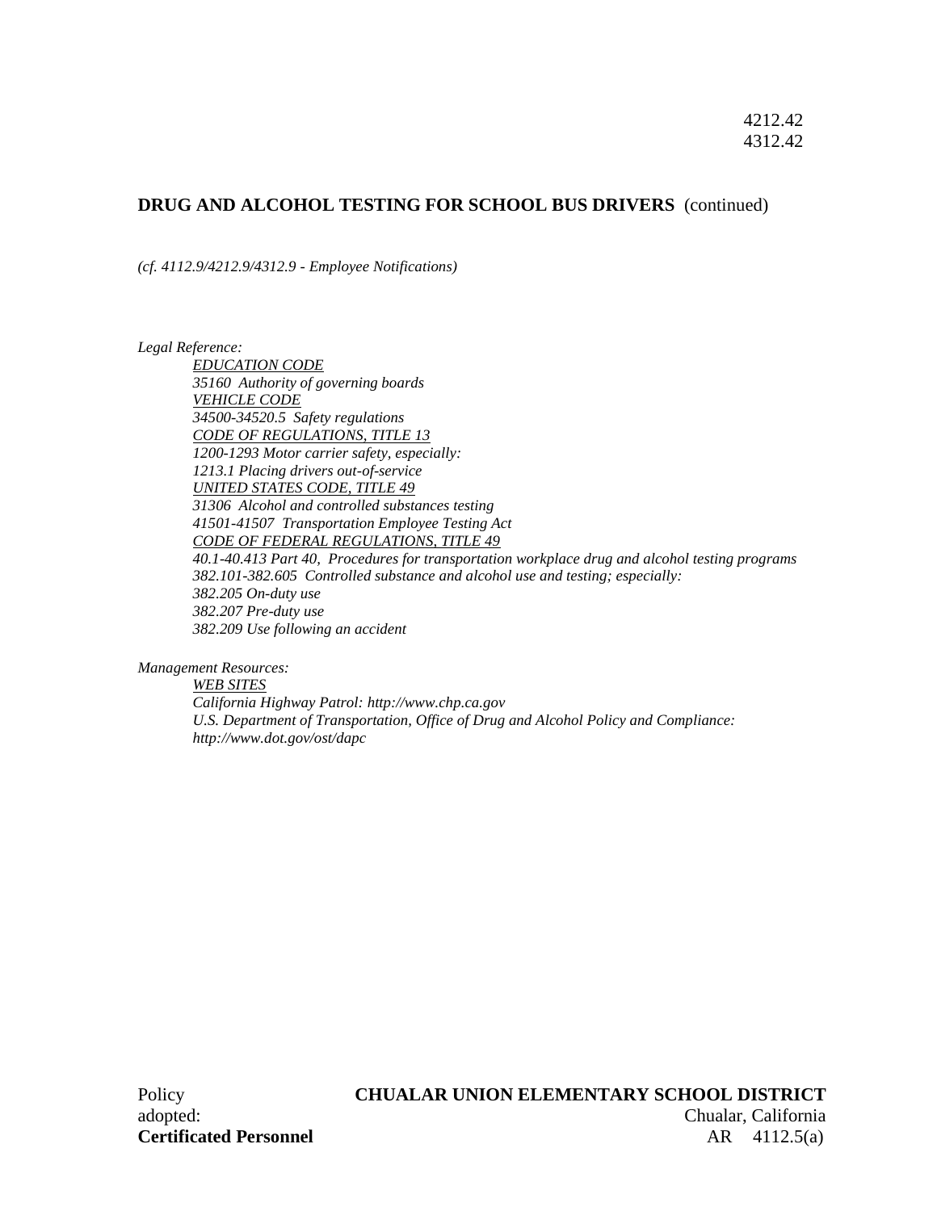## DRUG AND ALCOHOL TESTING FOR SCHOOL BUS DRIVERS (continued)

*(cf. 4112.9/4212.9/4312.9 - Employee Notifications)*

*Legal Reference:*

*EDUCATION CODE*
*35160 Authority of governing boards*
*VEHICLE CODE*
*34500-34520.5 Safety regulations*
*CODE OF REGULATIONS, TITLE 13*
*1200-1293 Motor carrier safety, especially:*
*1213.1 Placing drivers out-of-service*
*UNITED STATES CODE, TITLE 49*
*31306 Alcohol and controlled substances testing*
*41501-41507 Transportation Employee Testing Act*
*CODE OF FEDERAL REGULATIONS, TITLE 49*
*40.1-40.413 Part 40, Procedures for transportation workplace drug and alcohol testing programs*
*382.101-382.605 Controlled substance and alcohol use and testing; especially:*
*382.205 On-duty use*
*382.207 Pre-duty use*
*382.209 Use following an accident*

*Management Resources:*

*WEB SITES*
*California Highway Patrol: http://www.chp.ca.gov*
*U.S. Department of Transportation, Office of Drug and Alcohol Policy and Compliance: http://www.dot.gov/ost/dapc*

Policy adopted:

**CHUALAR UNION ELEMENTARY SCHOOL DISTRICT**
Chualar, California

**Certificated Personnel**

AR 4112.5(a)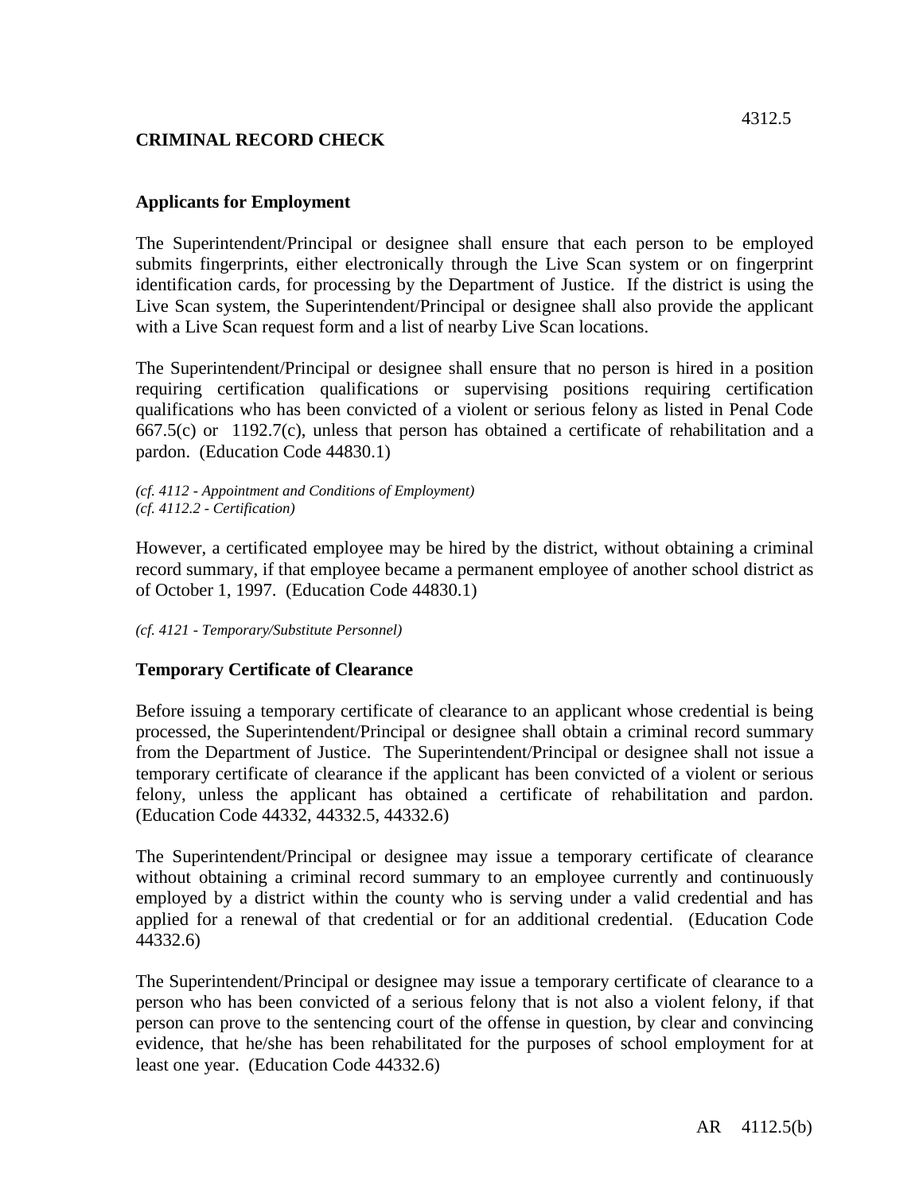## CRIMINAL RECORD CHECK

### Applicants for Employment

The Superintendent/Principal or designee shall ensure that each person to be employed submits fingerprints, either electronically through the Live Scan system or on fingerprint identification cards, for processing by the Department of Justice. If the district is using the Live Scan system, the Superintendent/Principal or designee shall also provide the applicant with a Live Scan request form and a list of nearby Live Scan locations.

The Superintendent/Principal or designee shall ensure that no person is hired in a position requiring certification qualifications or supervising positions requiring certification qualifications who has been convicted of a violent or serious felony as listed in Penal Code 667.5(c) or 1192.7(c), unless that person has obtained a certificate of rehabilitation and a pardon. (Education Code 44830.1)

*(cf. 4112 - Appointment and Conditions of Employment)*
*(cf. 4112.2 - Certification)*

However, a certificated employee may be hired by the district, without obtaining a criminal record summary, if that employee became a permanent employee of another school district as of October 1, 1997. (Education Code 44830.1)

*(cf. 4121 - Temporary/Substitute Personnel)*

### Temporary Certificate of Clearance

Before issuing a temporary certificate of clearance to an applicant whose credential is being processed, the Superintendent/Principal or designee shall obtain a criminal record summary from the Department of Justice. The Superintendent/Principal or designee shall not issue a temporary certificate of clearance if the applicant has been convicted of a violent or serious felony, unless the applicant has obtained a certificate of rehabilitation and pardon. (Education Code 44332, 44332.5, 44332.6)

The Superintendent/Principal or designee may issue a temporary certificate of clearance without obtaining a criminal record summary to an employee currently and continuously employed by a district within the county who is serving under a valid credential and has applied for a renewal of that credential or for an additional credential. (Education Code 44332.6)

The Superintendent/Principal or designee may issue a temporary certificate of clearance to a person who has been convicted of a serious felony that is not also a violent felony, if that person can prove to the sentencing court of the offense in question, by clear and convincing evidence, that he/she has been rehabilitated for the purposes of school employment for at least one year. (Education Code 44332.6)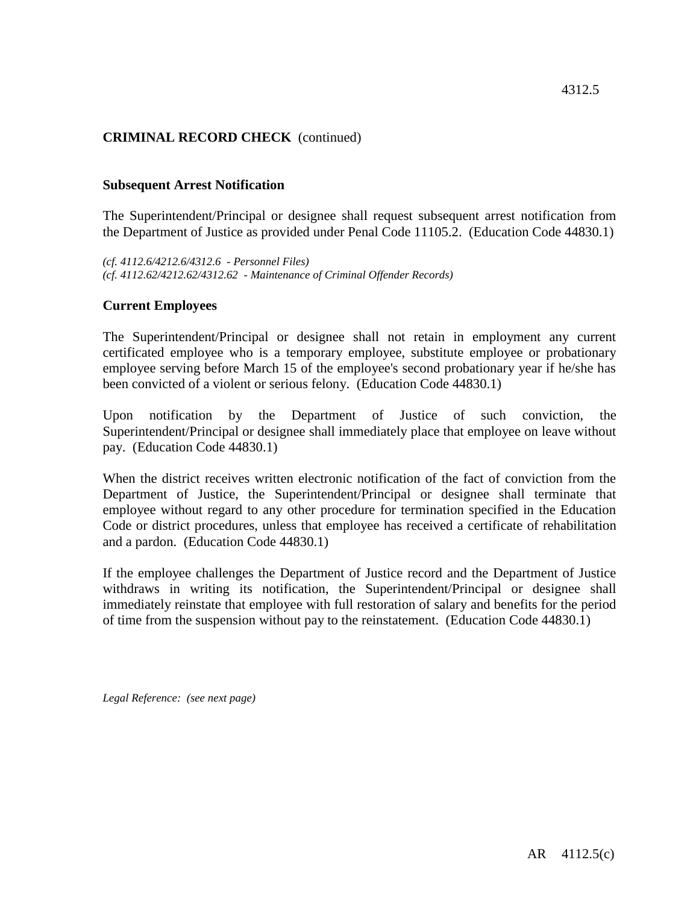**CRIMINAL RECORD CHECK** (continued)

### Subsequent Arrest Notification

The Superintendent/Principal or designee shall request subsequent arrest notification from the Department of Justice as provided under Penal Code 11105.2. (Education Code 44830.1)

*(cf. 4112.6/4212.6/4312.6 - Personnel Files)*
*(cf. 4112.62/4212.62/4312.62 - Maintenance of Criminal Offender Records)*

### Current Employees

The Superintendent/Principal or designee shall not retain in employment any current certificated employee who is a temporary employee, substitute employee or probationary employee serving before March 15 of the employee's second probationary year if he/she has been convicted of a violent or serious felony. (Education Code 44830.1)

Upon notification by the Department of Justice of such conviction, the Superintendent/Principal or designee shall immediately place that employee on leave without pay. (Education Code 44830.1)

When the district receives written electronic notification of the fact of conviction from the Department of Justice, the Superintendent/Principal or designee shall terminate that employee without regard to any other procedure for termination specified in the Education Code or district procedures, unless that employee has received a certificate of rehabilitation and a pardon. (Education Code 44830.1)

If the employee challenges the Department of Justice record and the Department of Justice withdraws in writing its notification, the Superintendent/Principal or designee shall immediately reinstate that employee with full restoration of salary and benefits for the period of time from the suspension without pay to the reinstatement. (Education Code 44830.1)

*Legal Reference: (see next page)*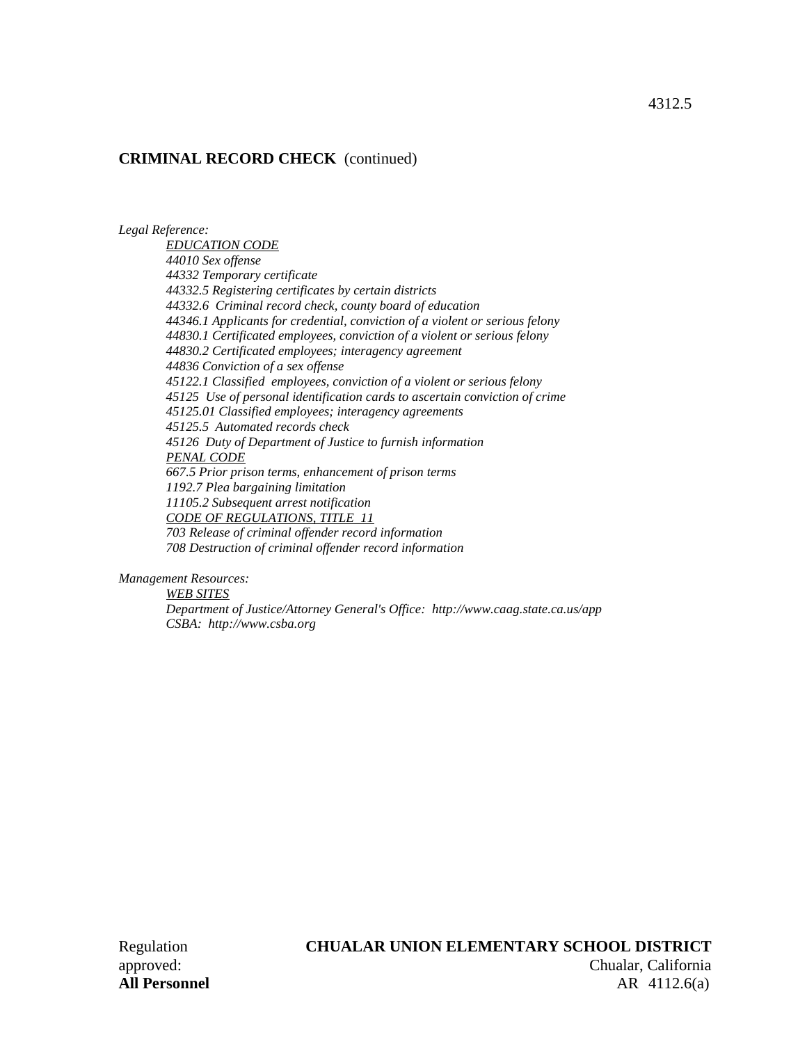**CRIMINAL RECORD CHECK** (continued)

*Legal Reference:*

*EDUCATION CODE*
*44010 Sex offense*
*44332 Temporary certificate*
*44332.5 Registering certificates by certain districts*
*44332.6 Criminal record check, county board of education*
*44346.1 Applicants for credential, conviction of a violent or serious felony*
*44830.1 Certificated employees, conviction of a violent or serious felony*
*44830.2 Certificated employees; interagency agreement*
*44836 Conviction of a sex offense*
*45122.1 Classified employees, conviction of a violent or serious felony*
*45125 Use of personal identification cards to ascertain conviction of crime*
*45125.01 Classified employees; interagency agreements*
*45125.5 Automated records check*
*45126 Duty of Department of Justice to furnish information*

*PENAL CODE*
*667.5 Prior prison terms, enhancement of prison terms*
*1192.7 Plea bargaining limitation*
*11105.2 Subsequent arrest notification*

*CODE OF REGULATIONS, TITLE 11*
*703 Release of criminal offender record information*
*708 Destruction of criminal offender record information*

*Management Resources:*

*WEB SITES*
*Department of Justice/Attorney General's Office: http://www.caag.state.ca.us/app*
*CSBA: http://www.csba.org*

Regulation approved:
**All Personnel**

**CHUALAR UNION ELEMENTARY SCHOOL DISTRICT**
Chualar, California
AR 4112.6(a)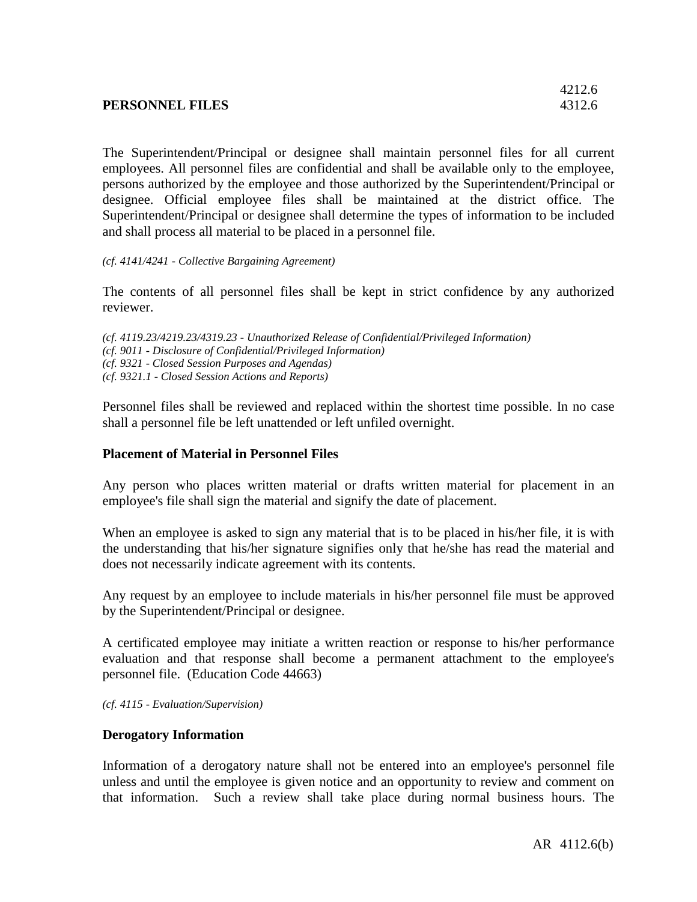4212.6
**PERSONNEL FILES** 4312.6

The Superintendent/Principal or designee shall maintain personnel files for all current employees. All personnel files are confidential and shall be available only to the employee, persons authorized by the employee and those authorized by the Superintendent/Principal or designee. Official employee files shall be maintained at the district office. The Superintendent/Principal or designee shall determine the types of information to be included and shall process all material to be placed in a personnel file.

*(cf. 4141/4241 - Collective Bargaining Agreement)*

The contents of all personnel files shall be kept in strict confidence by any authorized reviewer.

*(cf. 4119.23/4219.23/4319.23 - Unauthorized Release of Confidential/Privileged Information)*
*(cf. 9011 - Disclosure of Confidential/Privileged Information)*
*(cf. 9321 - Closed Session Purposes and Agendas)*
*(cf. 9321.1 - Closed Session Actions and Reports)*

Personnel files shall be reviewed and replaced within the shortest time possible. In no case shall a personnel file be left unattended or left unfiled overnight.

**Placement of Material in Personnel Files**

Any person who places written material or drafts written material for placement in an employee's file shall sign the material and signify the date of placement.

When an employee is asked to sign any material that is to be placed in his/her file, it is with the understanding that his/her signature signifies only that he/she has read the material and does not necessarily indicate agreement with its contents.

Any request by an employee to include materials in his/her personnel file must be approved by the Superintendent/Principal or designee.

A certificated employee may initiate a written reaction or response to his/her performance evaluation and that response shall become a permanent attachment to the employee's personnel file. (Education Code 44663)

*(cf. 4115 - Evaluation/Supervision)*

**Derogatory Information**

Information of a derogatory nature shall not be entered into an employee's personnel file unless and until the employee is given notice and an opportunity to review and comment on that information. Such a review shall take place during normal business hours. The

AR 4112.6(b)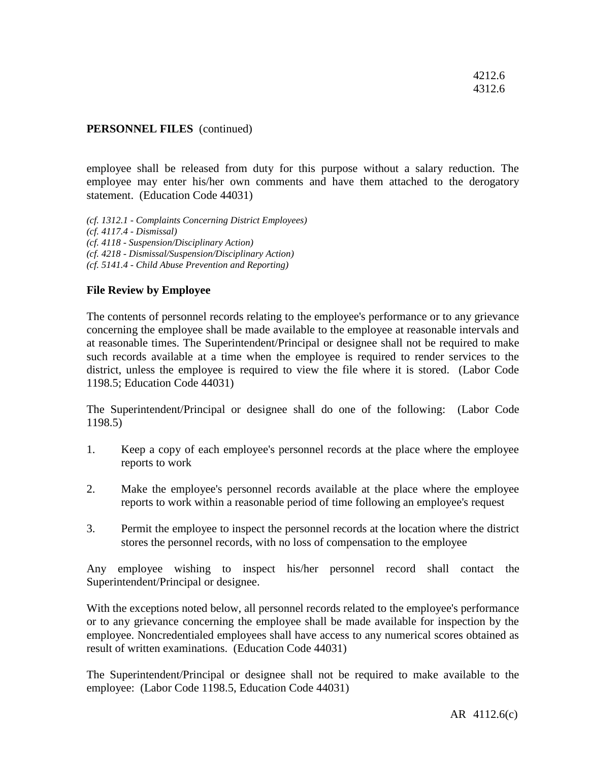**PERSONNEL FILES** (continued)

employee shall be released from duty for this purpose without a salary reduction. The employee may enter his/her own comments and have them attached to the derogatory statement. (Education Code 44031)

*(cf. 1312.1 - Complaints Concerning District Employees)*
*(cf. 4117.4 - Dismissal)*
*(cf. 4118 - Suspension/Disciplinary Action)*
*(cf. 4218 - Dismissal/Suspension/Disciplinary Action)*
*(cf. 5141.4 - Child Abuse Prevention and Reporting)*

**File Review by Employee**

The contents of personnel records relating to the employee's performance or to any grievance concerning the employee shall be made available to the employee at reasonable intervals and at reasonable times. The Superintendent/Principal or designee shall not be required to make such records available at a time when the employee is required to render services to the district, unless the employee is required to view the file where it is stored. (Labor Code 1198.5; Education Code 44031)

The Superintendent/Principal or designee shall do one of the following: (Labor Code 1198.5)

1. Keep a copy of each employee's personnel records at the place where the employee reports to work

2. Make the employee's personnel records available at the place where the employee reports to work within a reasonable period of time following an employee's request

3. Permit the employee to inspect the personnel records at the location where the district stores the personnel records, with no loss of compensation to the employee

Any employee wishing to inspect his/her personnel record shall contact the Superintendent/Principal or designee.

With the exceptions noted below, all personnel records related to the employee's performance or to any grievance concerning the employee shall be made available for inspection by the employee. Noncredentialed employees shall have access to any numerical scores obtained as result of written examinations. (Education Code 44031)

The Superintendent/Principal or designee shall not be required to make available to the employee: (Labor Code 1198.5, Education Code 44031)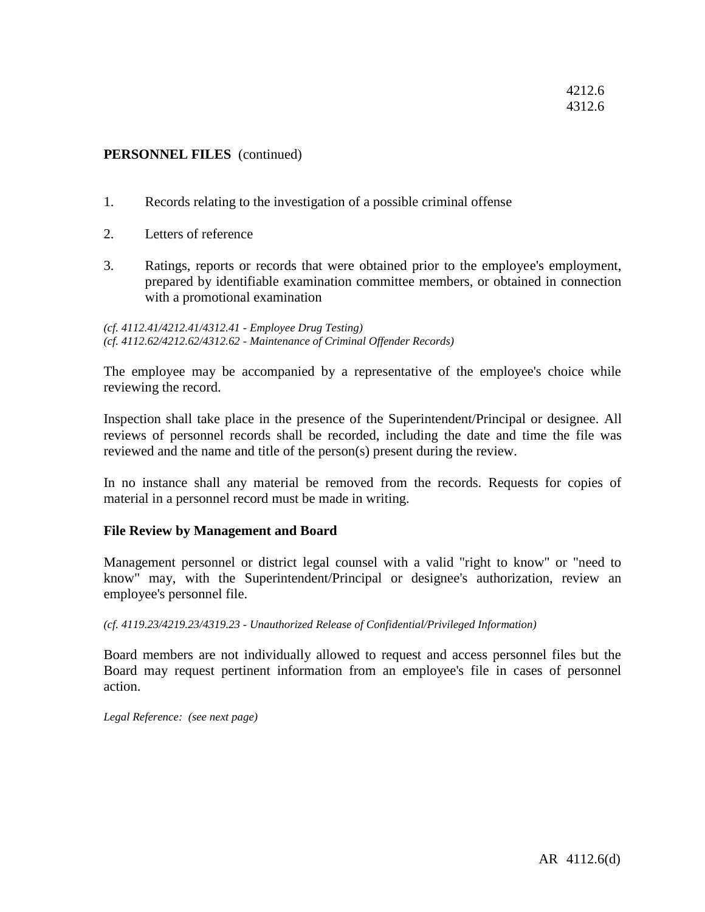**PERSONNEL FILES** (continued)

1. Records relating to the investigation of a possible criminal offense

2. Letters of reference

3. Ratings, reports or records that were obtained prior to the employee's employment, prepared by identifiable examination committee members, or obtained in connection with a promotional examination

*(cf. 4112.41/4212.41/4312.41 - Employee Drug Testing)*
*(cf. 4112.62/4212.62/4312.62 - Maintenance of Criminal Offender Records)*

The employee may be accompanied by a representative of the employee's choice while reviewing the record.

Inspection shall take place in the presence of the Superintendent/Principal or designee. All reviews of personnel records shall be recorded, including the date and time the file was reviewed and the name and title of the person(s) present during the review.

In no instance shall any material be removed from the records. Requests for copies of material in a personnel record must be made in writing.

**File Review by Management and Board**

Management personnel or district legal counsel with a valid "right to know" or "need to know" may, with the Superintendent/Principal or designee's authorization, review an employee's personnel file.

*(cf. 4119.23/4219.23/4319.23 - Unauthorized Release of Confidential/Privileged Information)*

Board members are not individually allowed to request and access personnel files but the Board may request pertinent information from an employee's file in cases of personnel action.

*Legal Reference: (see next page)*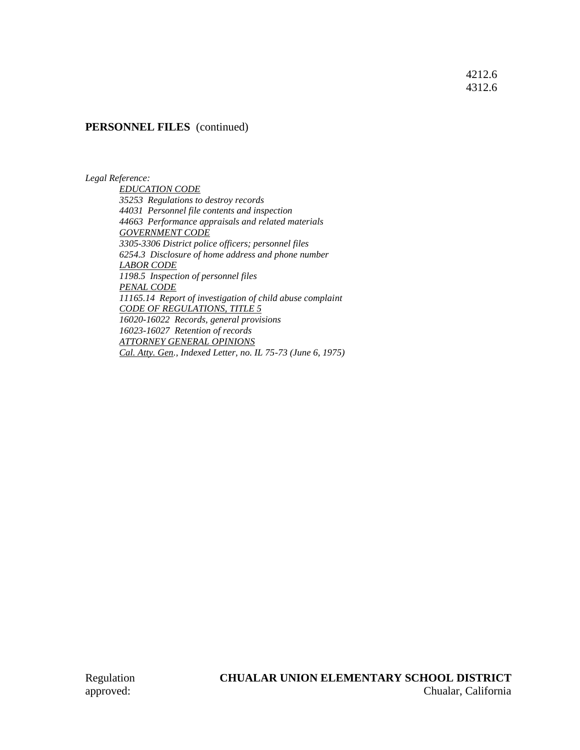**PERSONNEL FILES** (continued)

*Legal Reference:*

*EDUCATION CODE*
*35253 Regulations to destroy records*
*44031 Personnel file contents and inspection*
*44663 Performance appraisals and related materials*
*GOVERNMENT CODE*
*3305-3306 District police officers; personnel files*
*6254.3 Disclosure of home address and phone number*
*LABOR CODE*
*1198.5 Inspection of personnel files*
*PENAL CODE*
*11165.14 Report of investigation of child abuse complaint*
*CODE OF REGULATIONS, TITLE 5*
*16020-16022 Records, general provisions*
*16023-16027 Retention of records*
*ATTORNEY GENERAL OPINIONS*
*Cal. Atty. Gen., Indexed Letter, no. IL 75-73 (June 6, 1975)*

Regulation approved:

**CHUALAR UNION ELEMENTARY SCHOOL DISTRICT**
Chualar, California